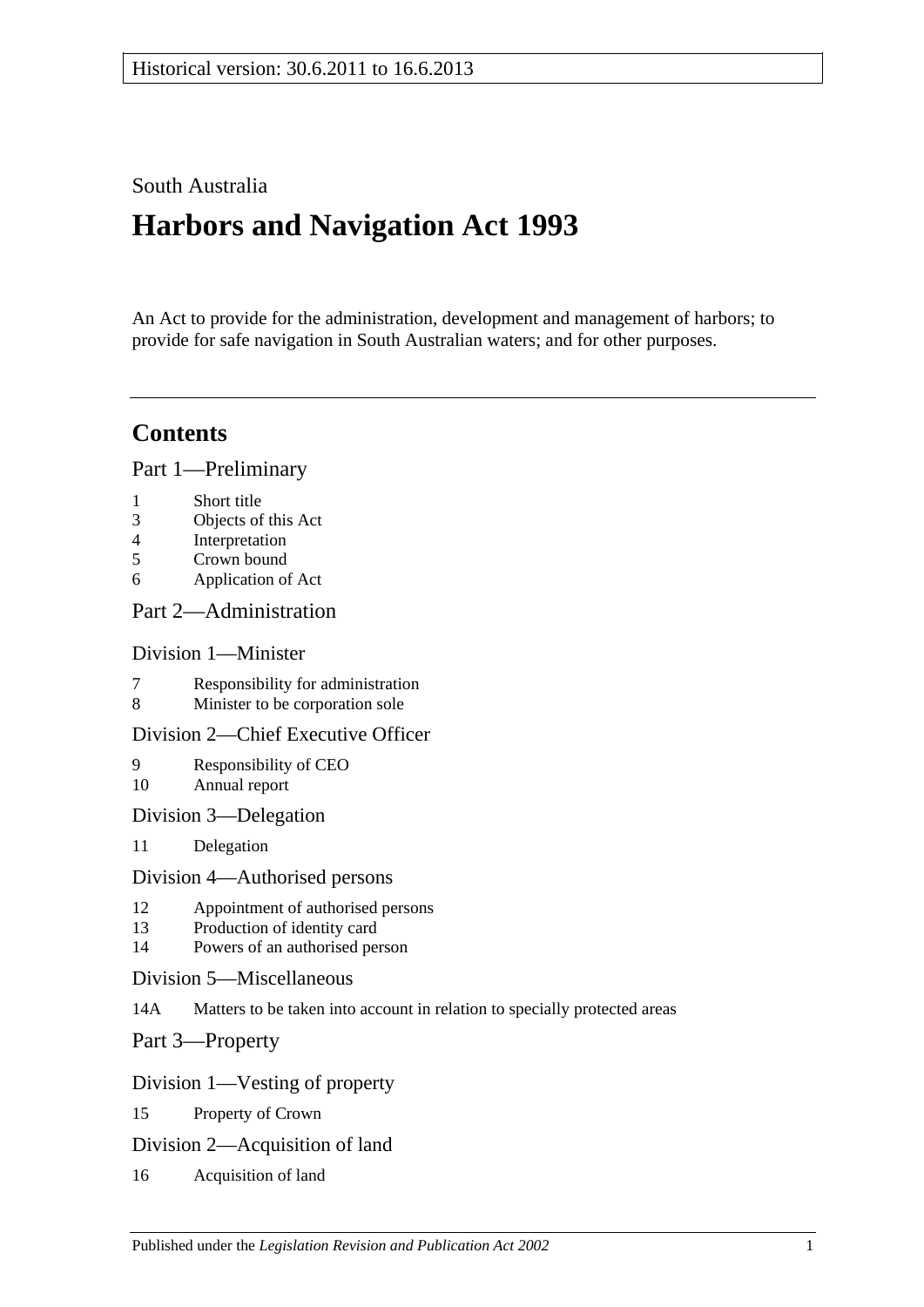Historical version: 30.6.2011 to 16.6.2013

South Australia

# Harbors and Navigation Act 1993

An Act to provide for the administration, development and management of harbors; to provide for safe navigation in South Australian waters; and for other purposes.

## Contents

### Part 1—Preliminary

1 Short title
3 Objects of this Act
4 Interpretation
5 Crown bound
6 Application of Act

### Part 2—Administration

#### Division 1—Minister

7 Responsibility for administration
8 Minister to be corporation sole

#### Division 2—Chief Executive Officer

9 Responsibility of CEO
10 Annual report

#### Division 3—Delegation

11 Delegation

#### Division 4—Authorised persons

12 Appointment of authorised persons
13 Production of identity card
14 Powers of an authorised person

#### Division 5—Miscellaneous

14A Matters to be taken into account in relation to specially protected areas

### Part 3—Property

#### Division 1—Vesting of property

15 Property of Crown

#### Division 2—Acquisition of land

16 Acquisition of land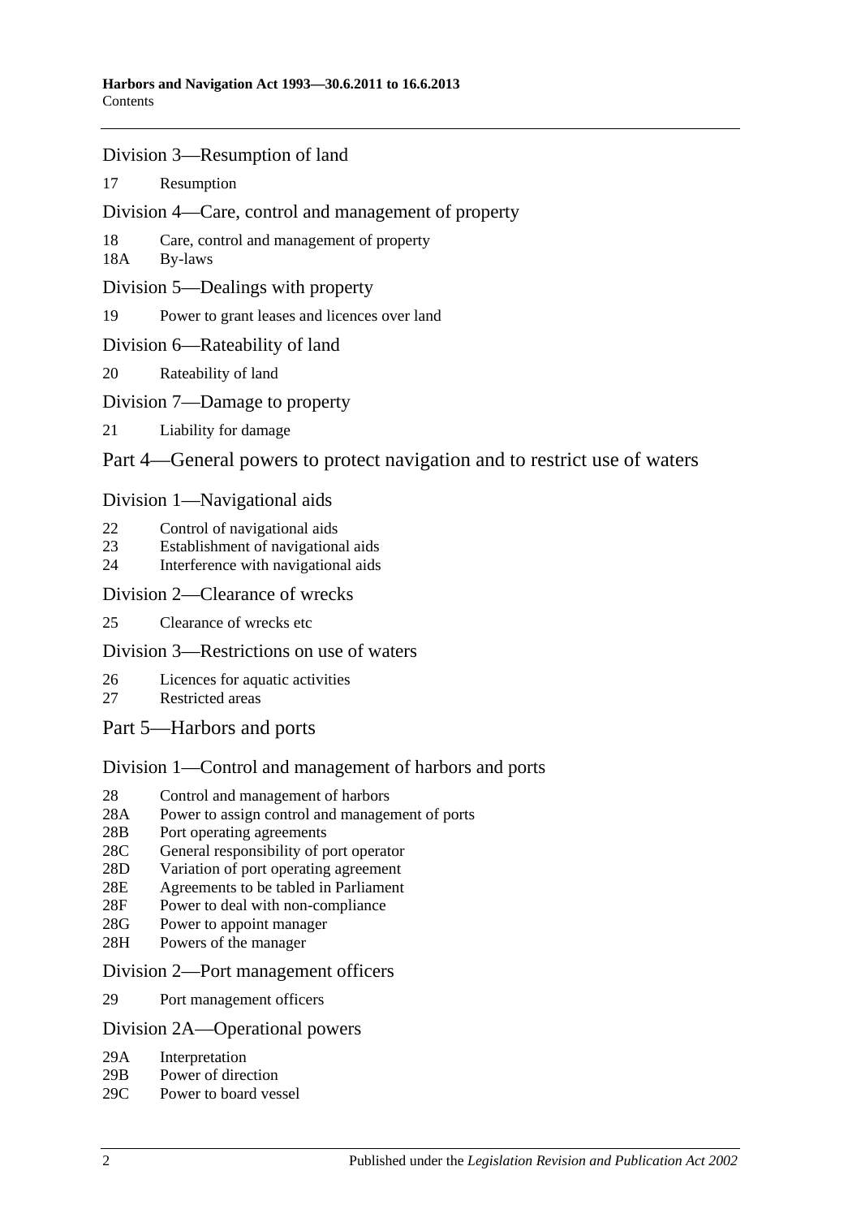## Division 3—Resumption of land

17 Resumption

## Division 4—Care, control and management of property

18 Care, control and management of property
18A By-laws

## Division 5—Dealings with property

19 Power to grant leases and licences over land

## Division 6—Rateability of land

20 Rateability of land

## Division 7—Damage to property

21 Liability for damage

# Part 4—General powers to protect navigation and to restrict use of waters

## Division 1—Navigational aids

22 Control of navigational aids
23 Establishment of navigational aids
24 Interference with navigational aids

## Division 2—Clearance of wrecks

25 Clearance of wrecks etc

## Division 3—Restrictions on use of waters

26 Licences for aquatic activities
27 Restricted areas

# Part 5—Harbors and ports

## Division 1—Control and management of harbors and ports

28 Control and management of harbors
28A Power to assign control and management of ports
28B Port operating agreements
28C General responsibility of port operator
28D Variation of port operating agreement
28E Agreements to be tabled in Parliament
28F Power to deal with non-compliance
28G Power to appoint manager
28H Powers of the manager

## Division 2—Port management officers

29 Port management officers

## Division 2A—Operational powers

29A Interpretation
29B Power of direction
29C Power to board vessel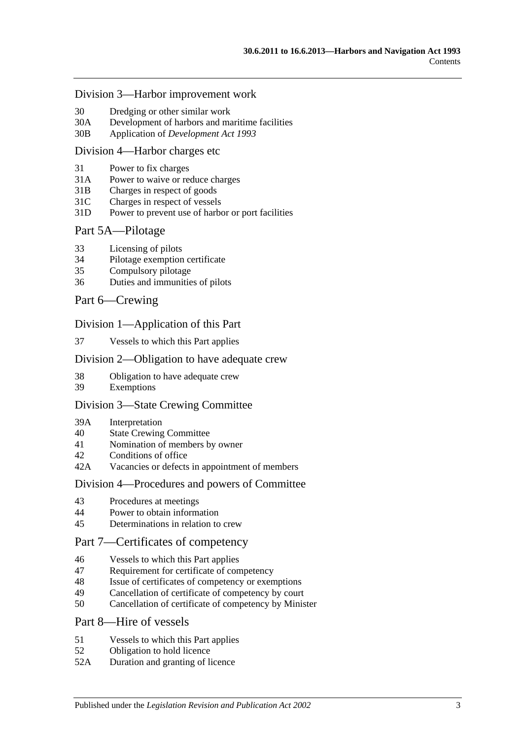### Division 3—Harbor improvement work

30 Dredging or other similar work
30A Development of harbors and maritime facilities
30B Application of *Development Act 1993*

### Division 4—Harbor charges etc

31 Power to fix charges
31A Power to waive or reduce charges
31B Charges in respect of goods
31C Charges in respect of vessels
31D Power to prevent use of harbor or port facilities

## Part 5A—Pilotage

33 Licensing of pilots
34 Pilotage exemption certificate
35 Compulsory pilotage
36 Duties and immunities of pilots

## Part 6—Crewing

### Division 1—Application of this Part

37 Vessels to which this Part applies

### Division 2—Obligation to have adequate crew

38 Obligation to have adequate crew
39 Exemptions

### Division 3—State Crewing Committee

39A Interpretation
40 State Crewing Committee
41 Nomination of members by owner
42 Conditions of office
42A Vacancies or defects in appointment of members

### Division 4—Procedures and powers of Committee

43 Procedures at meetings
44 Power to obtain information
45 Determinations in relation to crew

## Part 7—Certificates of competency

46 Vessels to which this Part applies
47 Requirement for certificate of competency
48 Issue of certificates of competency or exemptions
49 Cancellation of certificate of competency by court
50 Cancellation of certificate of competency by Minister

## Part 8—Hire of vessels

51 Vessels to which this Part applies
52 Obligation to hold licence
52A Duration and granting of licence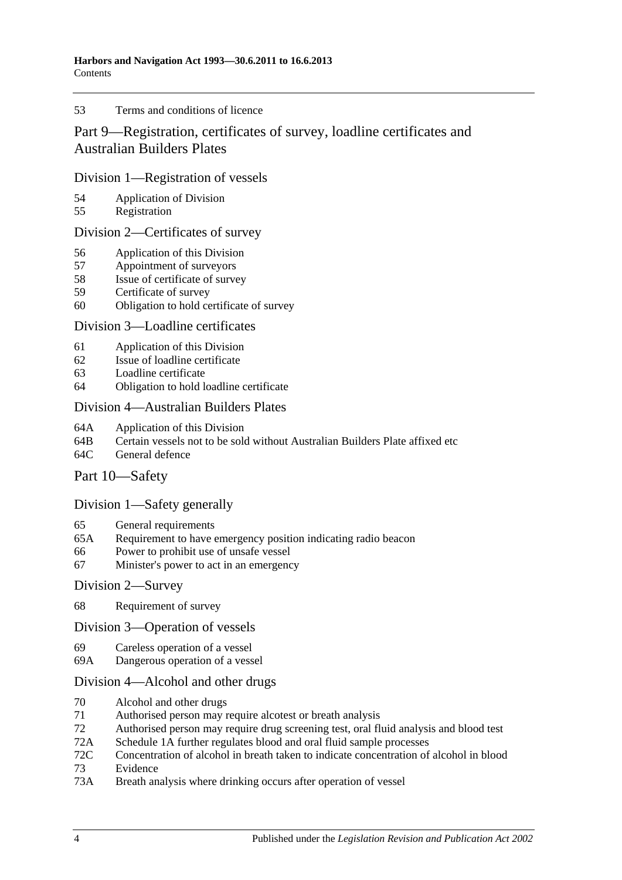53 Terms and conditions of licence

## Part 9—Registration, certificates of survey, loadline certificates and Australian Builders Plates

### Division 1—Registration of vessels

54 Application of Division
55 Registration

### Division 2—Certificates of survey

56 Application of this Division
57 Appointment of surveyors
58 Issue of certificate of survey
59 Certificate of survey
60 Obligation to hold certificate of survey

### Division 3—Loadline certificates

61 Application of this Division
62 Issue of loadline certificate
63 Loadline certificate
64 Obligation to hold loadline certificate

### Division 4—Australian Builders Plates

64A Application of this Division
64B Certain vessels not to be sold without Australian Builders Plate affixed etc
64C General defence

## Part 10—Safety

### Division 1—Safety generally

65 General requirements
65A Requirement to have emergency position indicating radio beacon
66 Power to prohibit use of unsafe vessel
67 Minister's power to act in an emergency

### Division 2—Survey

68 Requirement of survey

### Division 3—Operation of vessels

69 Careless operation of a vessel
69A Dangerous operation of a vessel

### Division 4—Alcohol and other drugs

70 Alcohol and other drugs
71 Authorised person may require alcotest or breath analysis
72 Authorised person may require drug screening test, oral fluid analysis and blood test
72A Schedule 1A further regulates blood and oral fluid sample processes
72C Concentration of alcohol in breath taken to indicate concentration of alcohol in blood
73 Evidence
73A Breath analysis where drinking occurs after operation of vessel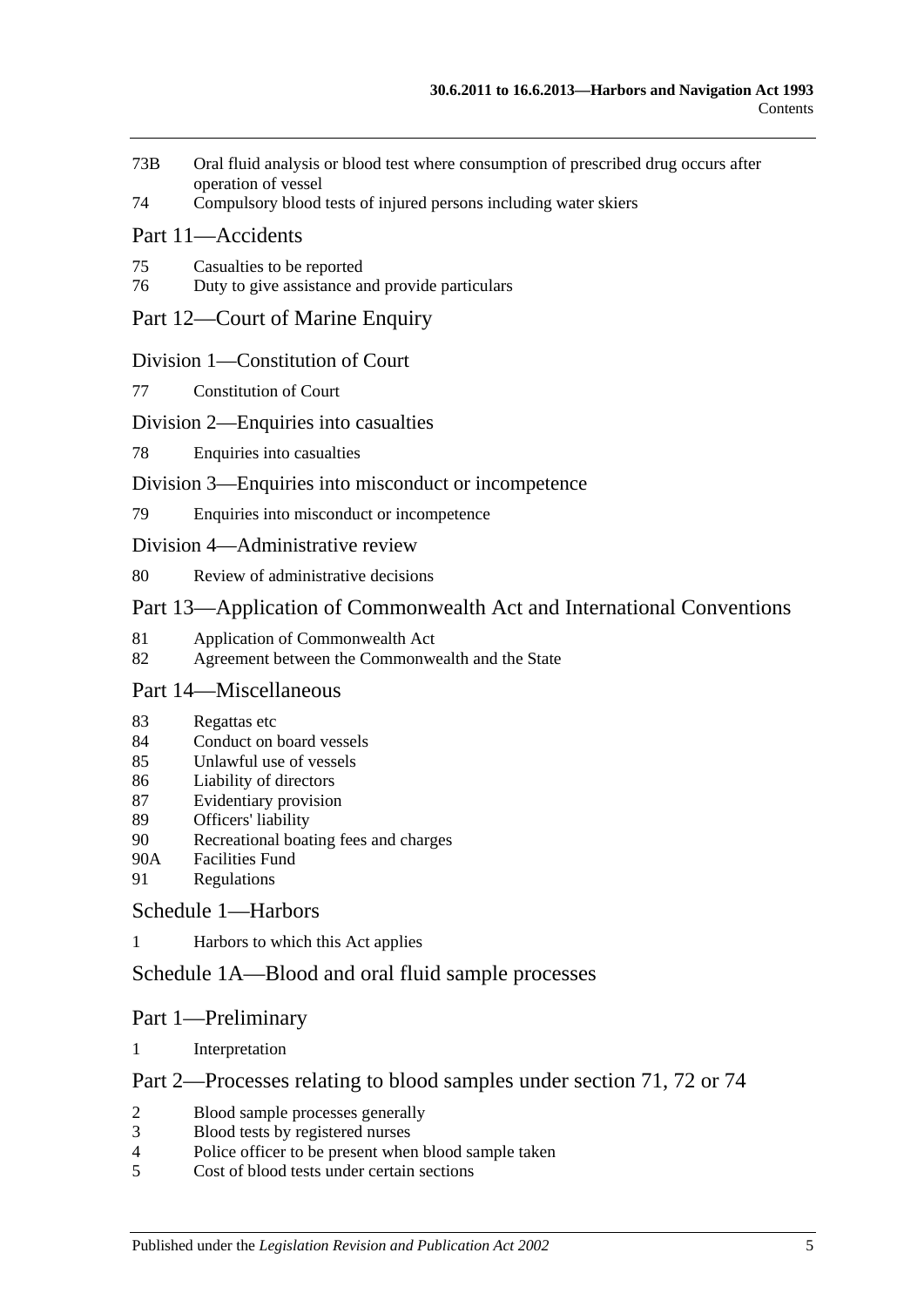73B Oral fluid analysis or blood test where consumption of prescribed drug occurs after operation of vessel
74 Compulsory blood tests of injured persons including water skiers

## Part 11—Accidents

75 Casualties to be reported
76 Duty to give assistance and provide particulars

## Part 12—Court of Marine Enquiry

### Division 1—Constitution of Court

77 Constitution of Court

### Division 2—Enquiries into casualties

78 Enquiries into casualties

### Division 3—Enquiries into misconduct or incompetence

79 Enquiries into misconduct or incompetence

### Division 4—Administrative review

80 Review of administrative decisions

## Part 13—Application of Commonwealth Act and International Conventions

81 Application of Commonwealth Act
82 Agreement between the Commonwealth and the State

## Part 14—Miscellaneous

83 Regattas etc
84 Conduct on board vessels
85 Unlawful use of vessels
86 Liability of directors
87 Evidentiary provision
89 Officers' liability
90 Recreational boating fees and charges
90A Facilities Fund
91 Regulations

## Schedule 1—Harbors

1 Harbors to which this Act applies

## Schedule 1A—Blood and oral fluid sample processes

## Part 1—Preliminary

1 Interpretation

## Part 2—Processes relating to blood samples under section 71, 72 or 74

2 Blood sample processes generally
3 Blood tests by registered nurses
4 Police officer to be present when blood sample taken
5 Cost of blood tests under certain sections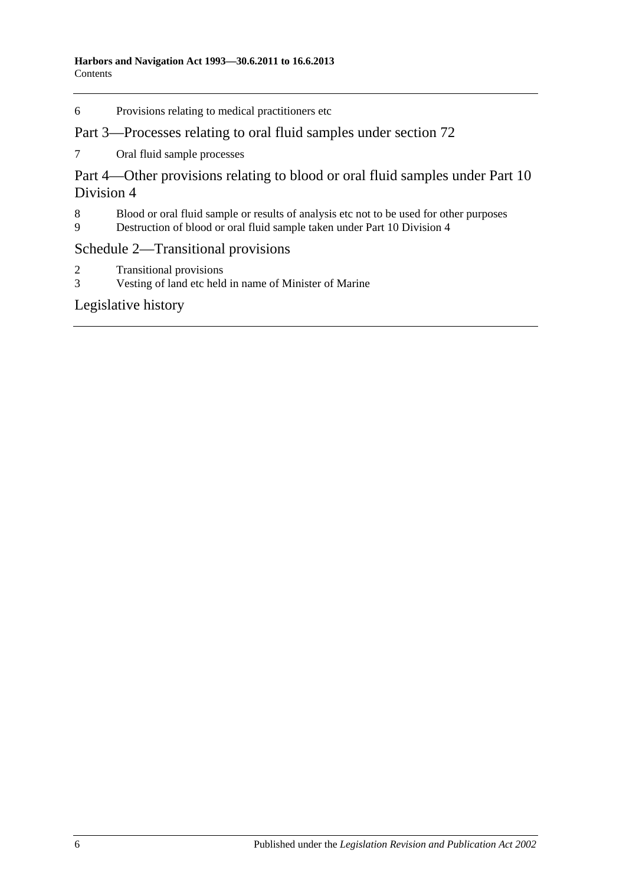6 Provisions relating to medical practitioners etc

## Part 3—Processes relating to oral fluid samples under section 72

7 Oral fluid sample processes

## Part 4—Other provisions relating to blood or oral fluid samples under Part 10 Division 4

8 Blood or oral fluid sample or results of analysis etc not to be used for other purposes
9 Destruction of blood or oral fluid sample taken under Part 10 Division 4

## Schedule 2—Transitional provisions

2 Transitional provisions
3 Vesting of land etc held in name of Minister of Marine

## Legislative history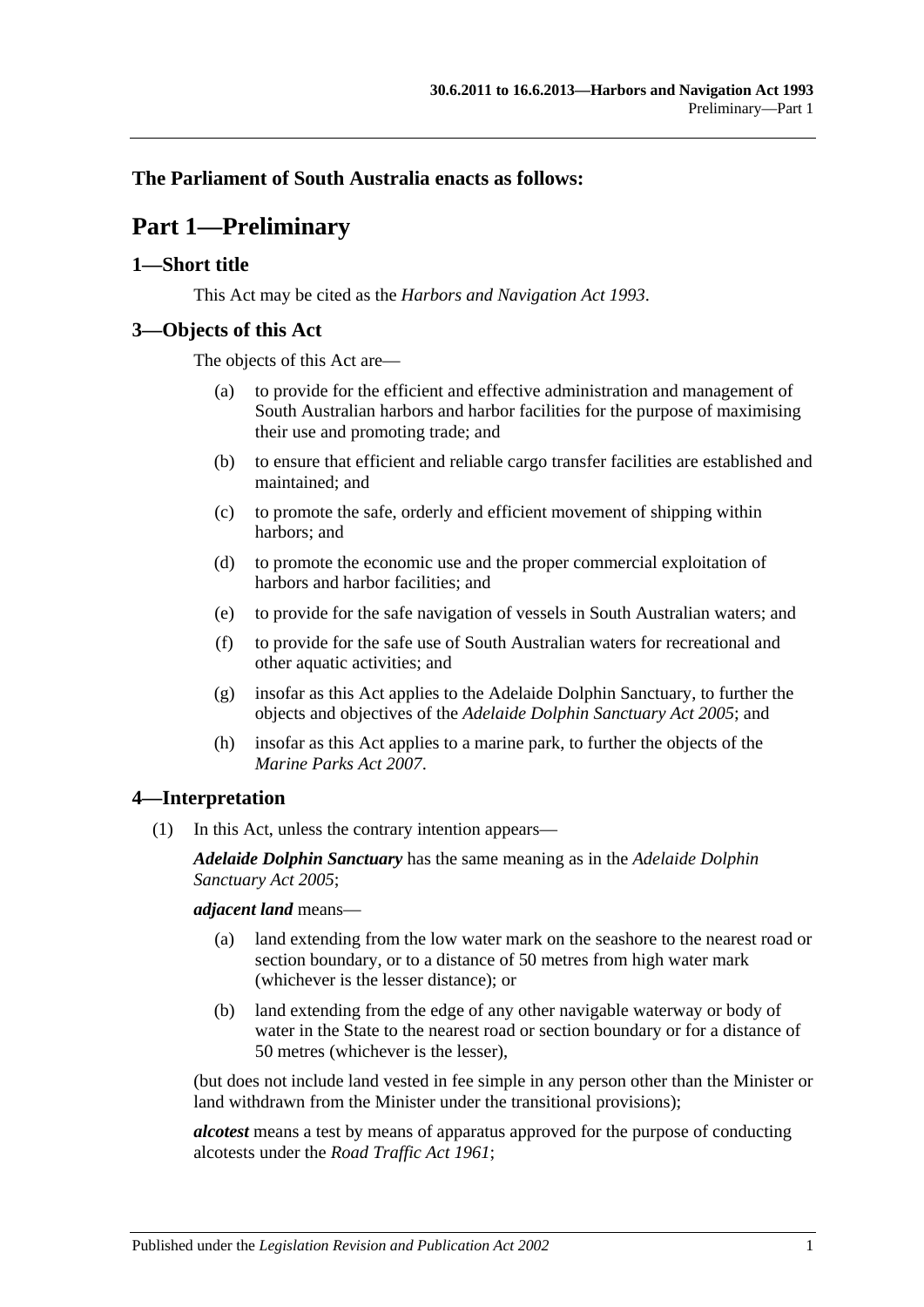## The Parliament of South Australia enacts as follows:

# Part 1—Preliminary

## 1—Short title

This Act may be cited as the *Harbors and Navigation Act 1993*.

## 3—Objects of this Act

The objects of this Act are—

(a) to provide for the efficient and effective administration and management of South Australian harbors and harbor facilities for the purpose of maximising their use and promoting trade; and

(b) to ensure that efficient and reliable cargo transfer facilities are established and maintained; and

(c) to promote the safe, orderly and efficient movement of shipping within harbors; and

(d) to promote the economic use and the proper commercial exploitation of harbors and harbor facilities; and

(e) to provide for the safe navigation of vessels in South Australian waters; and

(f) to provide for the safe use of South Australian waters for recreational and other aquatic activities; and

(g) insofar as this Act applies to the Adelaide Dolphin Sanctuary, to further the objects and objectives of the *Adelaide Dolphin Sanctuary Act 2005*; and

(h) insofar as this Act applies to a marine park, to further the objects of the *Marine Parks Act 2007*.

## 4—Interpretation

(1) In this Act, unless the contrary intention appears—

***Adelaide Dolphin Sanctuary*** has the same meaning as in the *Adelaide Dolphin Sanctuary Act 2005*;

***adjacent land*** means—

(a) land extending from the low water mark on the seashore to the nearest road or section boundary, or to a distance of 50 metres from high water mark (whichever is the lesser distance); or

(b) land extending from the edge of any other navigable waterway or body of water in the State to the nearest road or section boundary or for a distance of 50 metres (whichever is the lesser),

(but does not include land vested in fee simple in any person other than the Minister or land withdrawn from the Minister under the transitional provisions);

***alcotest*** means a test by means of apparatus approved for the purpose of conducting alcotests under the *Road Traffic Act 1961*;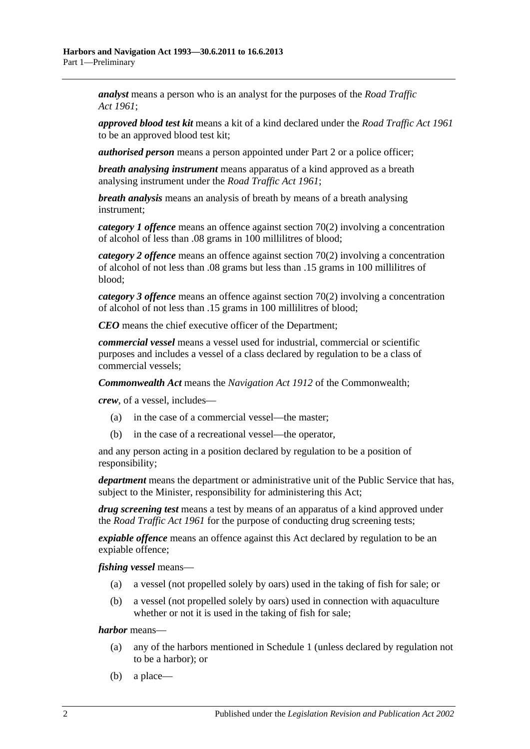***analyst*** means a person who is an analyst for the purposes of the *Road Traffic Act 1961*;

***approved blood test kit*** means a kit of a kind declared under the *Road Traffic Act 1961* to be an approved blood test kit;

***authorised person*** means a person appointed under Part 2 or a police officer;

***breath analysing instrument*** means apparatus of a kind approved as a breath analysing instrument under the *Road Traffic Act 1961*;

***breath analysis*** means an analysis of breath by means of a breath analysing instrument;

***category 1 offence*** means an offence against section 70(2) involving a concentration of alcohol of less than .08 grams in 100 millilitres of blood;

***category 2 offence*** means an offence against section 70(2) involving a concentration of alcohol of not less than .08 grams but less than .15 grams in 100 millilitres of blood;

***category 3 offence*** means an offence against section 70(2) involving a concentration of alcohol of not less than .15 grams in 100 millilitres of blood;

***CEO*** means the chief executive officer of the Department;

***commercial vessel*** means a vessel used for industrial, commercial or scientific purposes and includes a vessel of a class declared by regulation to be a class of commercial vessels;

***Commonwealth Act*** means the *Navigation Act 1912* of the Commonwealth;

***crew***, of a vessel, includes—

(a) in the case of a commercial vessel—the master;

(b) in the case of a recreational vessel—the operator,

and any person acting in a position declared by regulation to be a position of responsibility;

***department*** means the department or administrative unit of the Public Service that has, subject to the Minister, responsibility for administering this Act;

***drug screening test*** means a test by means of an apparatus of a kind approved under the *Road Traffic Act 1961* for the purpose of conducting drug screening tests;

***expiable offence*** means an offence against this Act declared by regulation to be an expiable offence;

***fishing vessel*** means—

(a) a vessel (not propelled solely by oars) used in the taking of fish for sale; or

(b) a vessel (not propelled solely by oars) used in connection with aquaculture whether or not it is used in the taking of fish for sale;

***harbor*** means—

(a) any of the harbors mentioned in Schedule 1 (unless declared by regulation not to be a harbor); or

(b) a place—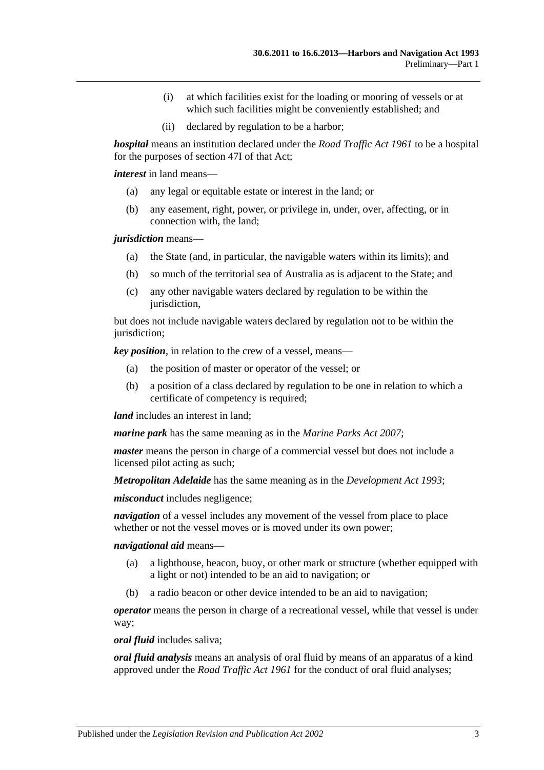(i) at which facilities exist for the loading or mooring of vessels or at which such facilities might be conveniently established; and

(ii) declared by regulation to be a harbor;

***hospital*** means an institution declared under the *Road Traffic Act 1961* to be a hospital for the purposes of section 47I of that Act;

***interest*** in land means—

(a) any legal or equitable estate or interest in the land; or

(b) any easement, right, power, or privilege in, under, over, affecting, or in connection with, the land;

***jurisdiction*** means—

(a) the State (and, in particular, the navigable waters within its limits); and

(b) so much of the territorial sea of Australia as is adjacent to the State; and

(c) any other navigable waters declared by regulation to be within the jurisdiction,

but does not include navigable waters declared by regulation not to be within the jurisdiction;

***key position***, in relation to the crew of a vessel, means—

(a) the position of master or operator of the vessel; or

(b) a position of a class declared by regulation to be one in relation to which a certificate of competency is required;

***land*** includes an interest in land;

***marine park*** has the same meaning as in the *Marine Parks Act 2007*;

***master*** means the person in charge of a commercial vessel but does not include a licensed pilot acting as such;

***Metropolitan Adelaide*** has the same meaning as in the *Development Act 1993*;

***misconduct*** includes negligence;

***navigation*** of a vessel includes any movement of the vessel from place to place whether or not the vessel moves or is moved under its own power;

***navigational aid*** means—

(a) a lighthouse, beacon, buoy, or other mark or structure (whether equipped with a light or not) intended to be an aid to navigation; or

(b) a radio beacon or other device intended to be an aid to navigation;

***operator*** means the person in charge of a recreational vessel, while that vessel is under way;

***oral fluid*** includes saliva;

***oral fluid analysis*** means an analysis of oral fluid by means of an apparatus of a kind approved under the *Road Traffic Act 1961* for the conduct of oral fluid analyses;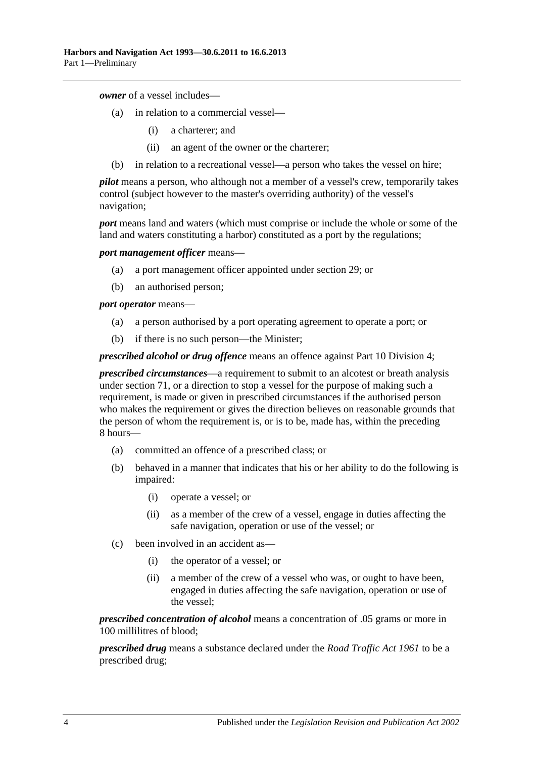***owner*** of a vessel includes—

- (a) in relation to a commercial vessel—
    - (i) a charterer; and
    - (ii) an agent of the owner or the charterer;
- (b) in relation to a recreational vessel—a person who takes the vessel on hire;

***pilot*** means a person, who although not a member of a vessel's crew, temporarily takes control (subject however to the master's overriding authority) of the vessel's navigation;

***port*** means land and waters (which must comprise or include the whole or some of the land and waters constituting a harbor) constituted as a port by the regulations;

***port management officer*** means—

- (a) a port management officer appointed under section 29; or
- (b) an authorised person;

***port operator*** means—

- (a) a person authorised by a port operating agreement to operate a port; or
- (b) if there is no such person—the Minister;

***prescribed alcohol or drug offence*** means an offence against Part 10 Division 4;

***prescribed circumstances***—a requirement to submit to an alcotest or breath analysis under section 71, or a direction to stop a vessel for the purpose of making such a requirement, is made or given in prescribed circumstances if the authorised person who makes the requirement or gives the direction believes on reasonable grounds that the person of whom the requirement is, or is to be, made has, within the preceding 8 hours—

- (a) committed an offence of a prescribed class; or
- (b) behaved in a manner that indicates that his or her ability to do the following is impaired:
    - (i) operate a vessel; or
    - (ii) as a member of the crew of a vessel, engage in duties affecting the safe navigation, operation or use of the vessel; or
- (c) been involved in an accident as—
    - (i) the operator of a vessel; or
    - (ii) a member of the crew of a vessel who was, or ought to have been, engaged in duties affecting the safe navigation, operation or use of the vessel;

***prescribed concentration of alcohol*** means a concentration of .05 grams or more in 100 millilitres of blood;

***prescribed drug*** means a substance declared under the *Road Traffic Act 1961* to be a prescribed drug;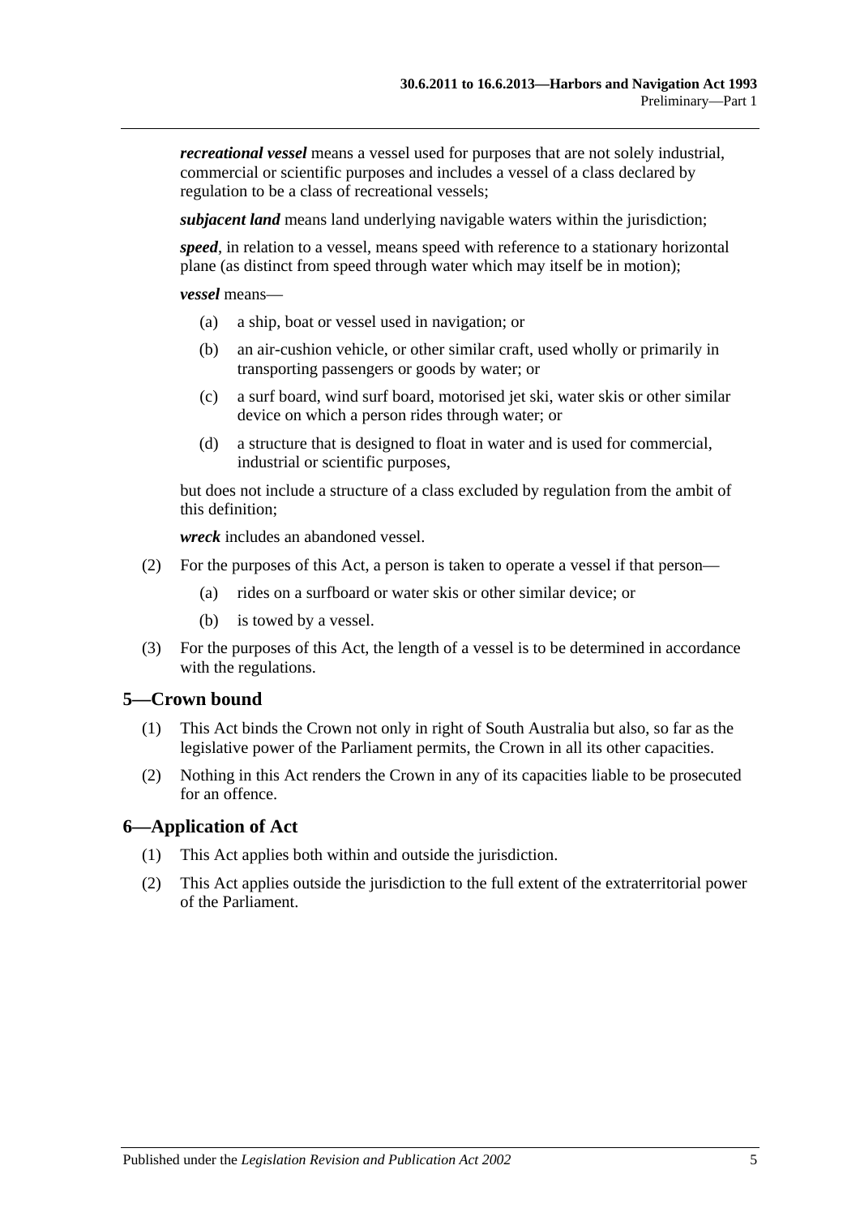***recreational vessel*** means a vessel used for purposes that are not solely industrial, commercial or scientific purposes and includes a vessel of a class declared by regulation to be a class of recreational vessels;

***subjacent land*** means land underlying navigable waters within the jurisdiction;

***speed***, in relation to a vessel, means speed with reference to a stationary horizontal plane (as distinct from speed through water which may itself be in motion);

***vessel*** means—

- (a) a ship, boat or vessel used in navigation; or
- (b) an air-cushion vehicle, or other similar craft, used wholly or primarily in transporting passengers or goods by water; or
- (c) a surf board, wind surf board, motorised jet ski, water skis or other similar device on which a person rides through water; or
- (d) a structure that is designed to float in water and is used for commercial, industrial or scientific purposes,

but does not include a structure of a class excluded by regulation from the ambit of this definition;

***wreck*** includes an abandoned vessel.

(2) For the purposes of this Act, a person is taken to operate a vessel if that person—

- (a) rides on a surfboard or water skis or other similar device; or
- (b) is towed by a vessel.

(3) For the purposes of this Act, the length of a vessel is to be determined in accordance with the regulations.

## 5—Crown bound

(1) This Act binds the Crown not only in right of South Australia but also, so far as the legislative power of the Parliament permits, the Crown in all its other capacities.

(2) Nothing in this Act renders the Crown in any of its capacities liable to be prosecuted for an offence.

## 6—Application of Act

(1) This Act applies both within and outside the jurisdiction.

(2) This Act applies outside the jurisdiction to the full extent of the extraterritorial power of the Parliament.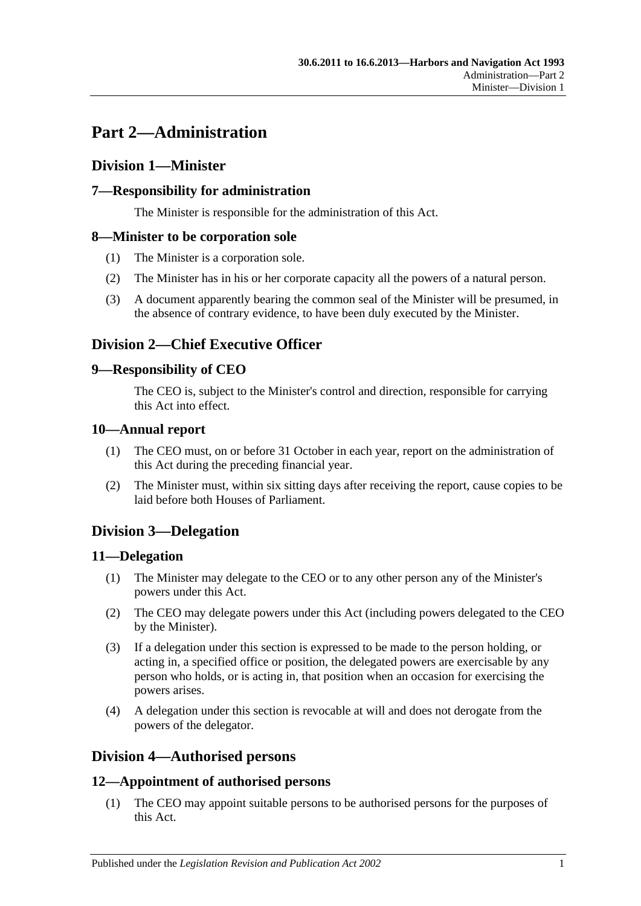# Part 2—Administration

## Division 1—Minister

### 7—Responsibility for administration

The Minister is responsible for the administration of this Act.

### 8—Minister to be corporation sole

(1) The Minister is a corporation sole.

(2) The Minister has in his or her corporate capacity all the powers of a natural person.

(3) A document apparently bearing the common seal of the Minister will be presumed, in the absence of contrary evidence, to have been duly executed by the Minister.

## Division 2—Chief Executive Officer

### 9—Responsibility of CEO

The CEO is, subject to the Minister's control and direction, responsible for carrying this Act into effect.

### 10—Annual report

(1) The CEO must, on or before 31 October in each year, report on the administration of this Act during the preceding financial year.

(2) The Minister must, within six sitting days after receiving the report, cause copies to be laid before both Houses of Parliament.

## Division 3—Delegation

### 11—Delegation

(1) The Minister may delegate to the CEO or to any other person any of the Minister's powers under this Act.

(2) The CEO may delegate powers under this Act (including powers delegated to the CEO by the Minister).

(3) If a delegation under this section is expressed to be made to the person holding, or acting in, a specified office or position, the delegated powers are exercisable by any person who holds, or is acting in, that position when an occasion for exercising the powers arises.

(4) A delegation under this section is revocable at will and does not derogate from the powers of the delegator.

## Division 4—Authorised persons

### 12—Appointment of authorised persons

(1) The CEO may appoint suitable persons to be authorised persons for the purposes of this Act.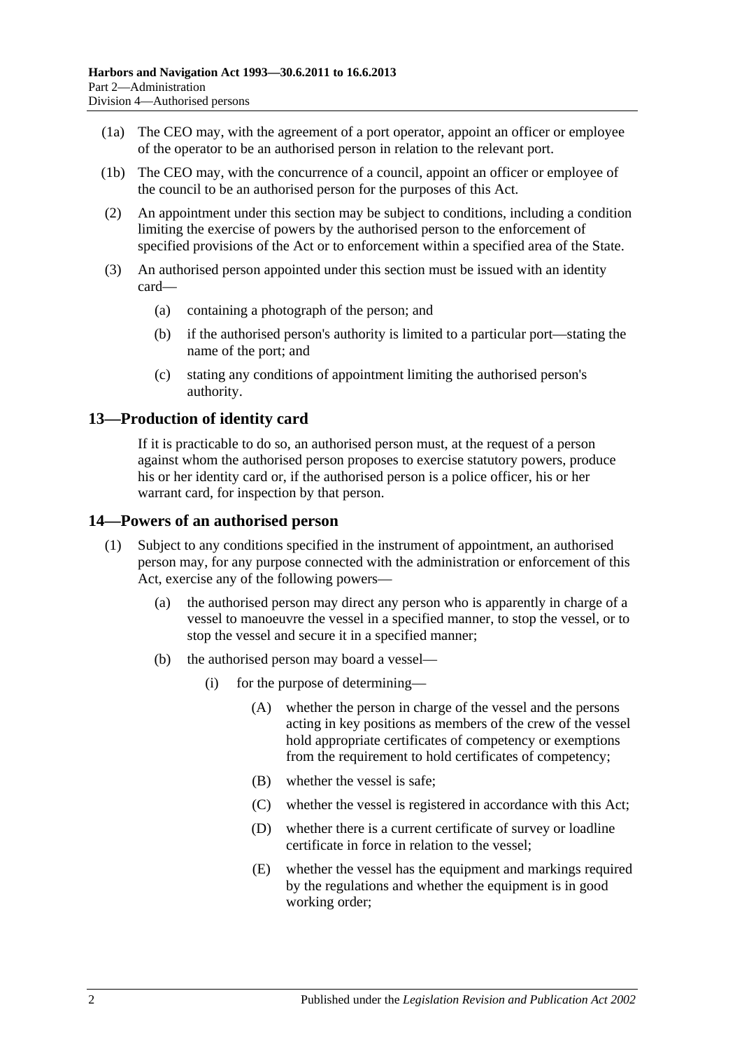(1a) The CEO may, with the agreement of a port operator, appoint an officer or employee of the operator to be an authorised person in relation to the relevant port.

(1b) The CEO may, with the concurrence of a council, appoint an officer or employee of the council to be an authorised person for the purposes of this Act.

(2) An appointment under this section may be subject to conditions, including a condition limiting the exercise of powers by the authorised person to the enforcement of specified provisions of the Act or to enforcement within a specified area of the State.

(3) An authorised person appointed under this section must be issued with an identity card—

- (a) containing a photograph of the person; and
- (b) if the authorised person's authority is limited to a particular port—stating the name of the port; and
- (c) stating any conditions of appointment limiting the authorised person's authority.

## 13—Production of identity card

If it is practicable to do so, an authorised person must, at the request of a person against whom the authorised person proposes to exercise statutory powers, produce his or her identity card or, if the authorised person is a police officer, his or her warrant card, for inspection by that person.

## 14—Powers of an authorised person

(1) Subject to any conditions specified in the instrument of appointment, an authorised person may, for any purpose connected with the administration or enforcement of this Act, exercise any of the following powers—

- (a) the authorised person may direct any person who is apparently in charge of a vessel to manoeuvre the vessel in a specified manner, to stop the vessel, or to stop the vessel and secure it in a specified manner;
- (b) the authorised person may board a vessel—
  - (i) for the purpose of determining—
    - (A) whether the person in charge of the vessel and the persons acting in key positions as members of the crew of the vessel hold appropriate certificates of competency or exemptions from the requirement to hold certificates of competency;
    - (B) whether the vessel is safe;
    - (C) whether the vessel is registered in accordance with this Act;
    - (D) whether there is a current certificate of survey or loadline certificate in force in relation to the vessel;
    - (E) whether the vessel has the equipment and markings required by the regulations and whether the equipment is in good working order;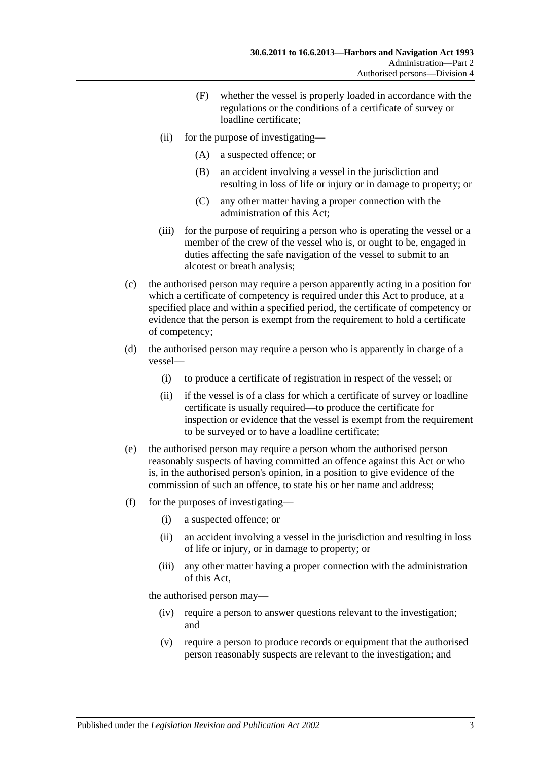(F) whether the vessel is properly loaded in accordance with the regulations or the conditions of a certificate of survey or loadline certificate;

(ii) for the purpose of investigating—

(A) a suspected offence; or

(B) an accident involving a vessel in the jurisdiction and resulting in loss of life or injury or in damage to property; or

(C) any other matter having a proper connection with the administration of this Act;

(iii) for the purpose of requiring a person who is operating the vessel or a member of the crew of the vessel who is, or ought to be, engaged in duties affecting the safe navigation of the vessel to submit to an alcotest or breath analysis;

(c) the authorised person may require a person apparently acting in a position for which a certificate of competency is required under this Act to produce, at a specified place and within a specified period, the certificate of competency or evidence that the person is exempt from the requirement to hold a certificate of competency;

(d) the authorised person may require a person who is apparently in charge of a vessel—

(i) to produce a certificate of registration in respect of the vessel; or

(ii) if the vessel is of a class for which a certificate of survey or loadline certificate is usually required—to produce the certificate for inspection or evidence that the vessel is exempt from the requirement to be surveyed or to have a loadline certificate;

(e) the authorised person may require a person whom the authorised person reasonably suspects of having committed an offence against this Act or who is, in the authorised person's opinion, in a position to give evidence of the commission of such an offence, to state his or her name and address;

(f) for the purposes of investigating—

(i) a suspected offence; or

(ii) an accident involving a vessel in the jurisdiction and resulting in loss of life or injury, or in damage to property; or

(iii) any other matter having a proper connection with the administration of this Act,

the authorised person may—

(iv) require a person to answer questions relevant to the investigation; and

(v) require a person to produce records or equipment that the authorised person reasonably suspects are relevant to the investigation; and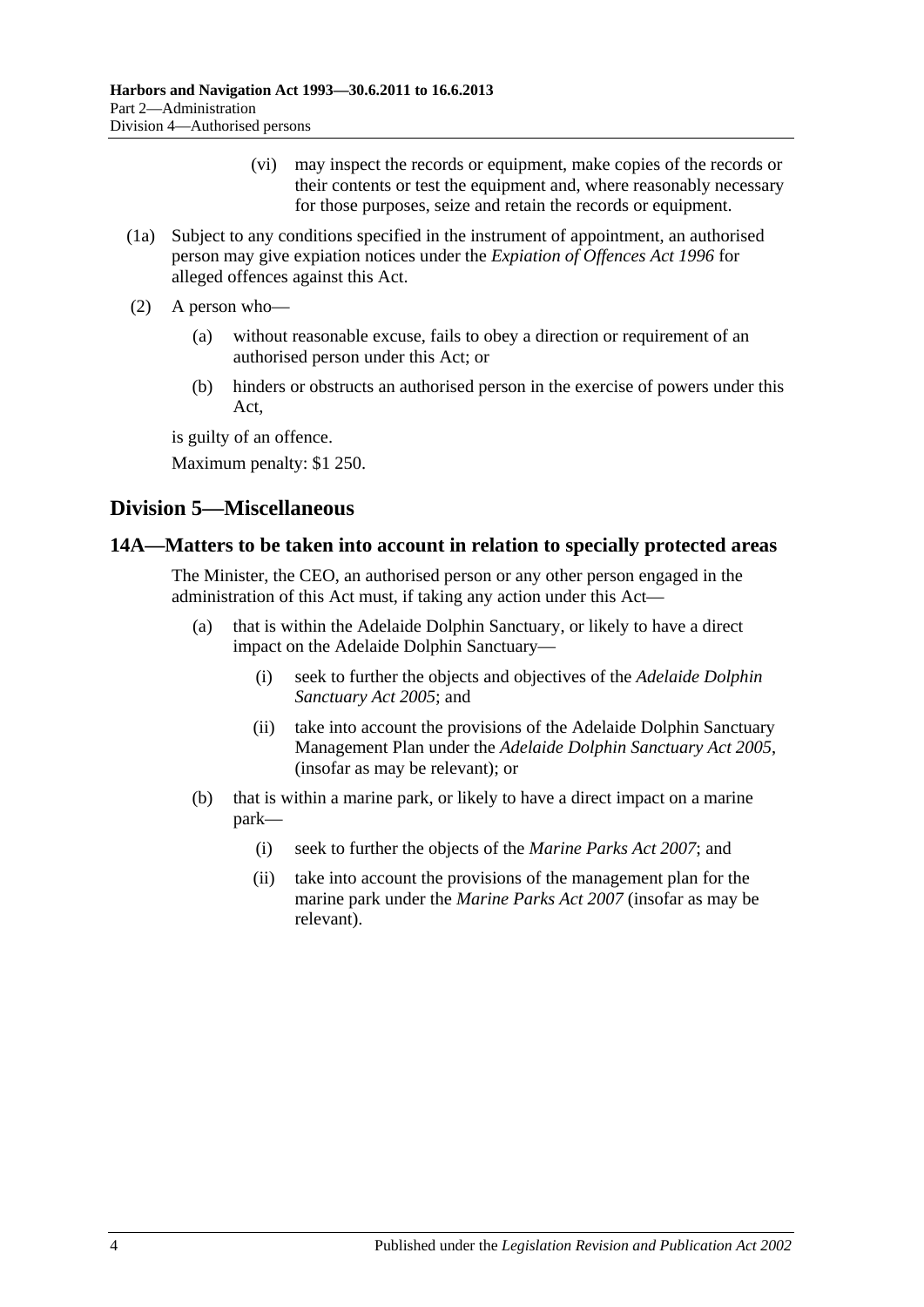(vi) may inspect the records or equipment, make copies of the records or their contents or test the equipment and, where reasonably necessary for those purposes, seize and retain the records or equipment.

(1a) Subject to any conditions specified in the instrument of appointment, an authorised person may give expiation notices under the *Expiation of Offences Act 1996* for alleged offences against this Act.

(2) A person who—

(a) without reasonable excuse, fails to obey a direction or requirement of an authorised person under this Act; or

(b) hinders or obstructs an authorised person in the exercise of powers under this Act,

is guilty of an offence.

Maximum penalty: $1 250.

## Division 5—Miscellaneous

### 14A—Matters to be taken into account in relation to specially protected areas

The Minister, the CEO, an authorised person or any other person engaged in the administration of this Act must, if taking any action under this Act—

(a) that is within the Adelaide Dolphin Sanctuary, or likely to have a direct impact on the Adelaide Dolphin Sanctuary—

(i) seek to further the objects and objectives of the *Adelaide Dolphin Sanctuary Act 2005*; and

(ii) take into account the provisions of the Adelaide Dolphin Sanctuary Management Plan under the *Adelaide Dolphin Sanctuary Act 2005*, (insofar as may be relevant); or

(b) that is within a marine park, or likely to have a direct impact on a marine park—

(i) seek to further the objects of the *Marine Parks Act 2007*; and

(ii) take into account the provisions of the management plan for the marine park under the *Marine Parks Act 2007* (insofar as may be relevant).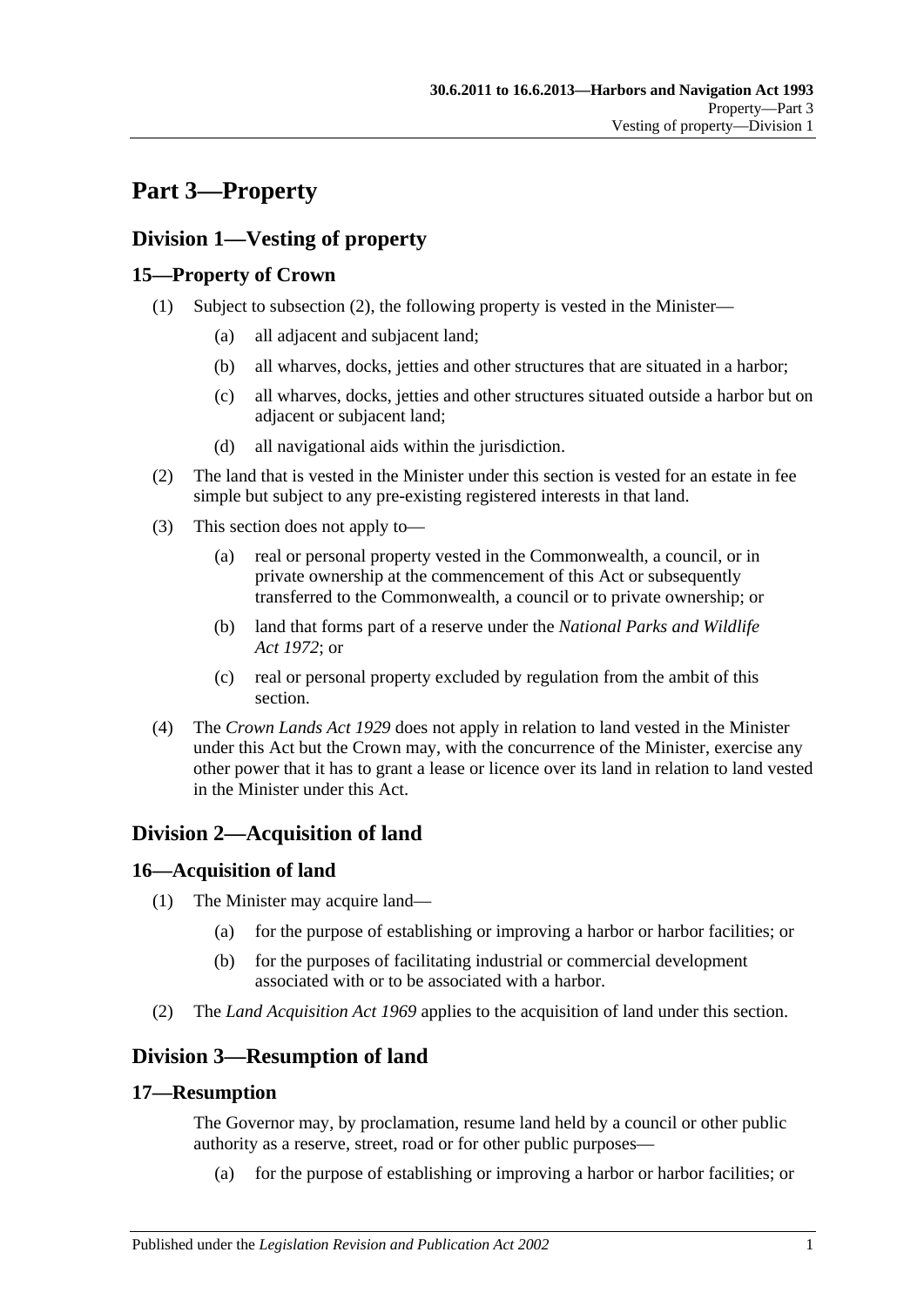# Part 3—Property

## Division 1—Vesting of property

### 15—Property of Crown

(1) Subject to subsection (2), the following property is vested in the Minister—

(a) all adjacent and subjacent land;

(b) all wharves, docks, jetties and other structures that are situated in a harbor;

(c) all wharves, docks, jetties and other structures situated outside a harbor but on adjacent or subjacent land;

(d) all navigational aids within the jurisdiction.

(2) The land that is vested in the Minister under this section is vested for an estate in fee simple but subject to any pre-existing registered interests in that land.

(3) This section does not apply to—

(a) real or personal property vested in the Commonwealth, a council, or in private ownership at the commencement of this Act or subsequently transferred to the Commonwealth, a council or to private ownership; or

(b) land that forms part of a reserve under the *National Parks and Wildlife Act 1972*; or

(c) real or personal property excluded by regulation from the ambit of this section.

(4) The *Crown Lands Act 1929* does not apply in relation to land vested in the Minister under this Act but the Crown may, with the concurrence of the Minister, exercise any other power that it has to grant a lease or licence over its land in relation to land vested in the Minister under this Act.

## Division 2—Acquisition of land

### 16—Acquisition of land

(1) The Minister may acquire land—

(a) for the purpose of establishing or improving a harbor or harbor facilities; or

(b) for the purposes of facilitating industrial or commercial development associated with or to be associated with a harbor.

(2) The *Land Acquisition Act 1969* applies to the acquisition of land under this section.

## Division 3—Resumption of land

### 17—Resumption

The Governor may, by proclamation, resume land held by a council or other public authority as a reserve, street, road or for other public purposes—

(a) for the purpose of establishing or improving a harbor or harbor facilities; or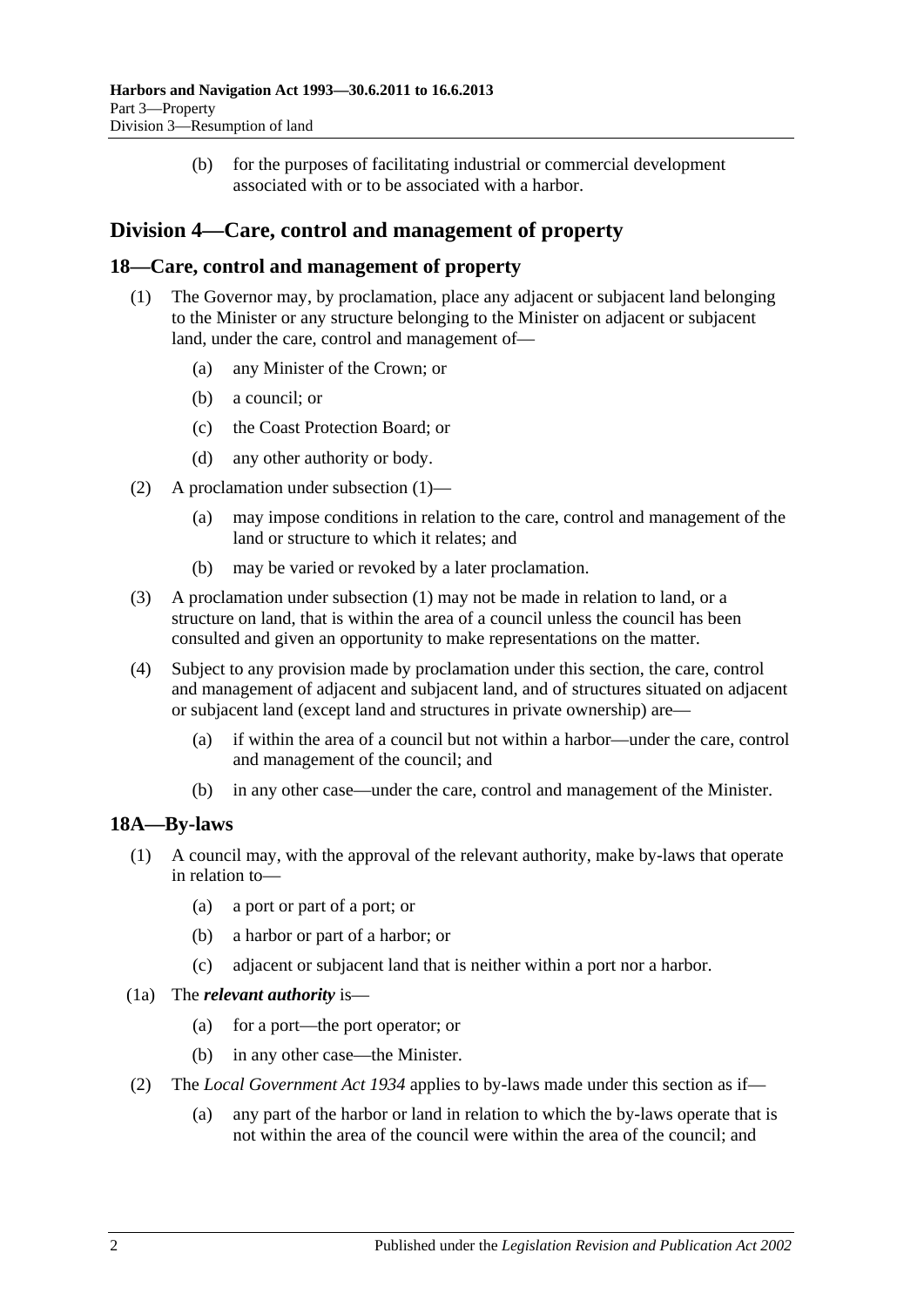(b) for the purposes of facilitating industrial or commercial development associated with or to be associated with a harbor.

## Division 4—Care, control and management of property

### 18—Care, control and management of property

(1) The Governor may, by proclamation, place any adjacent or subjacent land belonging to the Minister or any structure belonging to the Minister on adjacent or subjacent land, under the care, control and management of—

- (a) any Minister of the Crown; or
- (b) a council; or
- (c) the Coast Protection Board; or
- (d) any other authority or body.

(2) A proclamation under subsection (1)—

- (a) may impose conditions in relation to the care, control and management of the land or structure to which it relates; and
- (b) may be varied or revoked by a later proclamation.

(3) A proclamation under subsection (1) may not be made in relation to land, or a structure on land, that is within the area of a council unless the council has been consulted and given an opportunity to make representations on the matter.

(4) Subject to any provision made by proclamation under this section, the care, control and management of adjacent and subjacent land, and of structures situated on adjacent or subjacent land (except land and structures in private ownership) are—

- (a) if within the area of a council but not within a harbor—under the care, control and management of the council; and
- (b) in any other case—under the care, control and management of the Minister.

### 18A—By-laws

(1) A council may, with the approval of the relevant authority, make by-laws that operate in relation to—

- (a) a port or part of a port; or
- (b) a harbor or part of a harbor; or
- (c) adjacent or subjacent land that is neither within a port nor a harbor.

(1a) The ***relevant authority*** is—

- (a) for a port—the port operator; or
- (b) in any other case—the Minister.

(2) The *Local Government Act 1934* applies to by-laws made under this section as if—

- (a) any part of the harbor or land in relation to which the by-laws operate that is not within the area of the council were within the area of the council; and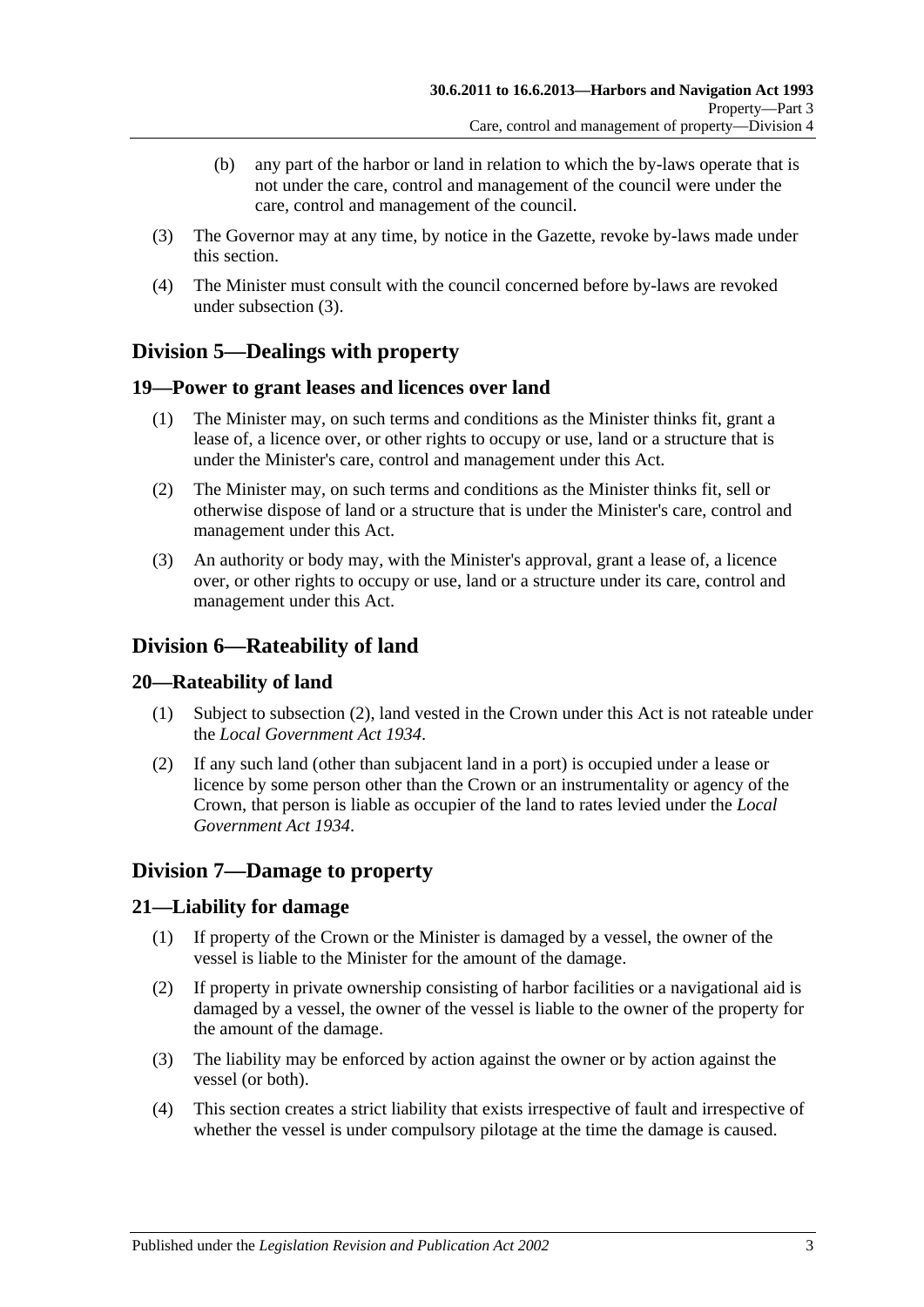(b) any part of the harbor or land in relation to which the by-laws operate that is not under the care, control and management of the council were under the care, control and management of the council.

(3) The Governor may at any time, by notice in the Gazette, revoke by-laws made under this section.

(4) The Minister must consult with the council concerned before by-laws are revoked under subsection (3).

## Division 5—Dealings with property

### 19—Power to grant leases and licences over land

(1) The Minister may, on such terms and conditions as the Minister thinks fit, grant a lease of, a licence over, or other rights to occupy or use, land or a structure that is under the Minister's care, control and management under this Act.

(2) The Minister may, on such terms and conditions as the Minister thinks fit, sell or otherwise dispose of land or a structure that is under the Minister's care, control and management under this Act.

(3) An authority or body may, with the Minister's approval, grant a lease of, a licence over, or other rights to occupy or use, land or a structure under its care, control and management under this Act.

## Division 6—Rateability of land

### 20—Rateability of land

(1) Subject to subsection (2), land vested in the Crown under this Act is not rateable under the *Local Government Act 1934*.

(2) If any such land (other than subjacent land in a port) is occupied under a lease or licence by some person other than the Crown or an instrumentality or agency of the Crown, that person is liable as occupier of the land to rates levied under the *Local Government Act 1934*.

## Division 7—Damage to property

### 21—Liability for damage

(1) If property of the Crown or the Minister is damaged by a vessel, the owner of the vessel is liable to the Minister for the amount of the damage.

(2) If property in private ownership consisting of harbor facilities or a navigational aid is damaged by a vessel, the owner of the vessel is liable to the owner of the property for the amount of the damage.

(3) The liability may be enforced by action against the owner or by action against the vessel (or both).

(4) This section creates a strict liability that exists irrespective of fault and irrespective of whether the vessel is under compulsory pilotage at the time the damage is caused.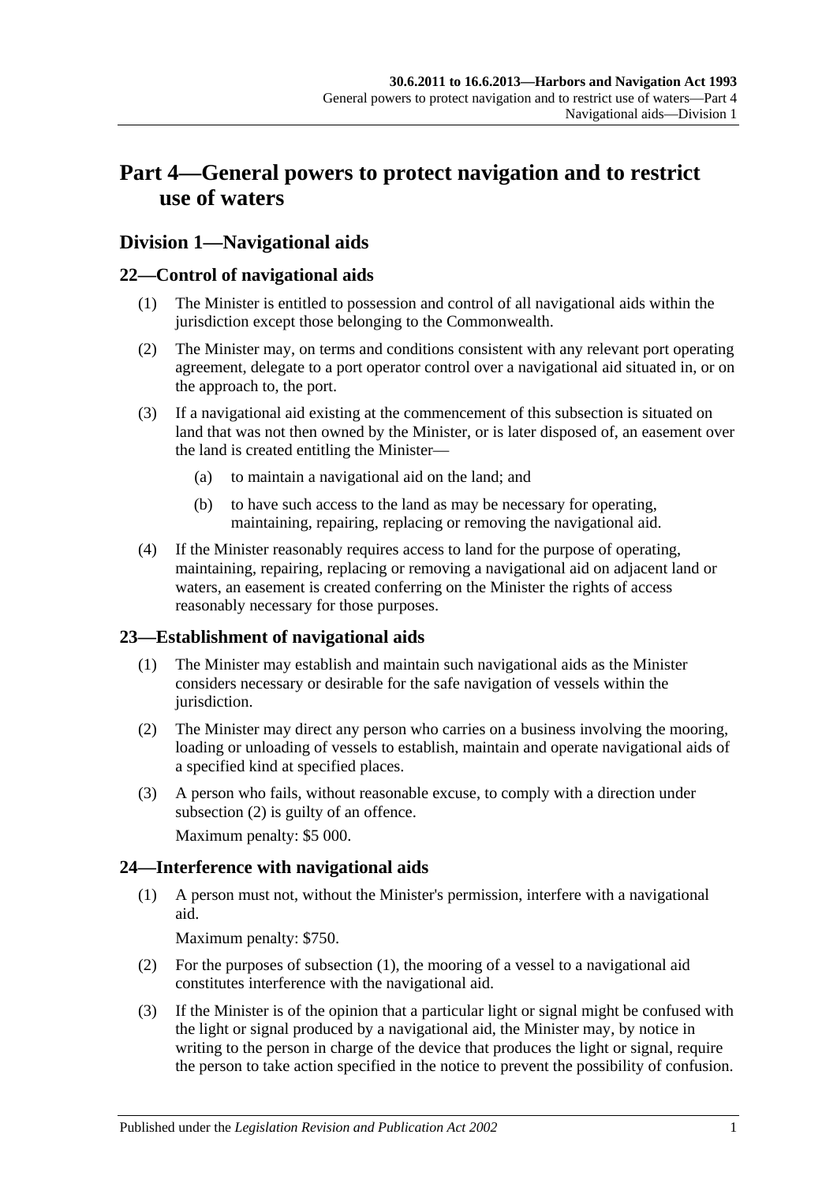# Part 4—General powers to protect navigation and to restrict use of waters

## Division 1—Navigational aids

### 22—Control of navigational aids

(1) The Minister is entitled to possession and control of all navigational aids within the jurisdiction except those belonging to the Commonwealth.

(2) The Minister may, on terms and conditions consistent with any relevant port operating agreement, delegate to a port operator control over a navigational aid situated in, or on the approach to, the port.

(3) If a navigational aid existing at the commencement of this subsection is situated on land that was not then owned by the Minister, or is later disposed of, an easement over the land is created entitling the Minister—

- (a) to maintain a navigational aid on the land; and
- (b) to have such access to the land as may be necessary for operating, maintaining, repairing, replacing or removing the navigational aid.

(4) If the Minister reasonably requires access to land for the purpose of operating, maintaining, repairing, replacing or removing a navigational aid on adjacent land or waters, an easement is created conferring on the Minister the rights of access reasonably necessary for those purposes.

### 23—Establishment of navigational aids

(1) The Minister may establish and maintain such navigational aids as the Minister considers necessary or desirable for the safe navigation of vessels within the jurisdiction.

(2) The Minister may direct any person who carries on a business involving the mooring, loading or unloading of vessels to establish, maintain and operate navigational aids of a specified kind at specified places.

(3) A person who fails, without reasonable excuse, to comply with a direction under subsection (2) is guilty of an offence.

Maximum penalty: $5 000.

### 24—Interference with navigational aids

(1) A person must not, without the Minister's permission, interfere with a navigational aid.

Maximum penalty: $750.

(2) For the purposes of subsection (1), the mooring of a vessel to a navigational aid constitutes interference with the navigational aid.

(3) If the Minister is of the opinion that a particular light or signal might be confused with the light or signal produced by a navigational aid, the Minister may, by notice in writing to the person in charge of the device that produces the light or signal, require the person to take action specified in the notice to prevent the possibility of confusion.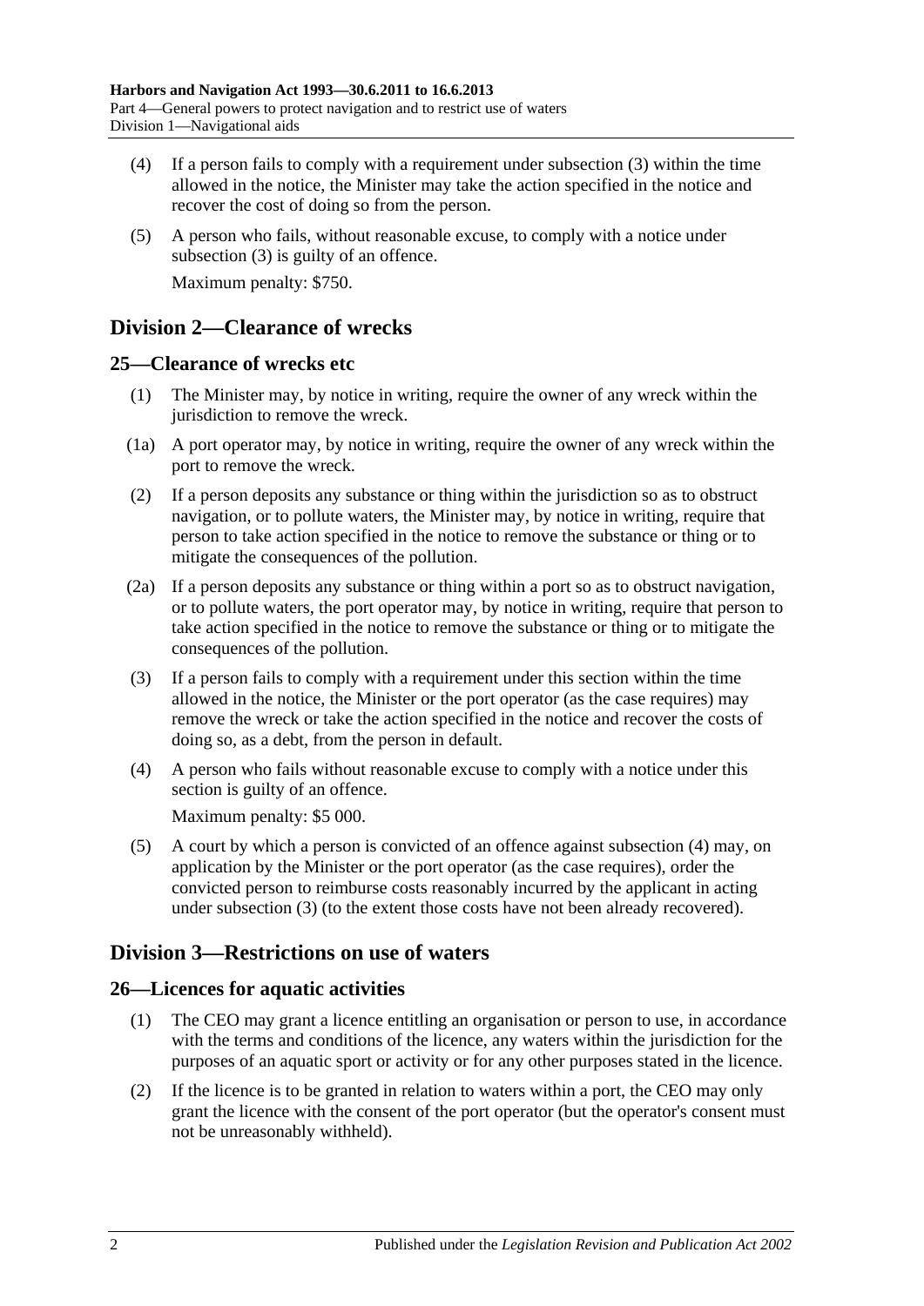(4) If a person fails to comply with a requirement under subsection (3) within the time allowed in the notice, the Minister may take the action specified in the notice and recover the cost of doing so from the person.

(5) A person who fails, without reasonable excuse, to comply with a notice under subsection (3) is guilty of an offence.

Maximum penalty: $750.

## Division 2—Clearance of wrecks

### 25—Clearance of wrecks etc

(1) The Minister may, by notice in writing, require the owner of any wreck within the jurisdiction to remove the wreck.

(1a) A port operator may, by notice in writing, require the owner of any wreck within the port to remove the wreck.

(2) If a person deposits any substance or thing within the jurisdiction so as to obstruct navigation, or to pollute waters, the Minister may, by notice in writing, require that person to take action specified in the notice to remove the substance or thing or to mitigate the consequences of the pollution.

(2a) If a person deposits any substance or thing within a port so as to obstruct navigation, or to pollute waters, the port operator may, by notice in writing, require that person to take action specified in the notice to remove the substance or thing or to mitigate the consequences of the pollution.

(3) If a person fails to comply with a requirement under this section within the time allowed in the notice, the Minister or the port operator (as the case requires) may remove the wreck or take the action specified in the notice and recover the costs of doing so, as a debt, from the person in default.

(4) A person who fails without reasonable excuse to comply with a notice under this section is guilty of an offence.

Maximum penalty: $5 000.

(5) A court by which a person is convicted of an offence against subsection (4) may, on application by the Minister or the port operator (as the case requires), order the convicted person to reimburse costs reasonably incurred by the applicant in acting under subsection (3) (to the extent those costs have not been already recovered).

## Division 3—Restrictions on use of waters

### 26—Licences for aquatic activities

(1) The CEO may grant a licence entitling an organisation or person to use, in accordance with the terms and conditions of the licence, any waters within the jurisdiction for the purposes of an aquatic sport or activity or for any other purposes stated in the licence.

(2) If the licence is to be granted in relation to waters within a port, the CEO may only grant the licence with the consent of the port operator (but the operator's consent must not be unreasonably withheld).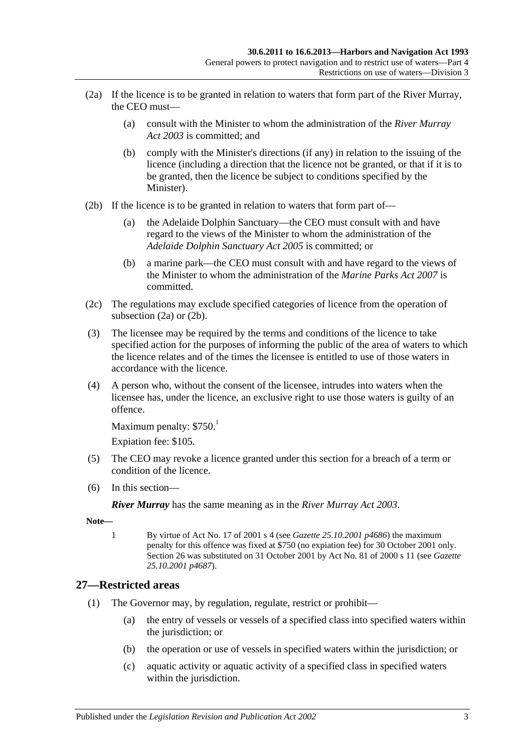(2a) If the licence is to be granted in relation to waters that form part of the River Murray, the CEO must—

(a) consult with the Minister to whom the administration of the *River Murray Act 2003* is committed; and

(b) comply with the Minister's directions (if any) in relation to the issuing of the licence (including a direction that the licence not be granted, or that if it is to be granted, then the licence be subject to conditions specified by the Minister).

(2b) If the licence is to be granted in relation to waters that form part of—

(a) the Adelaide Dolphin Sanctuary—the CEO must consult with and have regard to the views of the Minister to whom the administration of the *Adelaide Dolphin Sanctuary Act 2005* is committed; or

(b) a marine park—the CEO must consult with and have regard to the views of the Minister to whom the administration of the *Marine Parks Act 2007* is committed.

(2c) The regulations may exclude specified categories of licence from the operation of subsection (2a) or (2b).

(3) The licensee may be required by the terms and conditions of the licence to take specified action for the purposes of informing the public of the area of waters to which the licence relates and of the times the licensee is entitled to use of those waters in accordance with the licence.

(4) A person who, without the consent of the licensee, intrudes into waters when the licensee has, under the licence, an exclusive right to use those waters is guilty of an offence.

Maximum penalty: $750.[1]

Expiation fee: $105.

(5) The CEO may revoke a licence granted under this section for a breach of a term or condition of the licence.

(6) In this section—

***River Murray*** has the same meaning as in the *River Murray Act 2003*.

**Note—**

1 By virtue of Act No. 17 of 2001 s 4 (see *Gazette 25.10.2001 p4686*) the maximum penalty for this offence was fixed at $750 (no expiation fee) for 30 October 2001 only. Section 26 was substituted on 31 October 2001 by Act No. 81 of 2000 s 11 (see *Gazette 25.10.2001 p4687*).

## 27—Restricted areas

(1) The Governor may, by regulation, regulate, restrict or prohibit—

(a) the entry of vessels or vessels of a specified class into specified waters within the jurisdiction; or

(b) the operation or use of vessels in specified waters within the jurisdiction; or

(c) aquatic activity or aquatic activity of a specified class in specified waters within the jurisdiction.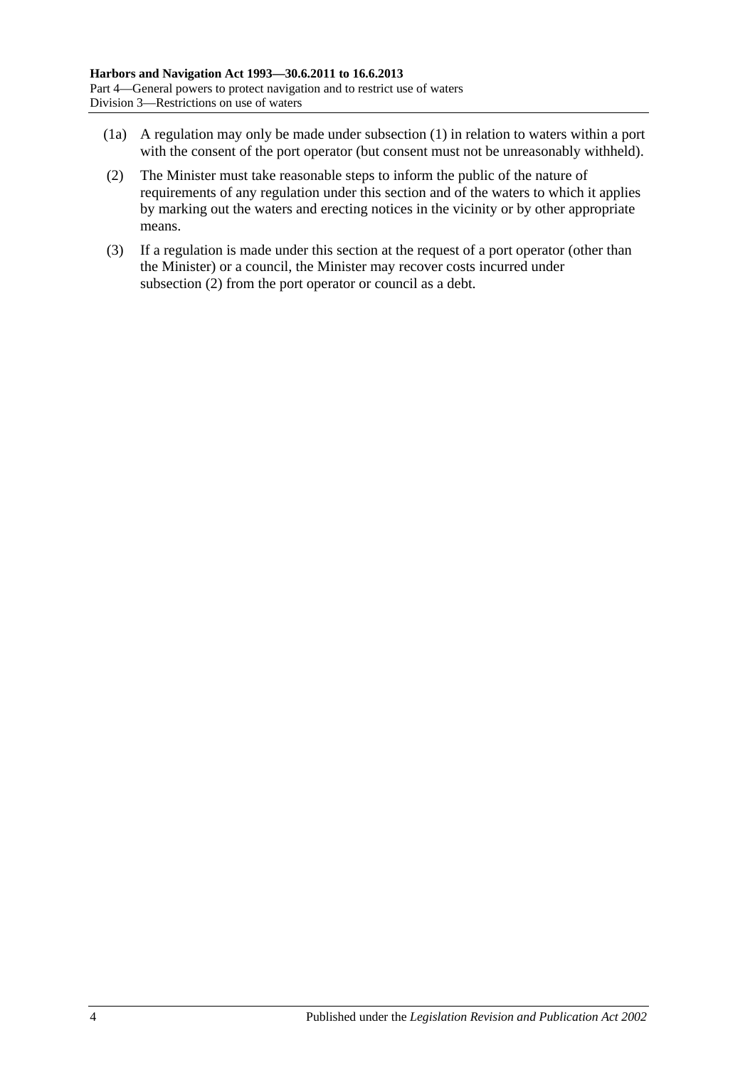(1a) A regulation may only be made under subsection (1) in relation to waters within a port with the consent of the port operator (but consent must not be unreasonably withheld).

(2) The Minister must take reasonable steps to inform the public of the nature of requirements of any regulation under this section and of the waters to which it applies by marking out the waters and erecting notices in the vicinity or by other appropriate means.

(3) If a regulation is made under this section at the request of a port operator (other than the Minister) or a council, the Minister may recover costs incurred under subsection (2) from the port operator or council as a debt.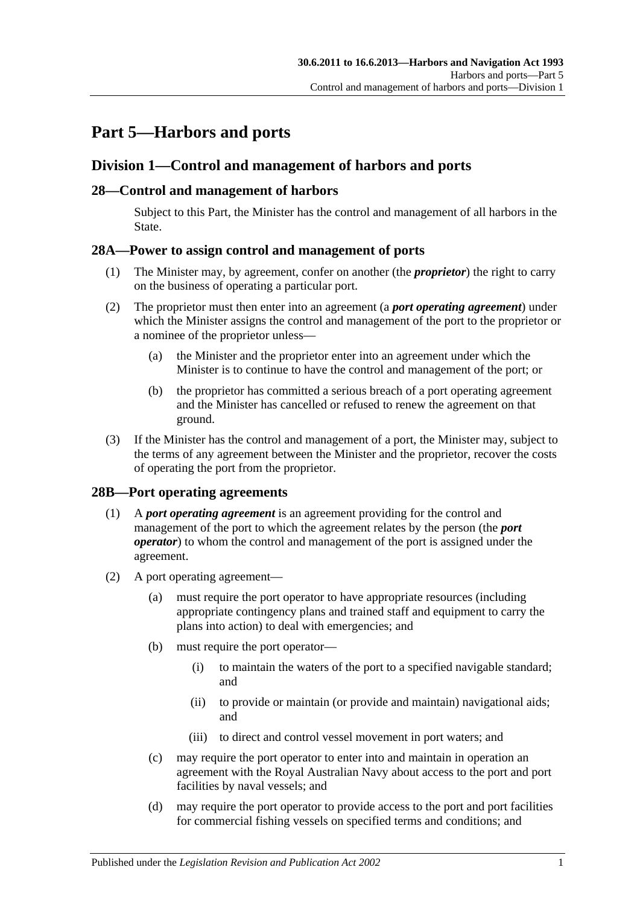# Part 5—Harbors and ports

## Division 1—Control and management of harbors and ports

### 28—Control and management of harbors

Subject to this Part, the Minister has the control and management of all harbors in the State.

### 28A—Power to assign control and management of ports

(1) The Minister may, by agreement, confer on another (the ***proprietor***) the right to carry on the business of operating a particular port.

(2) The proprietor must then enter into an agreement (a ***port operating agreement***) under which the Minister assigns the control and management of the port to the proprietor or a nominee of the proprietor unless—

(a) the Minister and the proprietor enter into an agreement under which the Minister is to continue to have the control and management of the port; or

(b) the proprietor has committed a serious breach of a port operating agreement and the Minister has cancelled or refused to renew the agreement on that ground.

(3) If the Minister has the control and management of a port, the Minister may, subject to the terms of any agreement between the Minister and the proprietor, recover the costs of operating the port from the proprietor.

### 28B—Port operating agreements

(1) A ***port operating agreement*** is an agreement providing for the control and management of the port to which the agreement relates by the person (the ***port operator***) to whom the control and management of the port is assigned under the agreement.

(2) A port operating agreement—

(a) must require the port operator to have appropriate resources (including appropriate contingency plans and trained staff and equipment to carry the plans into action) to deal with emergencies; and

(b) must require the port operator—

(i) to maintain the waters of the port to a specified navigable standard; and

(ii) to provide or maintain (or provide and maintain) navigational aids; and

(iii) to direct and control vessel movement in port waters; and

(c) may require the port operator to enter into and maintain in operation an agreement with the Royal Australian Navy about access to the port and port facilities by naval vessels; and

(d) may require the port operator to provide access to the port and port facilities for commercial fishing vessels on specified terms and conditions; and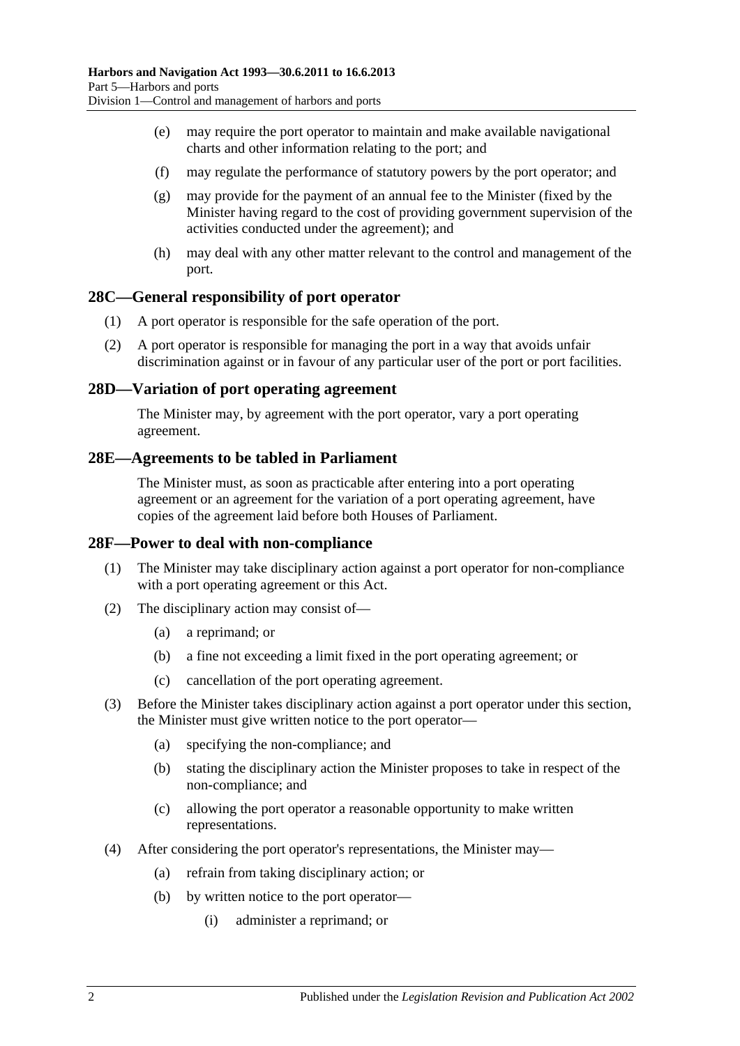(e) may require the port operator to maintain and make available navigational charts and other information relating to the port; and

(f) may regulate the performance of statutory powers by the port operator; and

(g) may provide for the payment of an annual fee to the Minister (fixed by the Minister having regard to the cost of providing government supervision of the activities conducted under the agreement); and

(h) may deal with any other matter relevant to the control and management of the port.

## 28C—General responsibility of port operator

(1) A port operator is responsible for the safe operation of the port.

(2) A port operator is responsible for managing the port in a way that avoids unfair discrimination against or in favour of any particular user of the port or port facilities.

## 28D—Variation of port operating agreement

The Minister may, by agreement with the port operator, vary a port operating agreement.

## 28E—Agreements to be tabled in Parliament

The Minister must, as soon as practicable after entering into a port operating agreement or an agreement for the variation of a port operating agreement, have copies of the agreement laid before both Houses of Parliament.

## 28F—Power to deal with non-compliance

(1) The Minister may take disciplinary action against a port operator for non-compliance with a port operating agreement or this Act.

(2) The disciplinary action may consist of—

(a) a reprimand; or

(b) a fine not exceeding a limit fixed in the port operating agreement; or

(c) cancellation of the port operating agreement.

(3) Before the Minister takes disciplinary action against a port operator under this section, the Minister must give written notice to the port operator—

(a) specifying the non-compliance; and

(b) stating the disciplinary action the Minister proposes to take in respect of the non-compliance; and

(c) allowing the port operator a reasonable opportunity to make written representations.

(4) After considering the port operator's representations, the Minister may—

(a) refrain from taking disciplinary action; or

(b) by written notice to the port operator—

(i) administer a reprimand; or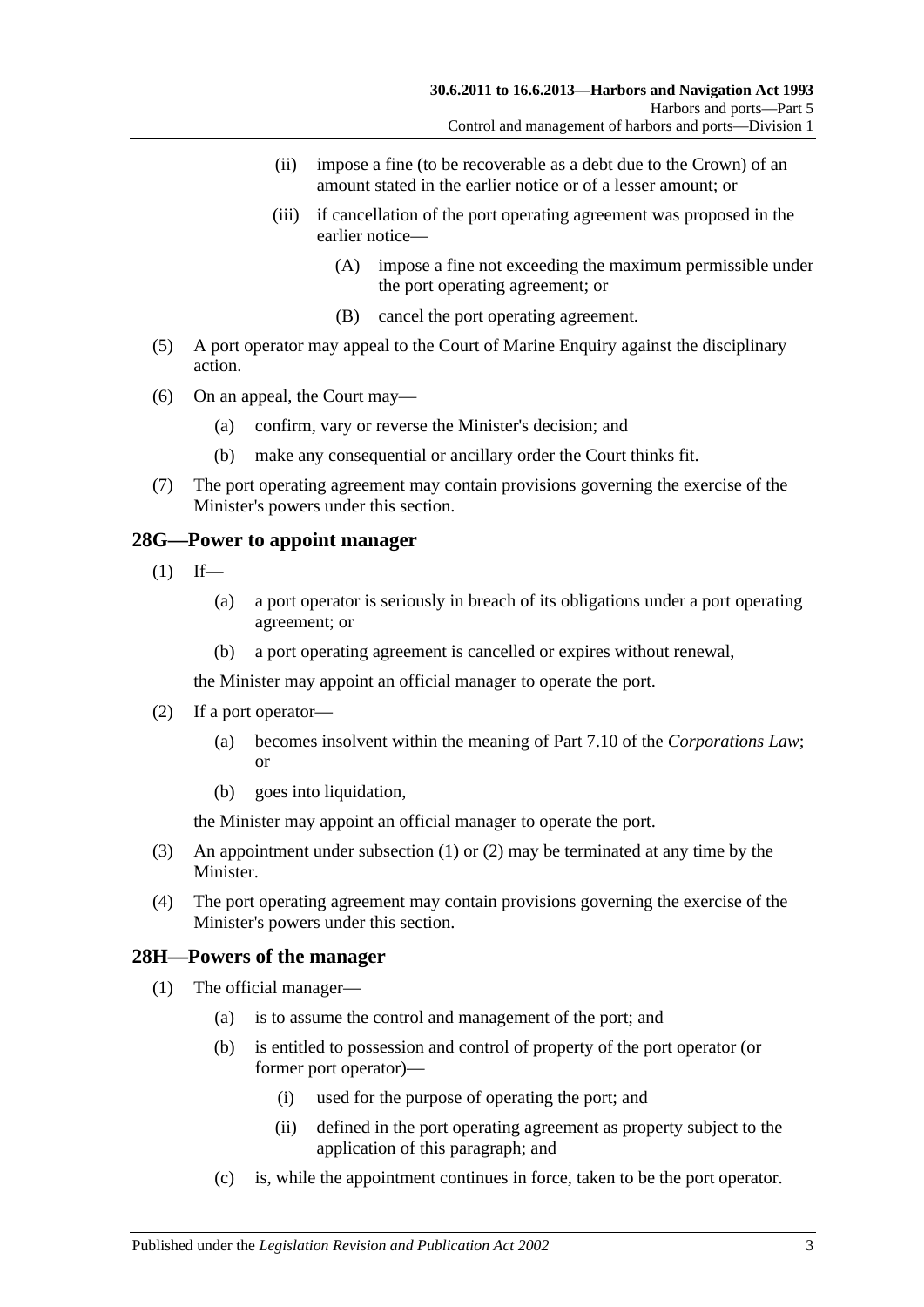(ii) impose a fine (to be recoverable as a debt due to the Crown) of an amount stated in the earlier notice or of a lesser amount; or

(iii) if cancellation of the port operating agreement was proposed in the earlier notice—

(A) impose a fine not exceeding the maximum permissible under the port operating agreement; or

(B) cancel the port operating agreement.

(5) A port operator may appeal to the Court of Marine Enquiry against the disciplinary action.

(6) On an appeal, the Court may—

(a) confirm, vary or reverse the Minister's decision; and

(b) make any consequential or ancillary order the Court thinks fit.

(7) The port operating agreement may contain provisions governing the exercise of the Minister's powers under this section.

## 28G—Power to appoint manager

(1) If—

(a) a port operator is seriously in breach of its obligations under a port operating agreement; or

(b) a port operating agreement is cancelled or expires without renewal,

the Minister may appoint an official manager to operate the port.

(2) If a port operator—

(a) becomes insolvent within the meaning of Part 7.10 of the *Corporations Law*; or

(b) goes into liquidation,

the Minister may appoint an official manager to operate the port.

(3) An appointment under subsection (1) or (2) may be terminated at any time by the Minister.

(4) The port operating agreement may contain provisions governing the exercise of the Minister's powers under this section.

## 28H—Powers of the manager

(1) The official manager—

(a) is to assume the control and management of the port; and

(b) is entitled to possession and control of property of the port operator (or former port operator)—

(i) used for the purpose of operating the port; and

(ii) defined in the port operating agreement as property subject to the application of this paragraph; and

(c) is, while the appointment continues in force, taken to be the port operator.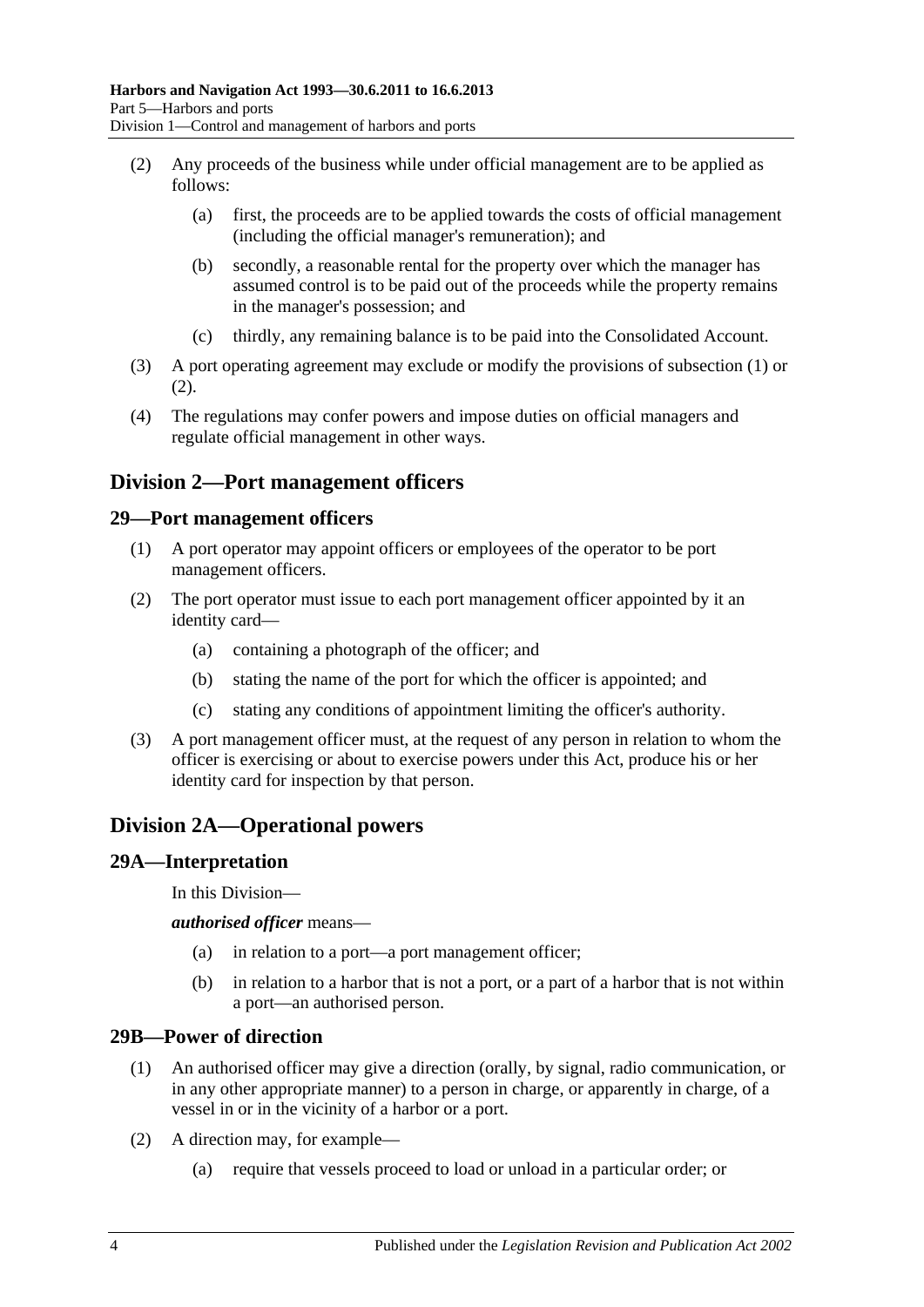(2) Any proceeds of the business while under official management are to be applied as follows:

(a) first, the proceeds are to be applied towards the costs of official management (including the official manager's remuneration); and

(b) secondly, a reasonable rental for the property over which the manager has assumed control is to be paid out of the proceeds while the property remains in the manager's possession; and

(c) thirdly, any remaining balance is to be paid into the Consolidated Account.

(3) A port operating agreement may exclude or modify the provisions of subsection (1) or (2).

(4) The regulations may confer powers and impose duties on official managers and regulate official management in other ways.

## Division 2—Port management officers

### 29—Port management officers

(1) A port operator may appoint officers or employees of the operator to be port management officers.

(2) The port operator must issue to each port management officer appointed by it an identity card—

(a) containing a photograph of the officer; and

(b) stating the name of the port for which the officer is appointed; and

(c) stating any conditions of appointment limiting the officer's authority.

(3) A port management officer must, at the request of any person in relation to whom the officer is exercising or about to exercise powers under this Act, produce his or her identity card for inspection by that person.

## Division 2A—Operational powers

### 29A—Interpretation

In this Division—

***authorised officer*** means—

(a) in relation to a port—a port management officer;

(b) in relation to a harbor that is not a port, or a part of a harbor that is not within a port—an authorised person.

### 29B—Power of direction

(1) An authorised officer may give a direction (orally, by signal, radio communication, or in any other appropriate manner) to a person in charge, or apparently in charge, of a vessel in or in the vicinity of a harbor or a port.

(2) A direction may, for example—

(a) require that vessels proceed to load or unload in a particular order; or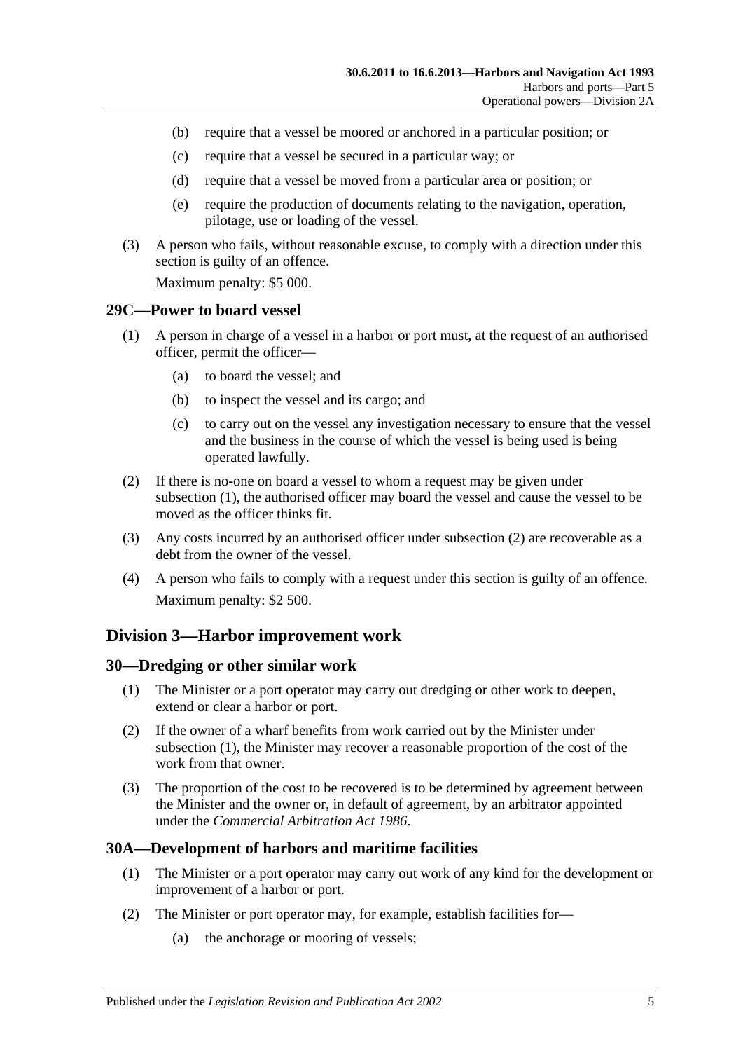(b) require that a vessel be moored or anchored in a particular position; or

(c) require that a vessel be secured in a particular way; or

(d) require that a vessel be moved from a particular area or position; or

(e) require the production of documents relating to the navigation, operation, pilotage, use or loading of the vessel.

(3) A person who fails, without reasonable excuse, to comply with a direction under this section is guilty of an offence.

Maximum penalty: $5 000.

## 29C—Power to board vessel

(1) A person in charge of a vessel in a harbor or port must, at the request of an authorised officer, permit the officer—

(a) to board the vessel; and

(b) to inspect the vessel and its cargo; and

(c) to carry out on the vessel any investigation necessary to ensure that the vessel and the business in the course of which the vessel is being used is being operated lawfully.

(2) If there is no-one on board a vessel to whom a request may be given under subsection (1), the authorised officer may board the vessel and cause the vessel to be moved as the officer thinks fit.

(3) Any costs incurred by an authorised officer under subsection (2) are recoverable as a debt from the owner of the vessel.

(4) A person who fails to comply with a request under this section is guilty of an offence.

Maximum penalty: $2 500.

# Division 3—Harbor improvement work

## 30—Dredging or other similar work

(1) The Minister or a port operator may carry out dredging or other work to deepen, extend or clear a harbor or port.

(2) If the owner of a wharf benefits from work carried out by the Minister under subsection (1), the Minister may recover a reasonable proportion of the cost of the work from that owner.

(3) The proportion of the cost to be recovered is to be determined by agreement between the Minister and the owner or, in default of agreement, by an arbitrator appointed under the *Commercial Arbitration Act 1986*.

## 30A—Development of harbors and maritime facilities

(1) The Minister or a port operator may carry out work of any kind for the development or improvement of a harbor or port.

(2) The Minister or port operator may, for example, establish facilities for—

(a) the anchorage or mooring of vessels;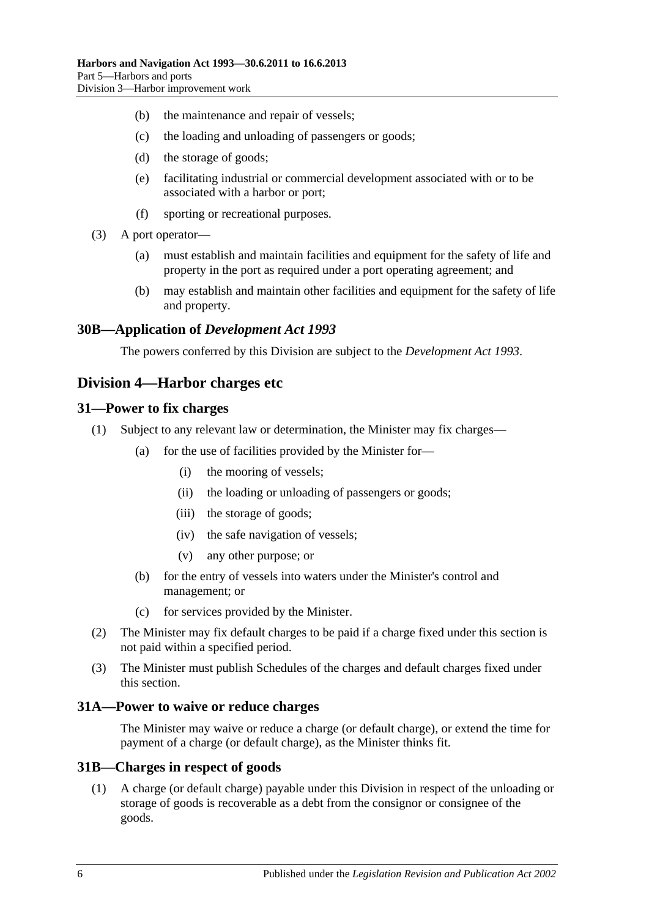(b) the maintenance and repair of vessels;

(c) the loading and unloading of passengers or goods;

(d) the storage of goods;

(e) facilitating industrial or commercial development associated with or to be associated with a harbor or port;

(f) sporting or recreational purposes.

(3) A port operator—

(a) must establish and maintain facilities and equipment for the safety of life and property in the port as required under a port operating agreement; and

(b) may establish and maintain other facilities and equipment for the safety of life and property.

### 30B—Application of *Development Act 1993*

The powers conferred by this Division are subject to the *Development Act 1993*.

## Division 4—Harbor charges etc

### 31—Power to fix charges

(1) Subject to any relevant law or determination, the Minister may fix charges—

(a) for the use of facilities provided by the Minister for—

(i) the mooring of vessels;

(ii) the loading or unloading of passengers or goods;

(iii) the storage of goods;

(iv) the safe navigation of vessels;

(v) any other purpose; or

(b) for the entry of vessels into waters under the Minister's control and management; or

(c) for services provided by the Minister.

(2) The Minister may fix default charges to be paid if a charge fixed under this section is not paid within a specified period.

(3) The Minister must publish Schedules of the charges and default charges fixed under this section.

### 31A—Power to waive or reduce charges

The Minister may waive or reduce a charge (or default charge), or extend the time for payment of a charge (or default charge), as the Minister thinks fit.

### 31B—Charges in respect of goods

(1) A charge (or default charge) payable under this Division in respect of the unloading or storage of goods is recoverable as a debt from the consignor or consignee of the goods.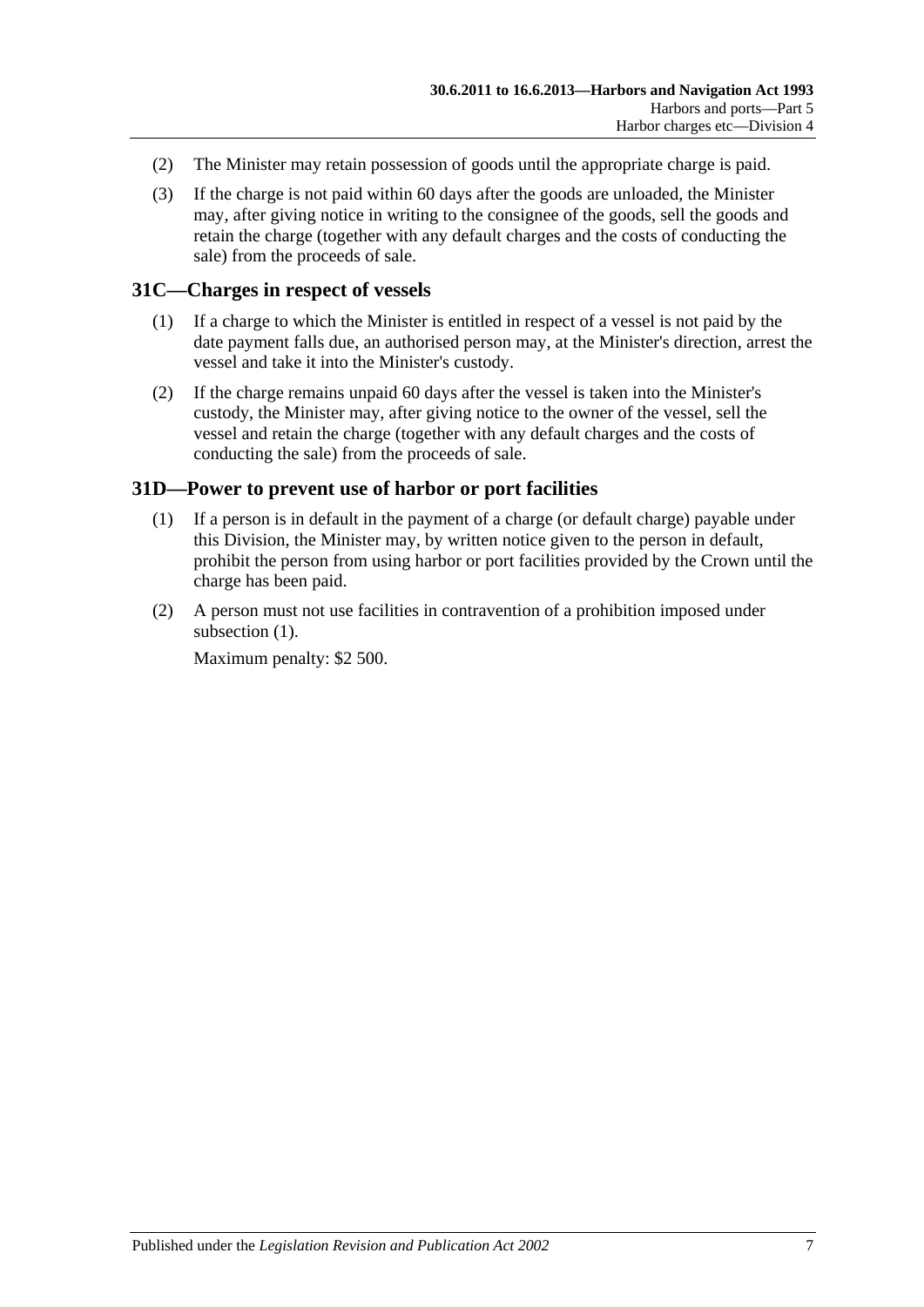(2) The Minister may retain possession of goods until the appropriate charge is paid.

(3) If the charge is not paid within 60 days after the goods are unloaded, the Minister may, after giving notice in writing to the consignee of the goods, sell the goods and retain the charge (together with any default charges and the costs of conducting the sale) from the proceeds of sale.

## 31C—Charges in respect of vessels

(1) If a charge to which the Minister is entitled in respect of a vessel is not paid by the date payment falls due, an authorised person may, at the Minister's direction, arrest the vessel and take it into the Minister's custody.

(2) If the charge remains unpaid 60 days after the vessel is taken into the Minister's custody, the Minister may, after giving notice to the owner of the vessel, sell the vessel and retain the charge (together with any default charges and the costs of conducting the sale) from the proceeds of sale.

## 31D—Power to prevent use of harbor or port facilities

(1) If a person is in default in the payment of a charge (or default charge) payable under this Division, the Minister may, by written notice given to the person in default, prohibit the person from using harbor or port facilities provided by the Crown until the charge has been paid.

(2) A person must not use facilities in contravention of a prohibition imposed under subsection (1).

Maximum penalty: $2 500.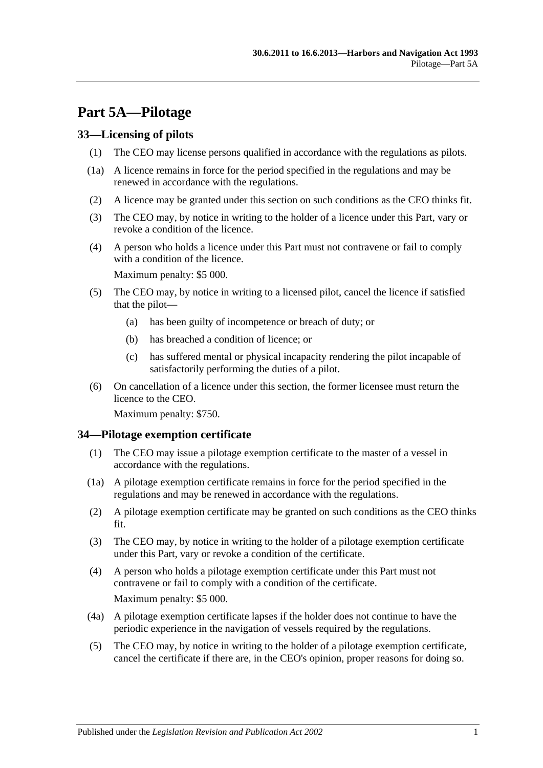# Part 5A—Pilotage

## 33—Licensing of pilots

(1) The CEO may license persons qualified in accordance with the regulations as pilots.

(1a) A licence remains in force for the period specified in the regulations and may be renewed in accordance with the regulations.

(2) A licence may be granted under this section on such conditions as the CEO thinks fit.

(3) The CEO may, by notice in writing to the holder of a licence under this Part, vary or revoke a condition of the licence.

(4) A person who holds a licence under this Part must not contravene or fail to comply with a condition of the licence.

Maximum penalty: $5 000.

(5) The CEO may, by notice in writing to a licensed pilot, cancel the licence if satisfied that the pilot—

(a) has been guilty of incompetence or breach of duty; or

(b) has breached a condition of licence; or

(c) has suffered mental or physical incapacity rendering the pilot incapable of satisfactorily performing the duties of a pilot.

(6) On cancellation of a licence under this section, the former licensee must return the licence to the CEO.

Maximum penalty: $750.

## 34—Pilotage exemption certificate

(1) The CEO may issue a pilotage exemption certificate to the master of a vessel in accordance with the regulations.

(1a) A pilotage exemption certificate remains in force for the period specified in the regulations and may be renewed in accordance with the regulations.

(2) A pilotage exemption certificate may be granted on such conditions as the CEO thinks fit.

(3) The CEO may, by notice in writing to the holder of a pilotage exemption certificate under this Part, vary or revoke a condition of the certificate.

(4) A person who holds a pilotage exemption certificate under this Part must not contravene or fail to comply with a condition of the certificate.

Maximum penalty: $5 000.

(4a) A pilotage exemption certificate lapses if the holder does not continue to have the periodic experience in the navigation of vessels required by the regulations.

(5) The CEO may, by notice in writing to the holder of a pilotage exemption certificate, cancel the certificate if there are, in the CEO's opinion, proper reasons for doing so.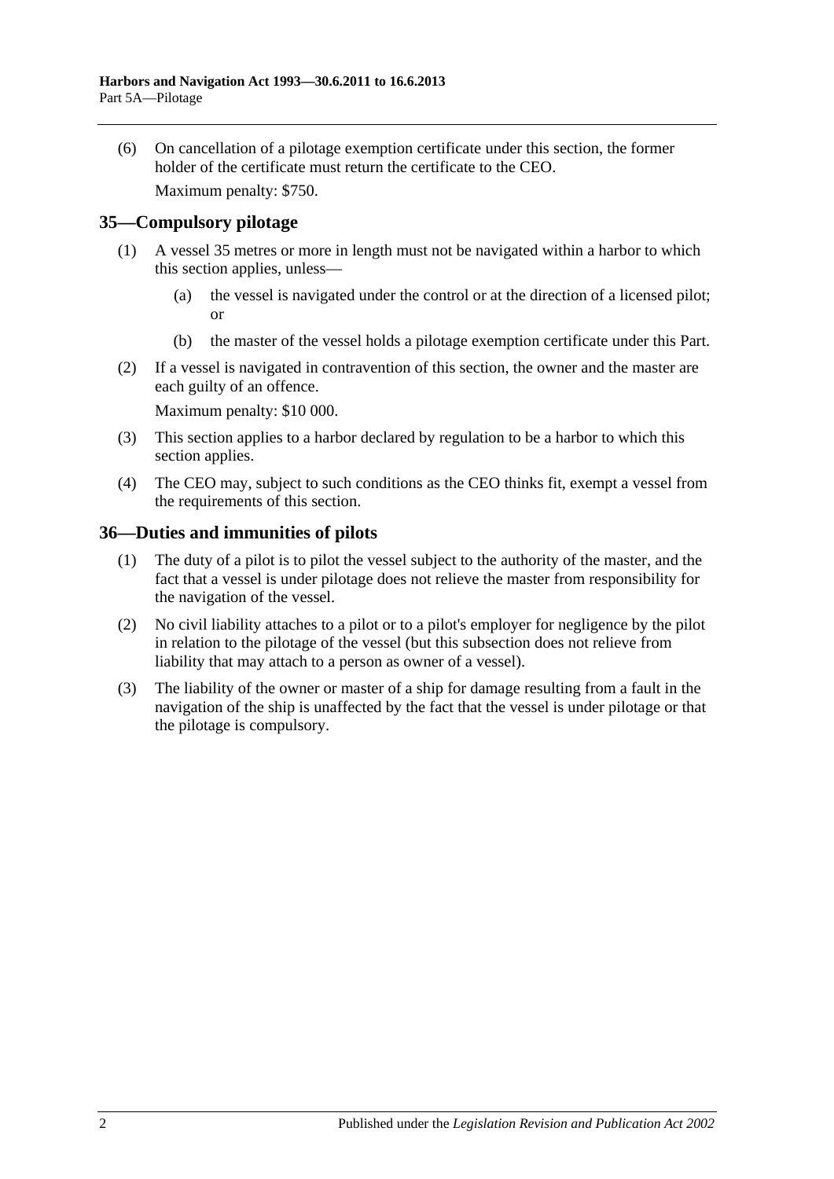(6) On cancellation of a pilotage exemption certificate under this section, the former holder of the certificate must return the certificate to the CEO.

Maximum penalty: $750.

## 35—Compulsory pilotage

(1) A vessel 35 metres or more in length must not be navigated within a harbor to which this section applies, unless—

(a) the vessel is navigated under the control or at the direction of a licensed pilot; or

(b) the master of the vessel holds a pilotage exemption certificate under this Part.

(2) If a vessel is navigated in contravention of this section, the owner and the master are each guilty of an offence.

Maximum penalty: $10 000.

(3) This section applies to a harbor declared by regulation to be a harbor to which this section applies.

(4) The CEO may, subject to such conditions as the CEO thinks fit, exempt a vessel from the requirements of this section.

## 36—Duties and immunities of pilots

(1) The duty of a pilot is to pilot the vessel subject to the authority of the master, and the fact that a vessel is under pilotage does not relieve the master from responsibility for the navigation of the vessel.

(2) No civil liability attaches to a pilot or to a pilot's employer for negligence by the pilot in relation to the pilotage of the vessel (but this subsection does not relieve from liability that may attach to a person as owner of a vessel).

(3) The liability of the owner or master of a ship for damage resulting from a fault in the navigation of the ship is unaffected by the fact that the vessel is under pilotage or that the pilotage is compulsory.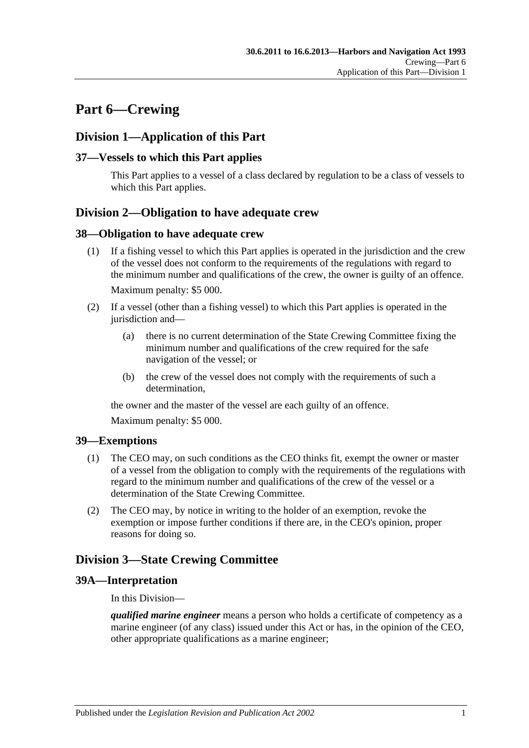# Part 6—Crewing

## Division 1—Application of this Part

### 37—Vessels to which this Part applies

This Part applies to a vessel of a class declared by regulation to be a class of vessels to which this Part applies.

## Division 2—Obligation to have adequate crew

### 38—Obligation to have adequate crew

(1) If a fishing vessel to which this Part applies is operated in the jurisdiction and the crew of the vessel does not conform to the requirements of the regulations with regard to the minimum number and qualifications of the crew, the owner is guilty of an offence.

Maximum penalty: $5 000.

(2) If a vessel (other than a fishing vessel) to which this Part applies is operated in the jurisdiction and—

(a) there is no current determination of the State Crewing Committee fixing the minimum number and qualifications of the crew required for the safe navigation of the vessel; or

(b) the crew of the vessel does not comply with the requirements of such a determination,

the owner and the master of the vessel are each guilty of an offence.

Maximum penalty: $5 000.

### 39—Exemptions

(1) The CEO may, on such conditions as the CEO thinks fit, exempt the owner or master of a vessel from the obligation to comply with the requirements of the regulations with regard to the minimum number and qualifications of the crew of the vessel or a determination of the State Crewing Committee.

(2) The CEO may, by notice in writing to the holder of an exemption, revoke the exemption or impose further conditions if there are, in the CEO's opinion, proper reasons for doing so.

## Division 3—State Crewing Committee

### 39A—Interpretation

In this Division—

***qualified marine engineer*** means a person who holds a certificate of competency as a marine engineer (of any class) issued under this Act or has, in the opinion of the CEO, other appropriate qualifications as a marine engineer;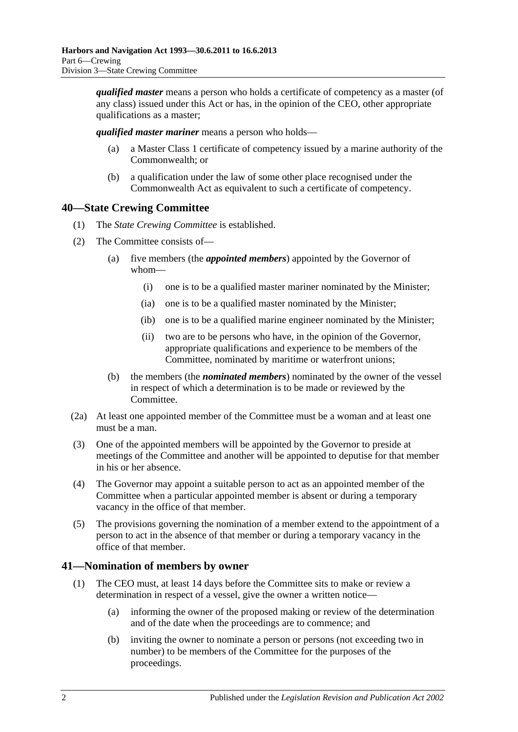***qualified master*** means a person who holds a certificate of competency as a master (of any class) issued under this Act or has, in the opinion of the CEO, other appropriate qualifications as a master;

***qualified master mariner*** means a person who holds—

- (a) a Master Class 1 certificate of competency issued by a marine authority of the Commonwealth; or
- (b) a qualification under the law of some other place recognised under the Commonwealth Act as equivalent to such a certificate of competency.

## 40—State Crewing Committee

(1) The *State Crewing Committee* is established.

(2) The Committee consists of—

- (a) five members (the ***appointed members***) appointed by the Governor of whom—
  - (i) one is to be a qualified master mariner nominated by the Minister;
  - (ia) one is to be a qualified master nominated by the Minister;
  - (ib) one is to be a qualified marine engineer nominated by the Minister;
  - (ii) two are to be persons who have, in the opinion of the Governor, appropriate qualifications and experience to be members of the Committee, nominated by maritime or waterfront unions;
- (b) the members (the ***nominated members***) nominated by the owner of the vessel in respect of which a determination is to be made or reviewed by the Committee.

(2a) At least one appointed member of the Committee must be a woman and at least one must be a man.

(3) One of the appointed members will be appointed by the Governor to preside at meetings of the Committee and another will be appointed to deputise for that member in his or her absence.

(4) The Governor may appoint a suitable person to act as an appointed member of the Committee when a particular appointed member is absent or during a temporary vacancy in the office of that member.

(5) The provisions governing the nomination of a member extend to the appointment of a person to act in the absence of that member or during a temporary vacancy in the office of that member.

## 41—Nomination of members by owner

(1) The CEO must, at least 14 days before the Committee sits to make or review a determination in respect of a vessel, give the owner a written notice—

- (a) informing the owner of the proposed making or review of the determination and of the date when the proceedings are to commence; and
- (b) inviting the owner to nominate a person or persons (not exceeding two in number) to be members of the Committee for the purposes of the proceedings.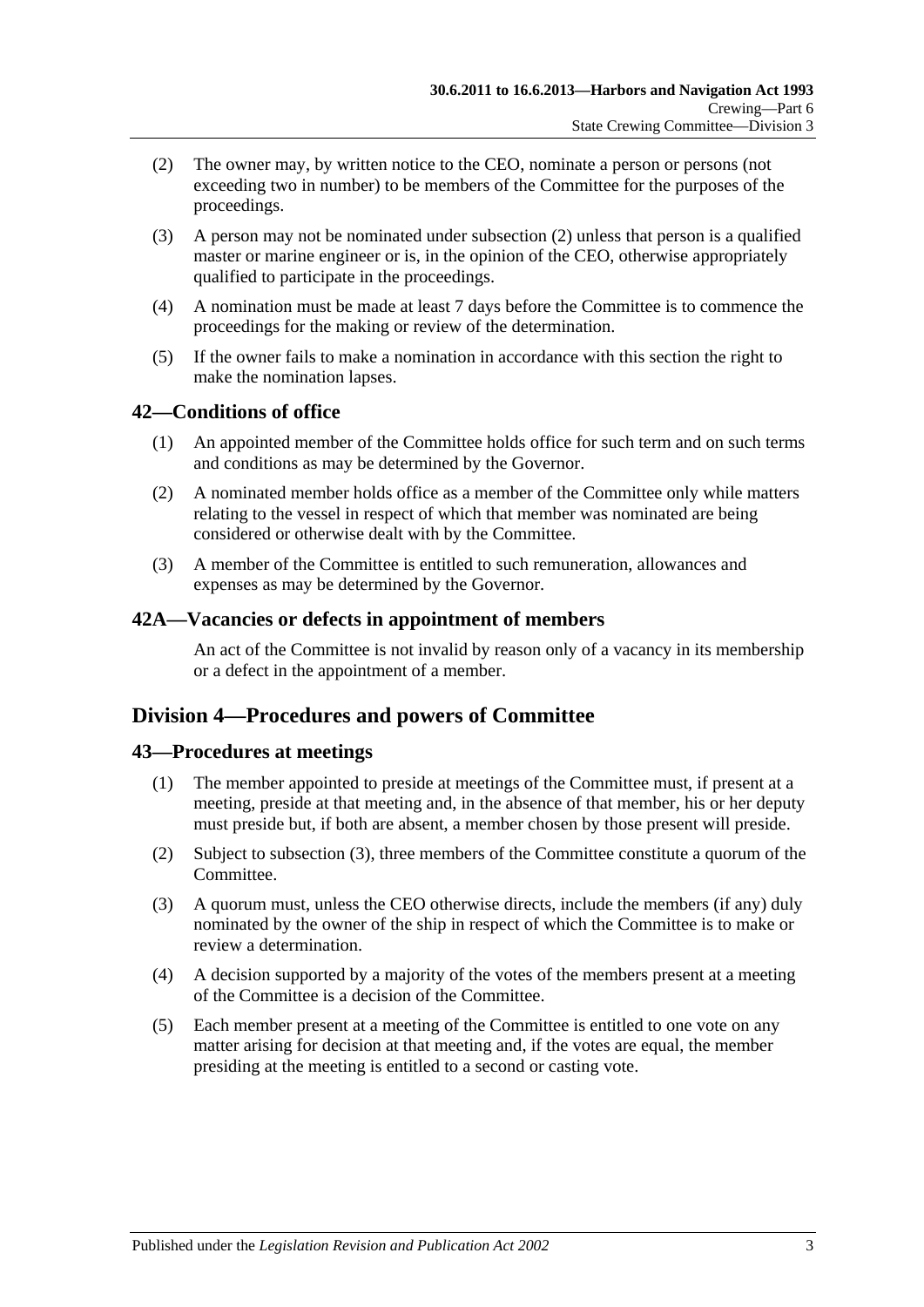(2) The owner may, by written notice to the CEO, nominate a person or persons (not exceeding two in number) to be members of the Committee for the purposes of the proceedings.

(3) A person may not be nominated under subsection (2) unless that person is a qualified master or marine engineer or is, in the opinion of the CEO, otherwise appropriately qualified to participate in the proceedings.

(4) A nomination must be made at least 7 days before the Committee is to commence the proceedings for the making or review of the determination.

(5) If the owner fails to make a nomination in accordance with this section the right to make the nomination lapses.

## 42—Conditions of office

(1) An appointed member of the Committee holds office for such term and on such terms and conditions as may be determined by the Governor.

(2) A nominated member holds office as a member of the Committee only while matters relating to the vessel in respect of which that member was nominated are being considered or otherwise dealt with by the Committee.

(3) A member of the Committee is entitled to such remuneration, allowances and expenses as may be determined by the Governor.

## 42A—Vacancies or defects in appointment of members

An act of the Committee is not invalid by reason only of a vacancy in its membership or a defect in the appointment of a member.

# Division 4—Procedures and powers of Committee

## 43—Procedures at meetings

(1) The member appointed to preside at meetings of the Committee must, if present at a meeting, preside at that meeting and, in the absence of that member, his or her deputy must preside but, if both are absent, a member chosen by those present will preside.

(2) Subject to subsection (3), three members of the Committee constitute a quorum of the Committee.

(3) A quorum must, unless the CEO otherwise directs, include the members (if any) duly nominated by the owner of the ship in respect of which the Committee is to make or review a determination.

(4) A decision supported by a majority of the votes of the members present at a meeting of the Committee is a decision of the Committee.

(5) Each member present at a meeting of the Committee is entitled to one vote on any matter arising for decision at that meeting and, if the votes are equal, the member presiding at the meeting is entitled to a second or casting vote.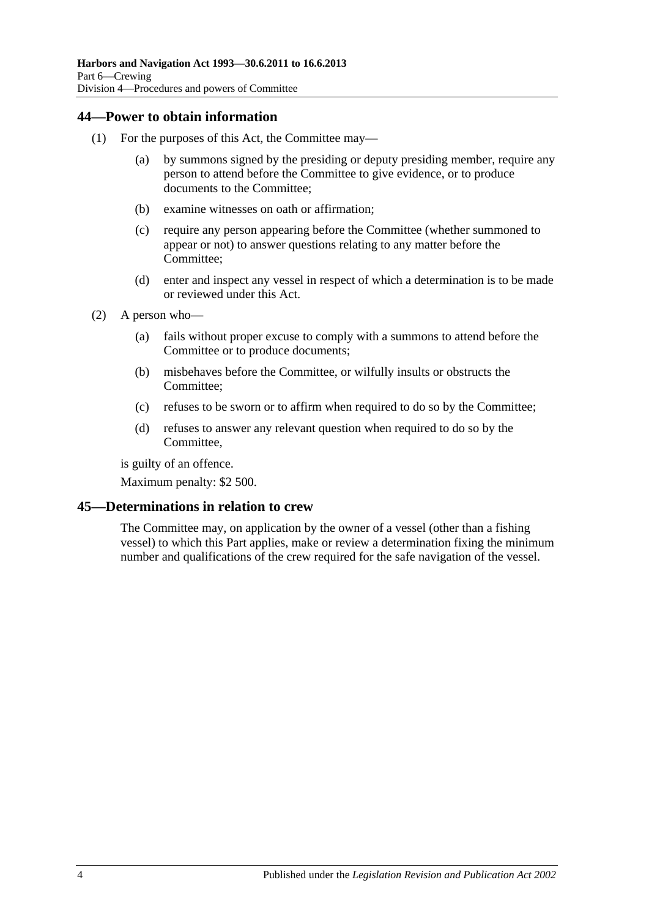## 44—Power to obtain information

(1) For the purposes of this Act, the Committee may—

(a) by summons signed by the presiding or deputy presiding member, require any person to attend before the Committee to give evidence, or to produce documents to the Committee;

(b) examine witnesses on oath or affirmation;

(c) require any person appearing before the Committee (whether summoned to appear or not) to answer questions relating to any matter before the Committee;

(d) enter and inspect any vessel in respect of which a determination is to be made or reviewed under this Act.

(2) A person who—

(a) fails without proper excuse to comply with a summons to attend before the Committee or to produce documents;

(b) misbehaves before the Committee, or wilfully insults or obstructs the Committee;

(c) refuses to be sworn or to affirm when required to do so by the Committee;

(d) refuses to answer any relevant question when required to do so by the Committee,

is guilty of an offence.

Maximum penalty: $2 500.

## 45—Determinations in relation to crew

The Committee may, on application by the owner of a vessel (other than a fishing vessel) to which this Part applies, make or review a determination fixing the minimum number and qualifications of the crew required for the safe navigation of the vessel.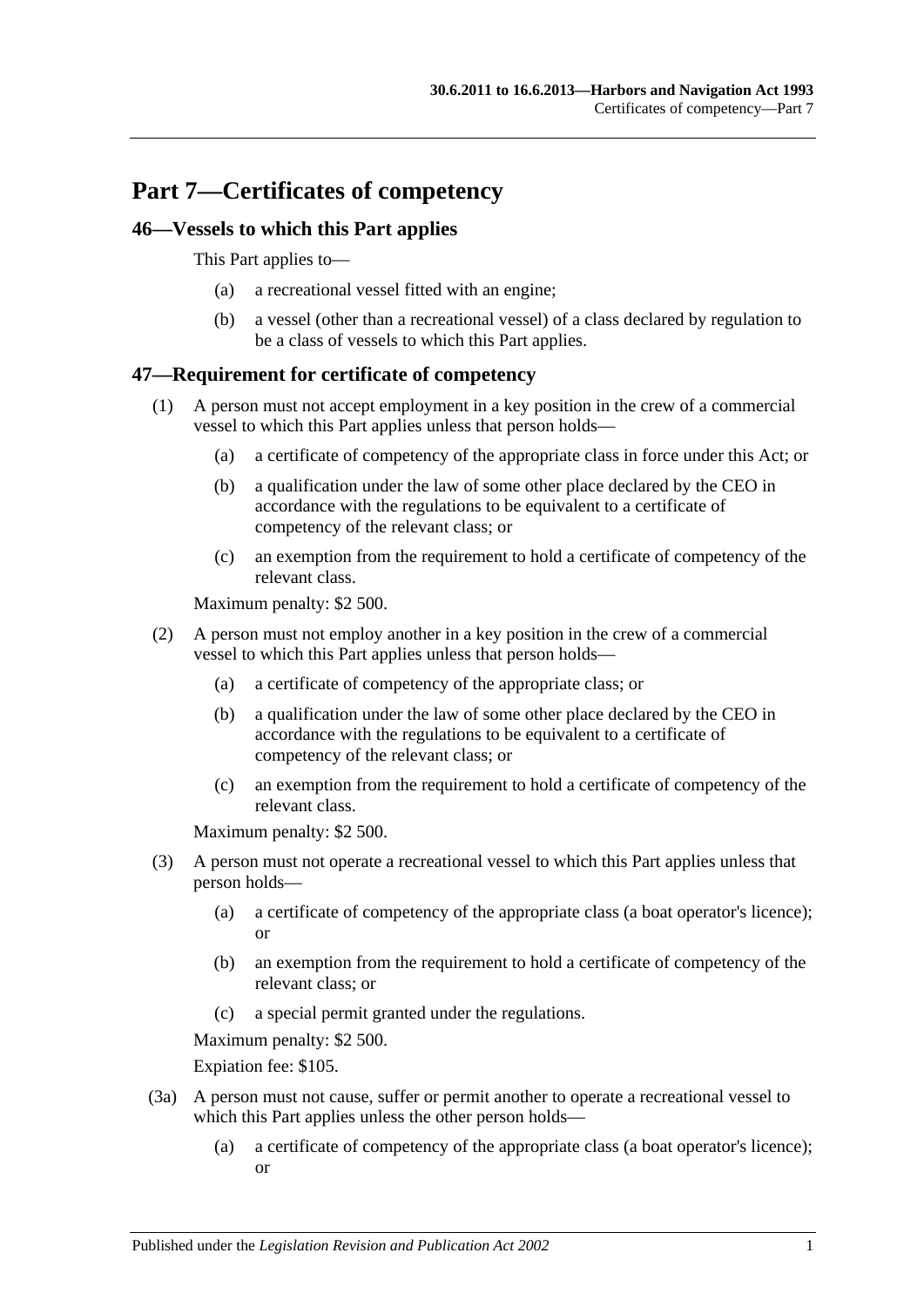# Part 7—Certificates of competency

## 46—Vessels to which this Part applies

This Part applies to—

(a) a recreational vessel fitted with an engine;

(b) a vessel (other than a recreational vessel) of a class declared by regulation to be a class of vessels to which this Part applies.

## 47—Requirement for certificate of competency

(1) A person must not accept employment in a key position in the crew of a commercial vessel to which this Part applies unless that person holds—

(a) a certificate of competency of the appropriate class in force under this Act; or

(b) a qualification under the law of some other place declared by the CEO in accordance with the regulations to be equivalent to a certificate of competency of the relevant class; or

(c) an exemption from the requirement to hold a certificate of competency of the relevant class.

Maximum penalty: $2 500.

(2) A person must not employ another in a key position in the crew of a commercial vessel to which this Part applies unless that person holds—

(a) a certificate of competency of the appropriate class; or

(b) a qualification under the law of some other place declared by the CEO in accordance with the regulations to be equivalent to a certificate of competency of the relevant class; or

(c) an exemption from the requirement to hold a certificate of competency of the relevant class.

Maximum penalty: $2 500.

(3) A person must not operate a recreational vessel to which this Part applies unless that person holds—

(a) a certificate of competency of the appropriate class (a boat operator's licence); or

(b) an exemption from the requirement to hold a certificate of competency of the relevant class; or

(c) a special permit granted under the regulations.

Maximum penalty: $2 500.

Expiation fee: $105.

(3a) A person must not cause, suffer or permit another to operate a recreational vessel to which this Part applies unless the other person holds—

(a) a certificate of competency of the appropriate class (a boat operator's licence); or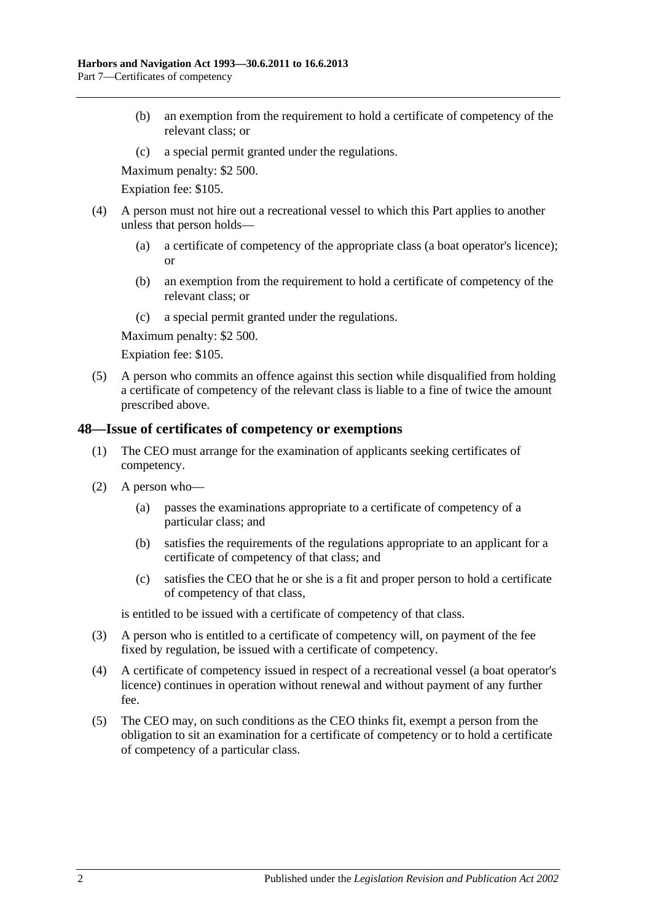(b) an exemption from the requirement to hold a certificate of competency of the relevant class; or

(c) a special permit granted under the regulations.

Maximum penalty: $2 500.

Expiation fee: $105.

(4) A person must not hire out a recreational vessel to which this Part applies to another unless that person holds—

(a) a certificate of competency of the appropriate class (a boat operator's licence); or

(b) an exemption from the requirement to hold a certificate of competency of the relevant class; or

(c) a special permit granted under the regulations.

Maximum penalty: $2 500.

Expiation fee: $105.

(5) A person who commits an offence against this section while disqualified from holding a certificate of competency of the relevant class is liable to a fine of twice the amount prescribed above.

## 48—Issue of certificates of competency or exemptions

(1) The CEO must arrange for the examination of applicants seeking certificates of competency.

(2) A person who—

(a) passes the examinations appropriate to a certificate of competency of a particular class; and

(b) satisfies the requirements of the regulations appropriate to an applicant for a certificate of competency of that class; and

(c) satisfies the CEO that he or she is a fit and proper person to hold a certificate of competency of that class,

is entitled to be issued with a certificate of competency of that class.

(3) A person who is entitled to a certificate of competency will, on payment of the fee fixed by regulation, be issued with a certificate of competency.

(4) A certificate of competency issued in respect of a recreational vessel (a boat operator's licence) continues in operation without renewal and without payment of any further fee.

(5) The CEO may, on such conditions as the CEO thinks fit, exempt a person from the obligation to sit an examination for a certificate of competency or to hold a certificate of competency of a particular class.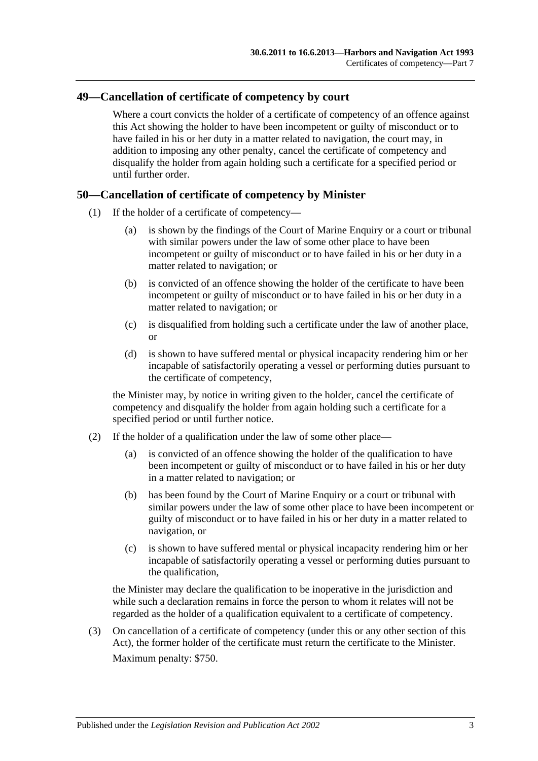## 49—Cancellation of certificate of competency by court

Where a court convicts the holder of a certificate of competency of an offence against this Act showing the holder to have been incompetent or guilty of misconduct or to have failed in his or her duty in a matter related to navigation, the court may, in addition to imposing any other penalty, cancel the certificate of competency and disqualify the holder from again holding such a certificate for a specified period or until further order.

## 50—Cancellation of certificate of competency by Minister

(1) If the holder of a certificate of competency—

(a) is shown by the findings of the Court of Marine Enquiry or a court or tribunal with similar powers under the law of some other place to have been incompetent or guilty of misconduct or to have failed in his or her duty in a matter related to navigation; or

(b) is convicted of an offence showing the holder of the certificate to have been incompetent or guilty of misconduct or to have failed in his or her duty in a matter related to navigation; or

(c) is disqualified from holding such a certificate under the law of another place, or

(d) is shown to have suffered mental or physical incapacity rendering him or her incapable of satisfactorily operating a vessel or performing duties pursuant to the certificate of competency,

the Minister may, by notice in writing given to the holder, cancel the certificate of competency and disqualify the holder from again holding such a certificate for a specified period or until further notice.

(2) If the holder of a qualification under the law of some other place—

(a) is convicted of an offence showing the holder of the qualification to have been incompetent or guilty of misconduct or to have failed in his or her duty in a matter related to navigation; or

(b) has been found by the Court of Marine Enquiry or a court or tribunal with similar powers under the law of some other place to have been incompetent or guilty of misconduct or to have failed in his or her duty in a matter related to navigation, or

(c) is shown to have suffered mental or physical incapacity rendering him or her incapable of satisfactorily operating a vessel or performing duties pursuant to the qualification,

the Minister may declare the qualification to be inoperative in the jurisdiction and while such a declaration remains in force the person to whom it relates will not be regarded as the holder of a qualification equivalent to a certificate of competency.

(3) On cancellation of a certificate of competency (under this or any other section of this Act), the former holder of the certificate must return the certificate to the Minister.

Maximum penalty: $750.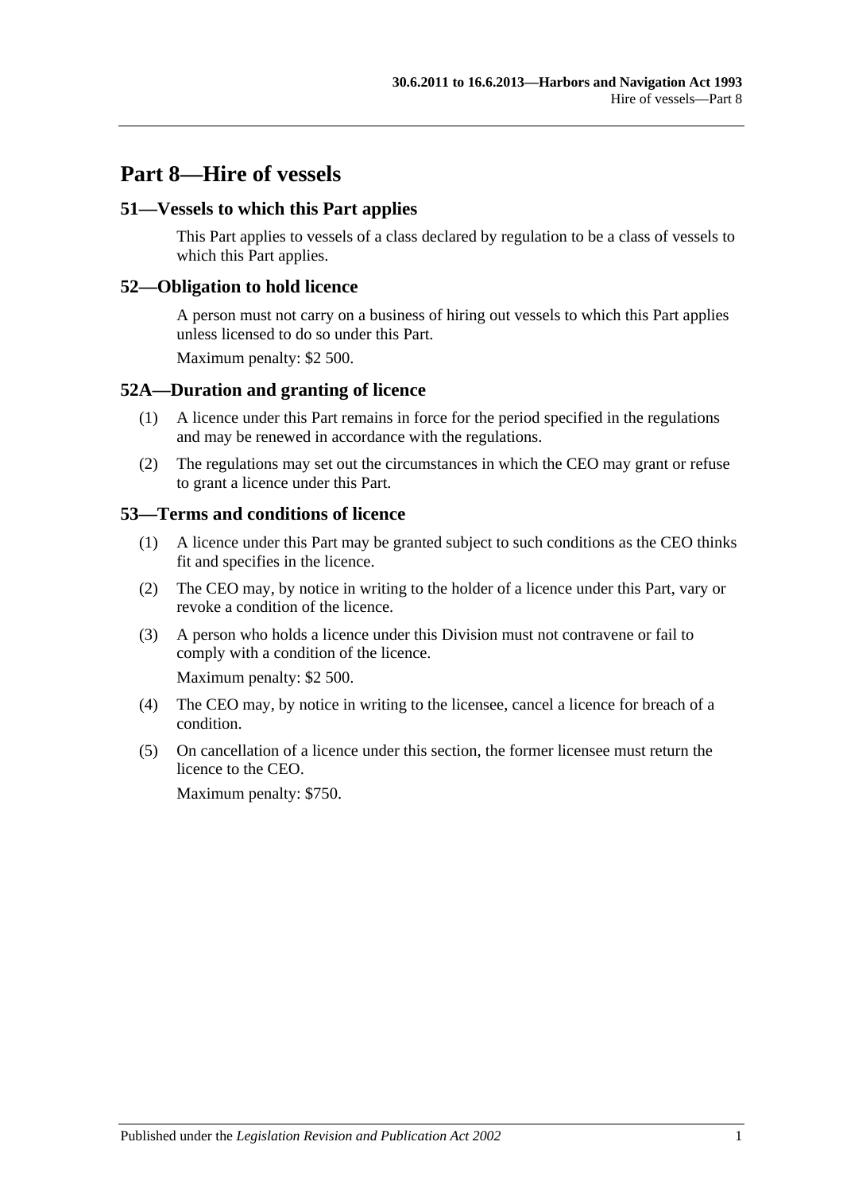# Part 8—Hire of vessels

## 51—Vessels to which this Part applies

This Part applies to vessels of a class declared by regulation to be a class of vessels to which this Part applies.

## 52—Obligation to hold licence

A person must not carry on a business of hiring out vessels to which this Part applies unless licensed to do so under this Part.

Maximum penalty: $2 500.

## 52A—Duration and granting of licence

(1) A licence under this Part remains in force for the period specified in the regulations and may be renewed in accordance with the regulations.

(2) The regulations may set out the circumstances in which the CEO may grant or refuse to grant a licence under this Part.

## 53—Terms and conditions of licence

(1) A licence under this Part may be granted subject to such conditions as the CEO thinks fit and specifies in the licence.

(2) The CEO may, by notice in writing to the holder of a licence under this Part, vary or revoke a condition of the licence.

(3) A person who holds a licence under this Division must not contravene or fail to comply with a condition of the licence.

Maximum penalty: $2 500.

(4) The CEO may, by notice in writing to the licensee, cancel a licence for breach of a condition.

(5) On cancellation of a licence under this section, the former licensee must return the licence to the CEO.

Maximum penalty: $750.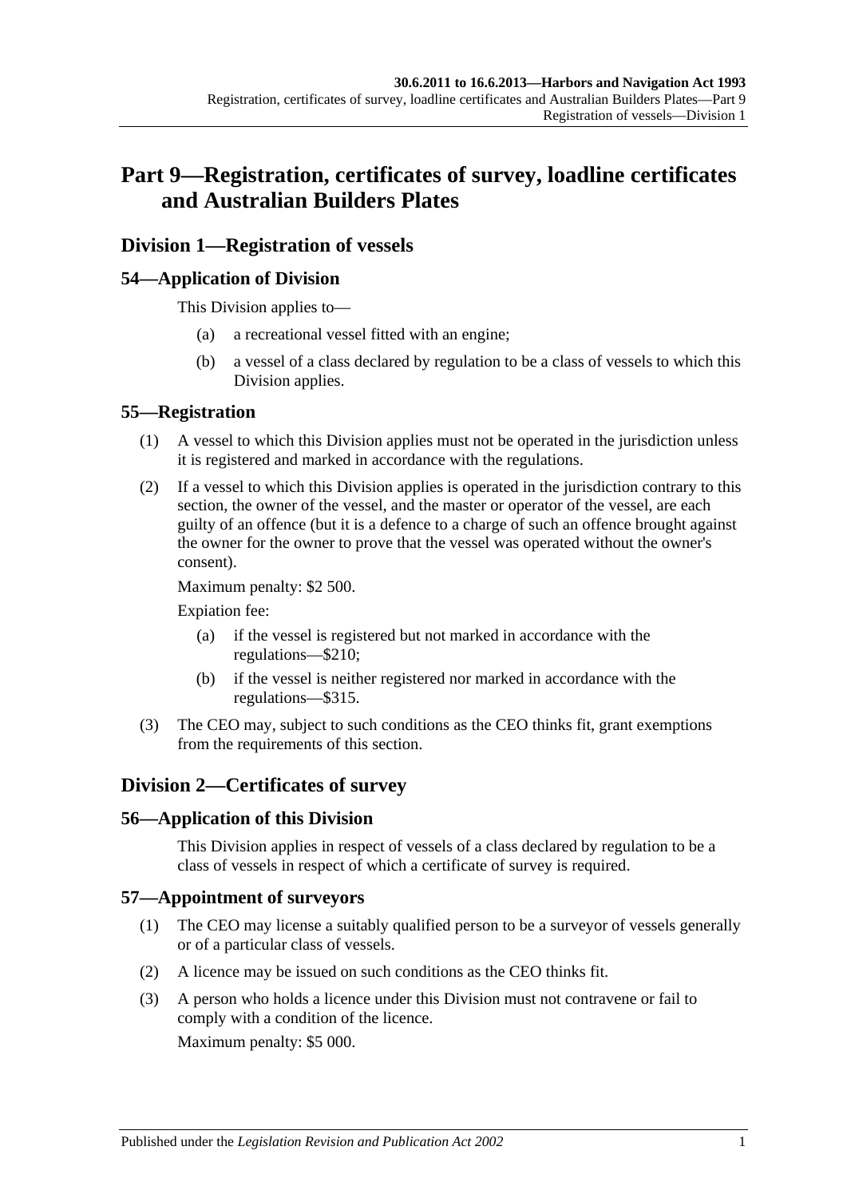# Part 9—Registration, certificates of survey, loadline certificates and Australian Builders Plates

## Division 1—Registration of vessels

### 54—Application of Division

This Division applies to—

(a) a recreational vessel fitted with an engine;

(b) a vessel of a class declared by regulation to be a class of vessels to which this Division applies.

### 55—Registration

(1) A vessel to which this Division applies must not be operated in the jurisdiction unless it is registered and marked in accordance with the regulations.

(2) If a vessel to which this Division applies is operated in the jurisdiction contrary to this section, the owner of the vessel, and the master or operator of the vessel, are each guilty of an offence (but it is a defence to a charge of such an offence brought against the owner for the owner to prove that the vessel was operated without the owner's consent).

Maximum penalty: $2 500.

Expiation fee:

(a) if the vessel is registered but not marked in accordance with the regulations—$210;

(b) if the vessel is neither registered nor marked in accordance with the regulations—$315.

(3) The CEO may, subject to such conditions as the CEO thinks fit, grant exemptions from the requirements of this section.

## Division 2—Certificates of survey

### 56—Application of this Division

This Division applies in respect of vessels of a class declared by regulation to be a class of vessels in respect of which a certificate of survey is required.

### 57—Appointment of surveyors

(1) The CEO may license a suitably qualified person to be a surveyor of vessels generally or of a particular class of vessels.

(2) A licence may be issued on such conditions as the CEO thinks fit.

(3) A person who holds a licence under this Division must not contravene or fail to comply with a condition of the licence.

Maximum penalty: $5 000.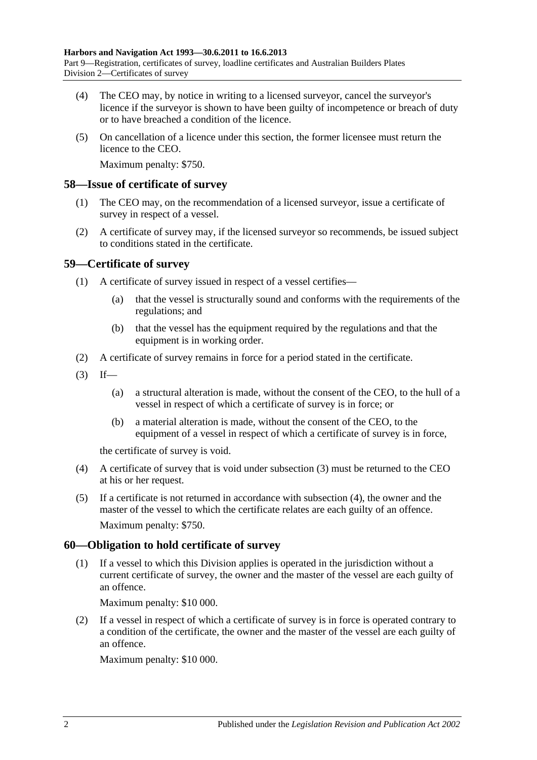(4) The CEO may, by notice in writing to a licensed surveyor, cancel the surveyor's licence if the surveyor is shown to have been guilty of incompetence or breach of duty or to have breached a condition of the licence.

(5) On cancellation of a licence under this section, the former licensee must return the licence to the CEO.

Maximum penalty: $750.

## 58—Issue of certificate of survey

(1) The CEO may, on the recommendation of a licensed surveyor, issue a certificate of survey in respect of a vessel.

(2) A certificate of survey may, if the licensed surveyor so recommends, be issued subject to conditions stated in the certificate.

## 59—Certificate of survey

(1) A certificate of survey issued in respect of a vessel certifies—

(a) that the vessel is structurally sound and conforms with the requirements of the regulations; and

(b) that the vessel has the equipment required by the regulations and that the equipment is in working order.

(2) A certificate of survey remains in force for a period stated in the certificate.

(3) If—

(a) a structural alteration is made, without the consent of the CEO, to the hull of a vessel in respect of which a certificate of survey is in force; or

(b) a material alteration is made, without the consent of the CEO, to the equipment of a vessel in respect of which a certificate of survey is in force,

the certificate of survey is void.

(4) A certificate of survey that is void under subsection (3) must be returned to the CEO at his or her request.

(5) If a certificate is not returned in accordance with subsection (4), the owner and the master of the vessel to which the certificate relates are each guilty of an offence.

Maximum penalty: $750.

## 60—Obligation to hold certificate of survey

(1) If a vessel to which this Division applies is operated in the jurisdiction without a current certificate of survey, the owner and the master of the vessel are each guilty of an offence.

Maximum penalty: $10 000.

(2) If a vessel in respect of which a certificate of survey is in force is operated contrary to a condition of the certificate, the owner and the master of the vessel are each guilty of an offence.

Maximum penalty: $10 000.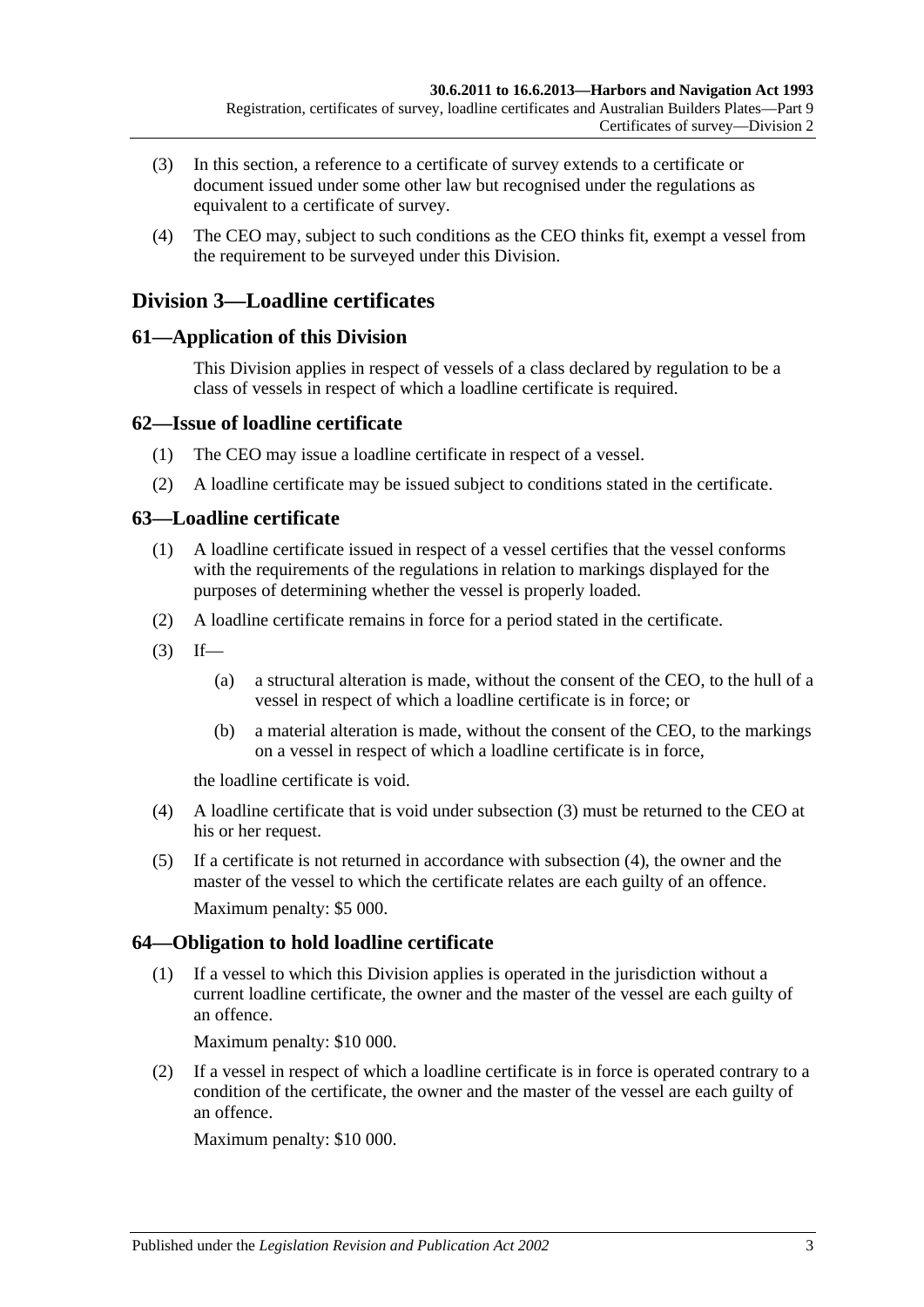(3) In this section, a reference to a certificate of survey extends to a certificate or document issued under some other law but recognised under the regulations as equivalent to a certificate of survey.

(4) The CEO may, subject to such conditions as the CEO thinks fit, exempt a vessel from the requirement to be surveyed under this Division.

## Division 3—Loadline certificates

### 61—Application of this Division

This Division applies in respect of vessels of a class declared by regulation to be a class of vessels in respect of which a loadline certificate is required.

### 62—Issue of loadline certificate

(1) The CEO may issue a loadline certificate in respect of a vessel.

(2) A loadline certificate may be issued subject to conditions stated in the certificate.

### 63—Loadline certificate

(1) A loadline certificate issued in respect of a vessel certifies that the vessel conforms with the requirements of the regulations in relation to markings displayed for the purposes of determining whether the vessel is properly loaded.

(2) A loadline certificate remains in force for a period stated in the certificate.

(3) If—

(a) a structural alteration is made, without the consent of the CEO, to the hull of a vessel in respect of which a loadline certificate is in force; or

(b) a material alteration is made, without the consent of the CEO, to the markings on a vessel in respect of which a loadline certificate is in force,

the loadline certificate is void.

(4) A loadline certificate that is void under subsection (3) must be returned to the CEO at his or her request.

(5) If a certificate is not returned in accordance with subsection (4), the owner and the master of the vessel to which the certificate relates are each guilty of an offence.

Maximum penalty: $5 000.

### 64—Obligation to hold loadline certificate

(1) If a vessel to which this Division applies is operated in the jurisdiction without a current loadline certificate, the owner and the master of the vessel are each guilty of an offence.

Maximum penalty: $10 000.

(2) If a vessel in respect of which a loadline certificate is in force is operated contrary to a condition of the certificate, the owner and the master of the vessel are each guilty of an offence.

Maximum penalty: $10 000.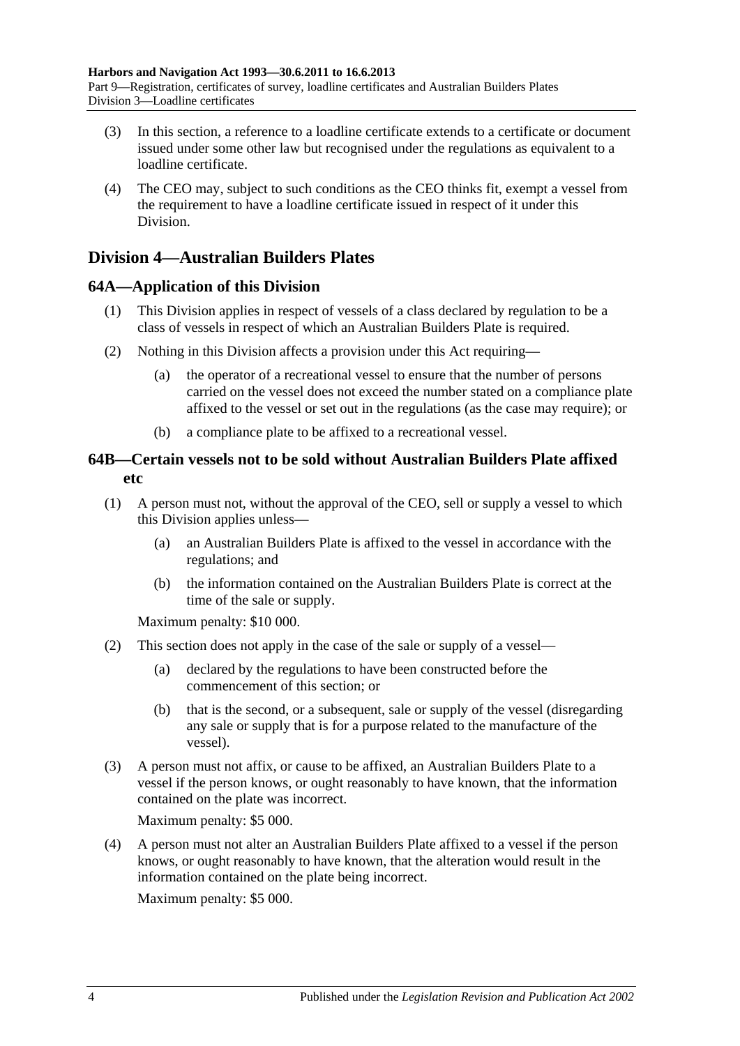(3) In this section, a reference to a loadline certificate extends to a certificate or document issued under some other law but recognised under the regulations as equivalent to a loadline certificate.

(4) The CEO may, subject to such conditions as the CEO thinks fit, exempt a vessel from the requirement to have a loadline certificate issued in respect of it under this Division.

## Division 4—Australian Builders Plates

### 64A—Application of this Division

(1) This Division applies in respect of vessels of a class declared by regulation to be a class of vessels in respect of which an Australian Builders Plate is required.

(2) Nothing in this Division affects a provision under this Act requiring—

(a) the operator of a recreational vessel to ensure that the number of persons carried on the vessel does not exceed the number stated on a compliance plate affixed to the vessel or set out in the regulations (as the case may require); or

(b) a compliance plate to be affixed to a recreational vessel.

### 64B—Certain vessels not to be sold without Australian Builders Plate affixed etc

(1) A person must not, without the approval of the CEO, sell or supply a vessel to which this Division applies unless—

(a) an Australian Builders Plate is affixed to the vessel in accordance with the regulations; and

(b) the information contained on the Australian Builders Plate is correct at the time of the sale or supply.

Maximum penalty: $10 000.

(2) This section does not apply in the case of the sale or supply of a vessel—

(a) declared by the regulations to have been constructed before the commencement of this section; or

(b) that is the second, or a subsequent, sale or supply of the vessel (disregarding any sale or supply that is for a purpose related to the manufacture of the vessel).

(3) A person must not affix, or cause to be affixed, an Australian Builders Plate to a vessel if the person knows, or ought reasonably to have known, that the information contained on the plate was incorrect.

Maximum penalty: $5 000.

(4) A person must not alter an Australian Builders Plate affixed to a vessel if the person knows, or ought reasonably to have known, that the alteration would result in the information contained on the plate being incorrect.

Maximum penalty: $5 000.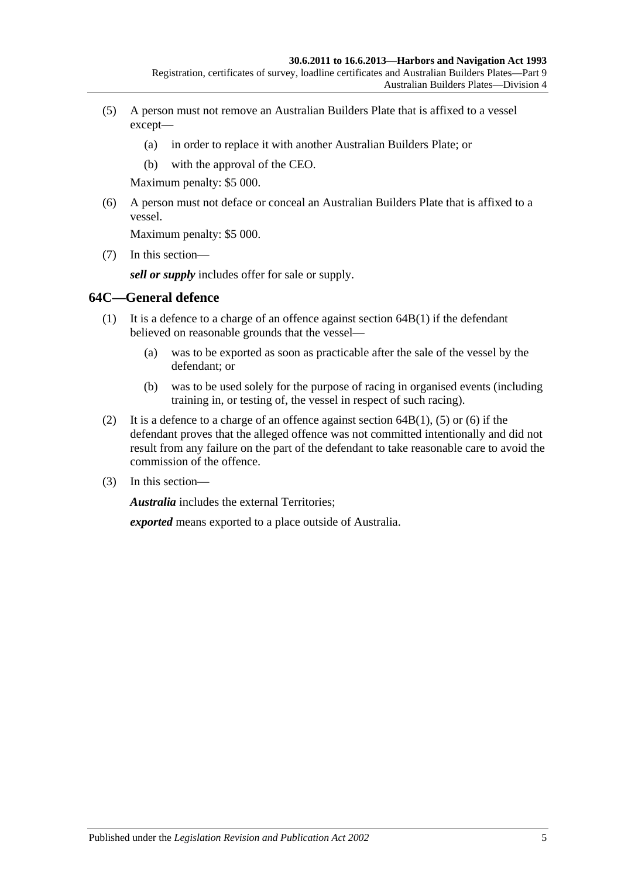(5) A person must not remove an Australian Builders Plate that is affixed to a vessel except—

    (a) in order to replace it with another Australian Builders Plate; or

    (b) with the approval of the CEO.

Maximum penalty: $5 000.

(6) A person must not deface or conceal an Australian Builders Plate that is affixed to a vessel.

Maximum penalty: $5 000.

(7) In this section—

***sell or supply*** includes offer for sale or supply.

## 64C—General defence

(1) It is a defence to a charge of an offence against section 64B(1) if the defendant believed on reasonable grounds that the vessel—

    (a) was to be exported as soon as practicable after the sale of the vessel by the defendant; or

    (b) was to be used solely for the purpose of racing in organised events (including training in, or testing of, the vessel in respect of such racing).

(2) It is a defence to a charge of an offence against section 64B(1), (5) or (6) if the defendant proves that the alleged offence was not committed intentionally and did not result from any failure on the part of the defendant to take reasonable care to avoid the commission of the offence.

(3) In this section—

***Australia*** includes the external Territories;

***exported*** means exported to a place outside of Australia.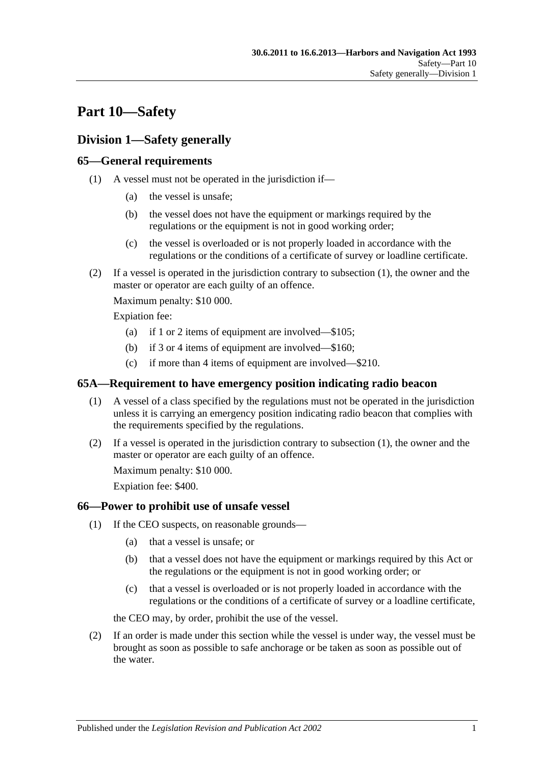# Part 10—Safety

## Division 1—Safety generally

### 65—General requirements

(1) A vessel must not be operated in the jurisdiction if—

(a) the vessel is unsafe;

(b) the vessel does not have the equipment or markings required by the regulations or the equipment is not in good working order;

(c) the vessel is overloaded or is not properly loaded in accordance with the regulations or the conditions of a certificate of survey or loadline certificate.

(2) If a vessel is operated in the jurisdiction contrary to subsection (1), the owner and the master or operator are each guilty of an offence.

Maximum penalty: $10 000.

Expiation fee:

(a) if 1 or 2 items of equipment are involved—$105;

(b) if 3 or 4 items of equipment are involved—$160;

(c) if more than 4 items of equipment are involved—$210.

### 65A—Requirement to have emergency position indicating radio beacon

(1) A vessel of a class specified by the regulations must not be operated in the jurisdiction unless it is carrying an emergency position indicating radio beacon that complies with the requirements specified by the regulations.

(2) If a vessel is operated in the jurisdiction contrary to subsection (1), the owner and the master or operator are each guilty of an offence.

Maximum penalty: $10 000.

Expiation fee: $400.

### 66—Power to prohibit use of unsafe vessel

(1) If the CEO suspects, on reasonable grounds—

(a) that a vessel is unsafe; or

(b) that a vessel does not have the equipment or markings required by this Act or the regulations or the equipment is not in good working order; or

(c) that a vessel is overloaded or is not properly loaded in accordance with the regulations or the conditions of a certificate of survey or a loadline certificate,

the CEO may, by order, prohibit the use of the vessel.

(2) If an order is made under this section while the vessel is under way, the vessel must be brought as soon as possible to safe anchorage or be taken as soon as possible out of the water.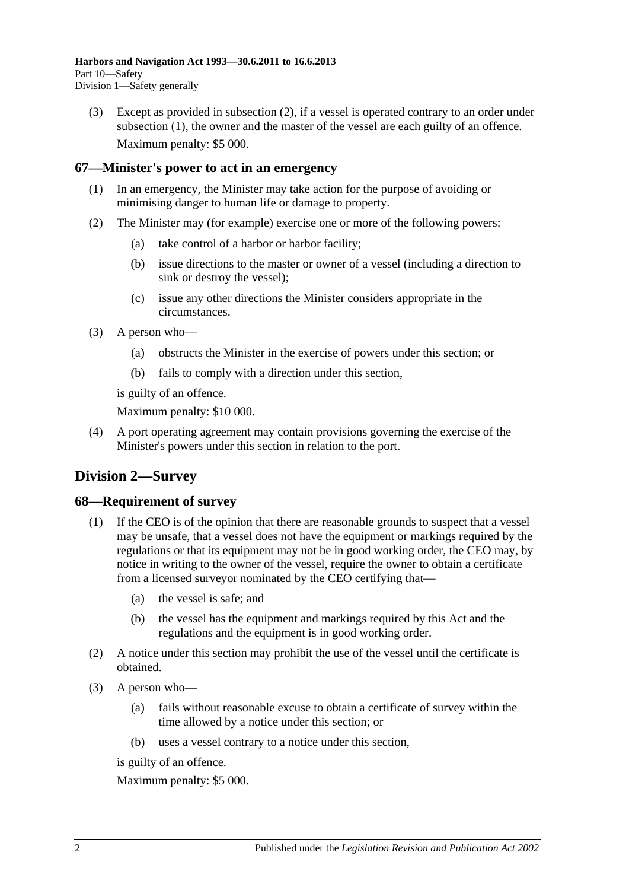(3) Except as provided in subsection (2), if a vessel is operated contrary to an order under subsection (1), the owner and the master of the vessel are each guilty of an offence.

Maximum penalty: $5 000.

### 67—Minister's power to act in an emergency

(1) In an emergency, the Minister may take action for the purpose of avoiding or minimising danger to human life or damage to property.

(2) The Minister may (for example) exercise one or more of the following powers:

- (a) take control of a harbor or harbor facility;
- (b) issue directions to the master or owner of a vessel (including a direction to sink or destroy the vessel);
- (c) issue any other directions the Minister considers appropriate in the circumstances.

(3) A person who—

- (a) obstructs the Minister in the exercise of powers under this section; or
- (b) fails to comply with a direction under this section,

is guilty of an offence.

Maximum penalty: $10 000.

(4) A port operating agreement may contain provisions governing the exercise of the Minister's powers under this section in relation to the port.

## Division 2—Survey

### 68—Requirement of survey

(1) If the CEO is of the opinion that there are reasonable grounds to suspect that a vessel may be unsafe, that a vessel does not have the equipment or markings required by the regulations or that its equipment may not be in good working order, the CEO may, by notice in writing to the owner of the vessel, require the owner to obtain a certificate from a licensed surveyor nominated by the CEO certifying that—

- (a) the vessel is safe; and
- (b) the vessel has the equipment and markings required by this Act and the regulations and the equipment is in good working order.

(2) A notice under this section may prohibit the use of the vessel until the certificate is obtained.

(3) A person who—

- (a) fails without reasonable excuse to obtain a certificate of survey within the time allowed by a notice under this section; or
- (b) uses a vessel contrary to a notice under this section,

is guilty of an offence.

Maximum penalty: $5 000.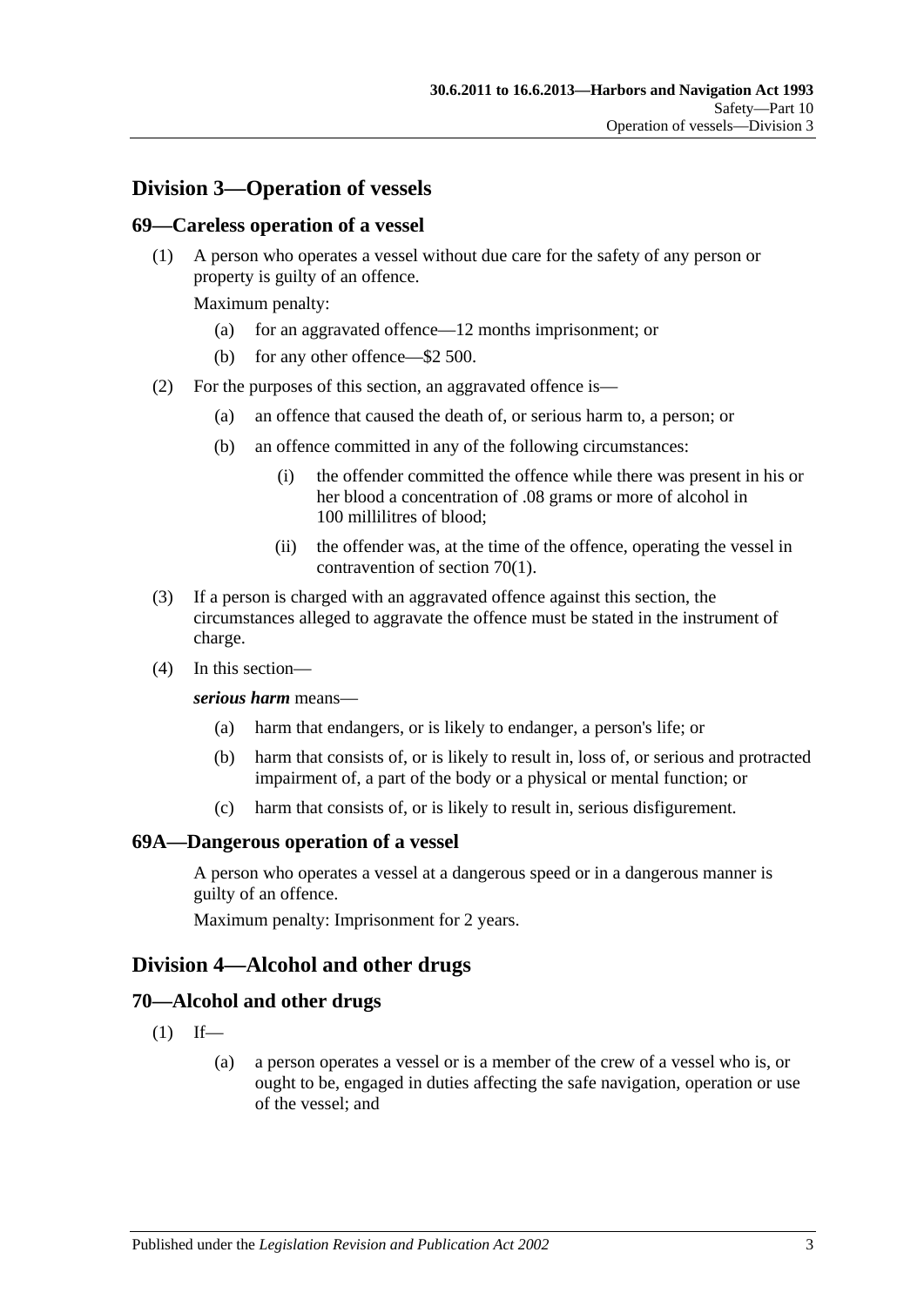## Division 3—Operation of vessels

### 69—Careless operation of a vessel

(1) A person who operates a vessel without due care for the safety of any person or property is guilty of an offence.

Maximum penalty:

(a) for an aggravated offence—12 months imprisonment; or

(b) for any other offence—$2 500.

(2) For the purposes of this section, an aggravated offence is—

(a) an offence that caused the death of, or serious harm to, a person; or

(b) an offence committed in any of the following circumstances:

(i) the offender committed the offence while there was present in his or her blood a concentration of .08 grams or more of alcohol in 100 millilitres of blood;

(ii) the offender was, at the time of the offence, operating the vessel in contravention of section 70(1).

(3) If a person is charged with an aggravated offence against this section, the circumstances alleged to aggravate the offence must be stated in the instrument of charge.

(4) In this section—

***serious harm*** means—

(a) harm that endangers, or is likely to endanger, a person's life; or

(b) harm that consists of, or is likely to result in, loss of, or serious and protracted impairment of, a part of the body or a physical or mental function; or

(c) harm that consists of, or is likely to result in, serious disfigurement.

### 69A—Dangerous operation of a vessel

A person who operates a vessel at a dangerous speed or in a dangerous manner is guilty of an offence.

Maximum penalty: Imprisonment for 2 years.

## Division 4—Alcohol and other drugs

### 70—Alcohol and other drugs

(1) If—

(a) a person operates a vessel or is a member of the crew of a vessel who is, or ought to be, engaged in duties affecting the safe navigation, operation or use of the vessel; and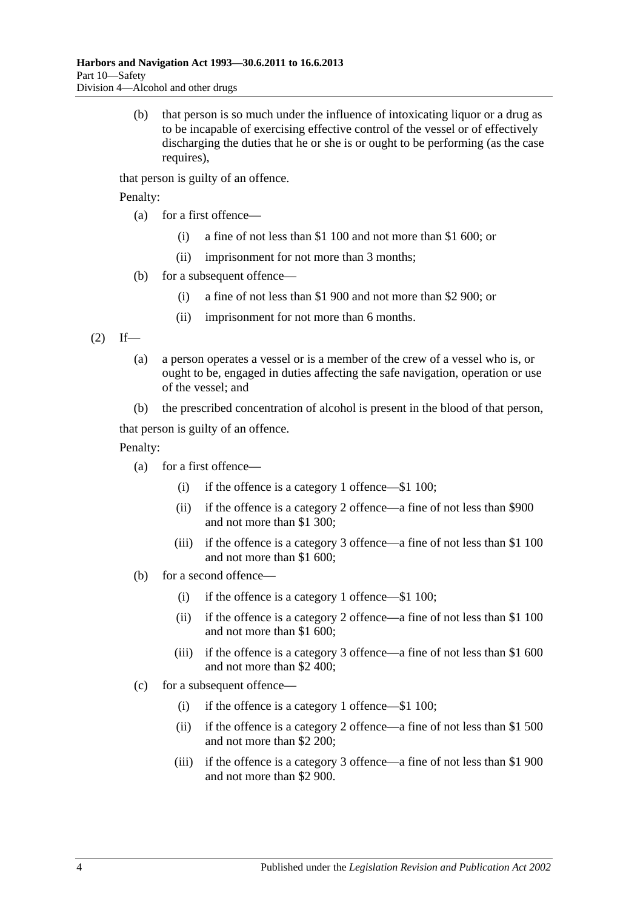(b) that person is so much under the influence of intoxicating liquor or a drug as to be incapable of exercising effective control of the vessel or of effectively discharging the duties that he or she is or ought to be performing (as the case requires),

that person is guilty of an offence.

Penalty:

(a) for a first offence—

(i) a fine of not less than $1 100 and not more than $1 600; or

(ii) imprisonment for not more than 3 months;

(b) for a subsequent offence—

(i) a fine of not less than $1 900 and not more than $2 900; or

(ii) imprisonment for not more than 6 months.

(2) If—

(a) a person operates a vessel or is a member of the crew of a vessel who is, or ought to be, engaged in duties affecting the safe navigation, operation or use of the vessel; and

(b) the prescribed concentration of alcohol is present in the blood of that person,

that person is guilty of an offence.

Penalty:

(a) for a first offence—

(i) if the offence is a category 1 offence—$1 100;

(ii) if the offence is a category 2 offence—a fine of not less than $900 and not more than $1 300;

(iii) if the offence is a category 3 offence—a fine of not less than $1 100 and not more than $1 600;

(b) for a second offence—

(i) if the offence is a category 1 offence—$1 100;

(ii) if the offence is a category 2 offence—a fine of not less than $1 100 and not more than $1 600;

(iii) if the offence is a category 3 offence—a fine of not less than $1 600 and not more than $2 400;

(c) for a subsequent offence—

(i) if the offence is a category 1 offence—$1 100;

(ii) if the offence is a category 2 offence—a fine of not less than $1 500 and not more than $2 200;

(iii) if the offence is a category 3 offence—a fine of not less than $1 900 and not more than $2 900.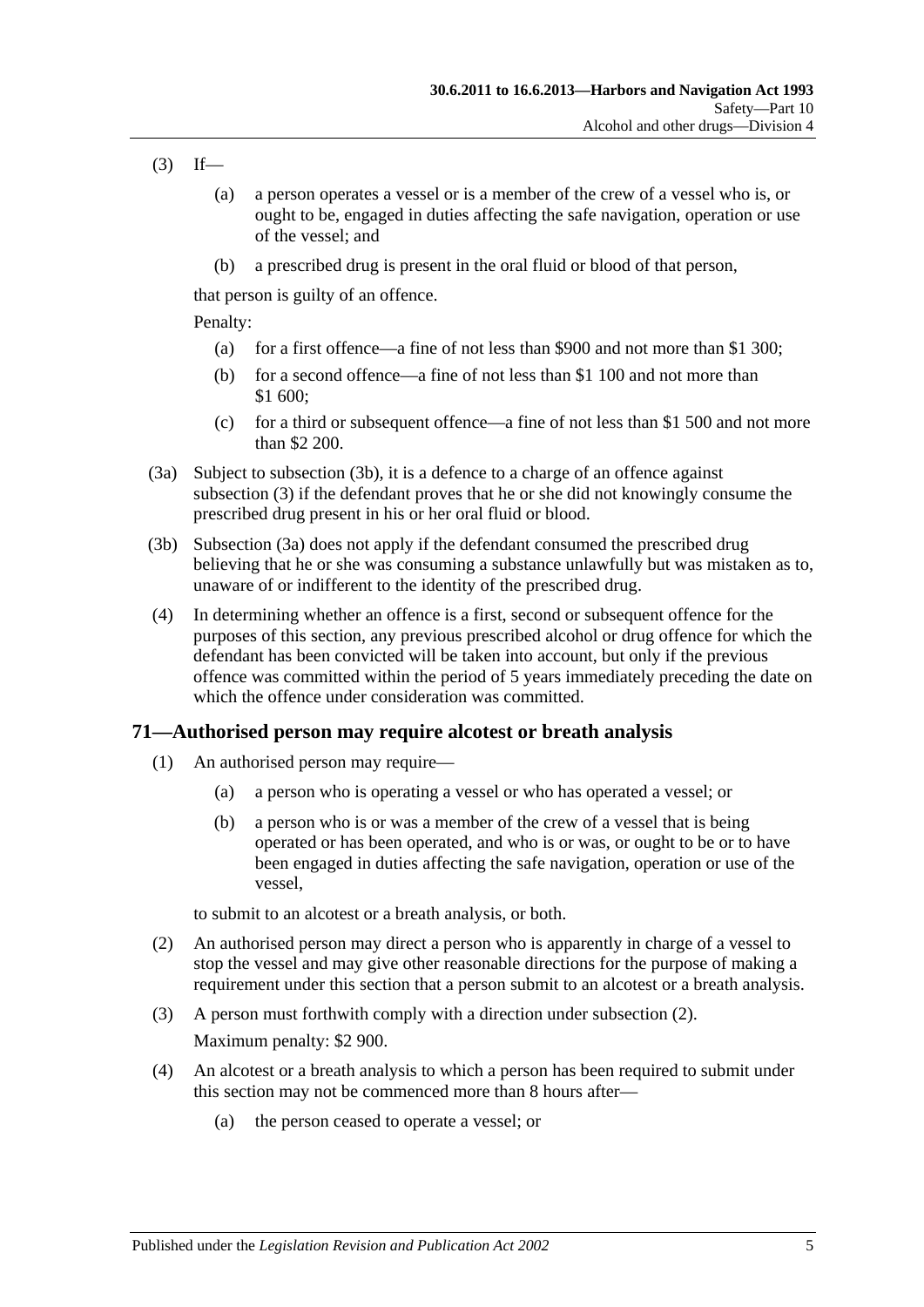(3) If—

(a) a person operates a vessel or is a member of the crew of a vessel who is, or ought to be, engaged in duties affecting the safe navigation, operation or use of the vessel; and

(b) a prescribed drug is present in the oral fluid or blood of that person,

that person is guilty of an offence.

Penalty:

(a) for a first offence—a fine of not less than $900 and not more than $1 300;

(b) for a second offence—a fine of not less than $1 100 and not more than $1 600;

(c) for a third or subsequent offence—a fine of not less than $1 500 and not more than $2 200.

(3a) Subject to subsection (3b), it is a defence to a charge of an offence against subsection (3) if the defendant proves that he or she did not knowingly consume the prescribed drug present in his or her oral fluid or blood.

(3b) Subsection (3a) does not apply if the defendant consumed the prescribed drug believing that he or she was consuming a substance unlawfully but was mistaken as to, unaware of or indifferent to the identity of the prescribed drug.

(4) In determining whether an offence is a first, second or subsequent offence for the purposes of this section, any previous prescribed alcohol or drug offence for which the defendant has been convicted will be taken into account, but only if the previous offence was committed within the period of 5 years immediately preceding the date on which the offence under consideration was committed.

## 71—Authorised person may require alcotest or breath analysis

(1) An authorised person may require—

(a) a person who is operating a vessel or who has operated a vessel; or

(b) a person who is or was a member of the crew of a vessel that is being operated or has been operated, and who is or was, or ought to be or to have been engaged in duties affecting the safe navigation, operation or use of the vessel,

to submit to an alcotest or a breath analysis, or both.

(2) An authorised person may direct a person who is apparently in charge of a vessel to stop the vessel and may give other reasonable directions for the purpose of making a requirement under this section that a person submit to an alcotest or a breath analysis.

(3) A person must forthwith comply with a direction under subsection (2).

Maximum penalty: $2 900.

(4) An alcotest or a breath analysis to which a person has been required to submit under this section may not be commenced more than 8 hours after—

(a) the person ceased to operate a vessel; or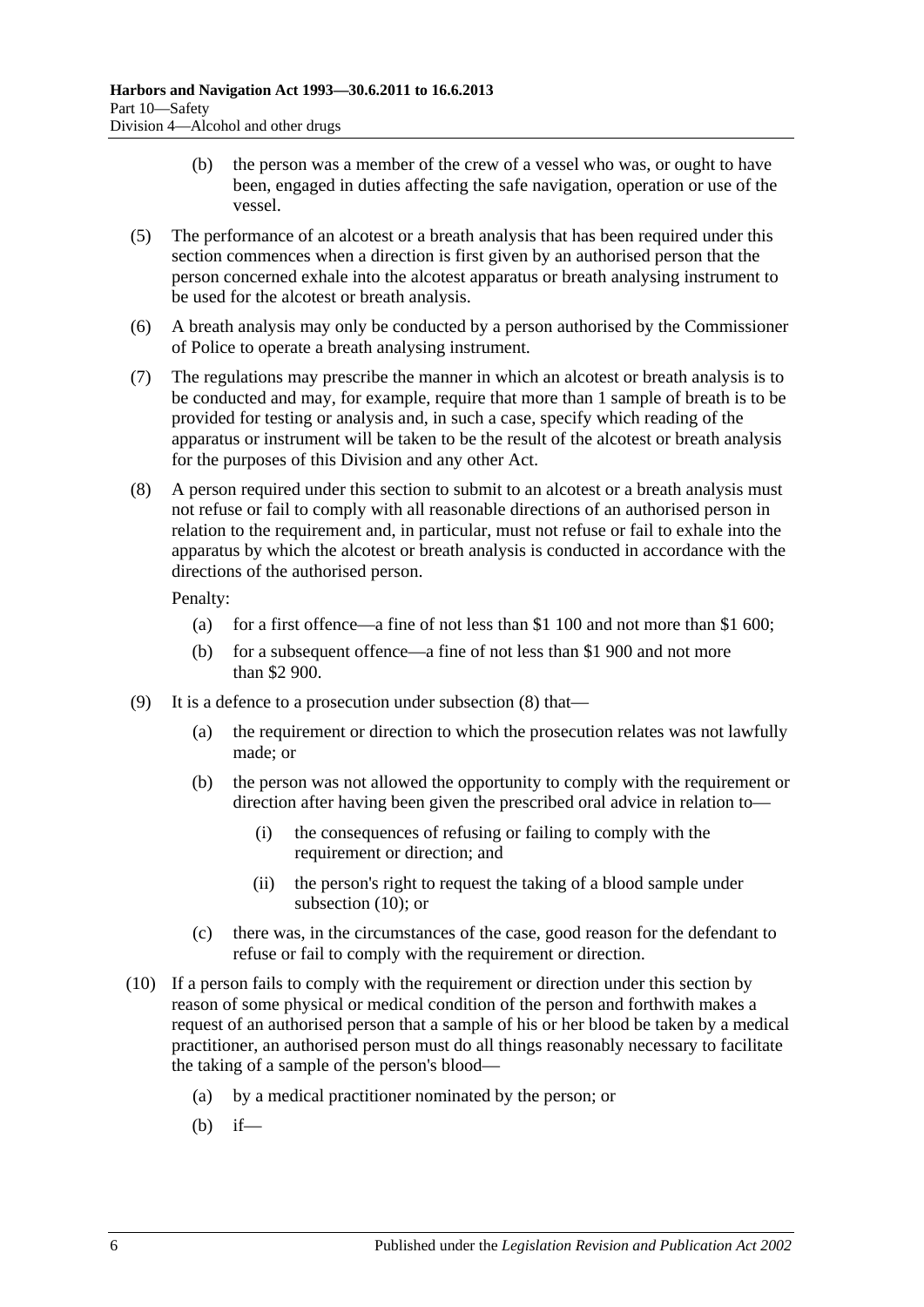(b) the person was a member of the crew of a vessel who was, or ought to have been, engaged in duties affecting the safe navigation, operation or use of the vessel.

(5) The performance of an alcotest or a breath analysis that has been required under this section commences when a direction is first given by an authorised person that the person concerned exhale into the alcotest apparatus or breath analysing instrument to be used for the alcotest or breath analysis.

(6) A breath analysis may only be conducted by a person authorised by the Commissioner of Police to operate a breath analysing instrument.

(7) The regulations may prescribe the manner in which an alcotest or breath analysis is to be conducted and may, for example, require that more than 1 sample of breath is to be provided for testing or analysis and, in such a case, specify which reading of the apparatus or instrument will be taken to be the result of the alcotest or breath analysis for the purposes of this Division and any other Act.

(8) A person required under this section to submit to an alcotest or a breath analysis must not refuse or fail to comply with all reasonable directions of an authorised person in relation to the requirement and, in particular, must not refuse or fail to exhale into the apparatus by which the alcotest or breath analysis is conducted in accordance with the directions of the authorised person.

Penalty:

(a) for a first offence—a fine of not less than $1 100 and not more than $1 600;

(b) for a subsequent offence—a fine of not less than $1 900 and not more than $2 900.

(9) It is a defence to a prosecution under subsection (8) that—

(a) the requirement or direction to which the prosecution relates was not lawfully made; or

(b) the person was not allowed the opportunity to comply with the requirement or direction after having been given the prescribed oral advice in relation to—

(i) the consequences of refusing or failing to comply with the requirement or direction; and

(ii) the person's right to request the taking of a blood sample under subsection (10); or

(c) there was, in the circumstances of the case, good reason for the defendant to refuse or fail to comply with the requirement or direction.

(10) If a person fails to comply with the requirement or direction under this section by reason of some physical or medical condition of the person and forthwith makes a request of an authorised person that a sample of his or her blood be taken by a medical practitioner, an authorised person must do all things reasonably necessary to facilitate the taking of a sample of the person's blood—

(a) by a medical practitioner nominated by the person; or

(b) if—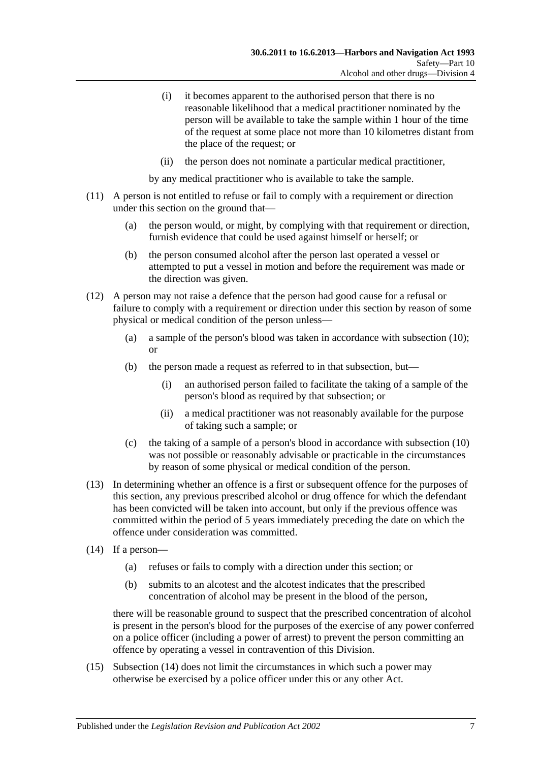(i) it becomes apparent to the authorised person that there is no reasonable likelihood that a medical practitioner nominated by the person will be available to take the sample within 1 hour of the time of the request at some place not more than 10 kilometres distant from the place of the request; or

(ii) the person does not nominate a particular medical practitioner,

by any medical practitioner who is available to take the sample.

(11) A person is not entitled to refuse or fail to comply with a requirement or direction under this section on the ground that—

(a) the person would, or might, by complying with that requirement or direction, furnish evidence that could be used against himself or herself; or

(b) the person consumed alcohol after the person last operated a vessel or attempted to put a vessel in motion and before the requirement was made or the direction was given.

(12) A person may not raise a defence that the person had good cause for a refusal or failure to comply with a requirement or direction under this section by reason of some physical or medical condition of the person unless—

(a) a sample of the person's blood was taken in accordance with subsection (10); or

(b) the person made a request as referred to in that subsection, but—

(i) an authorised person failed to facilitate the taking of a sample of the person's blood as required by that subsection; or

(ii) a medical practitioner was not reasonably available for the purpose of taking such a sample; or

(c) the taking of a sample of a person's blood in accordance with subsection (10) was not possible or reasonably advisable or practicable in the circumstances by reason of some physical or medical condition of the person.

(13) In determining whether an offence is a first or subsequent offence for the purposes of this section, any previous prescribed alcohol or drug offence for which the defendant has been convicted will be taken into account, but only if the previous offence was committed within the period of 5 years immediately preceding the date on which the offence under consideration was committed.

(14) If a person—

(a) refuses or fails to comply with a direction under this section; or

(b) submits to an alcotest and the alcotest indicates that the prescribed concentration of alcohol may be present in the blood of the person,

there will be reasonable ground to suspect that the prescribed concentration of alcohol is present in the person's blood for the purposes of the exercise of any power conferred on a police officer (including a power of arrest) to prevent the person committing an offence by operating a vessel in contravention of this Division.

(15) Subsection (14) does not limit the circumstances in which such a power may otherwise be exercised by a police officer under this or any other Act.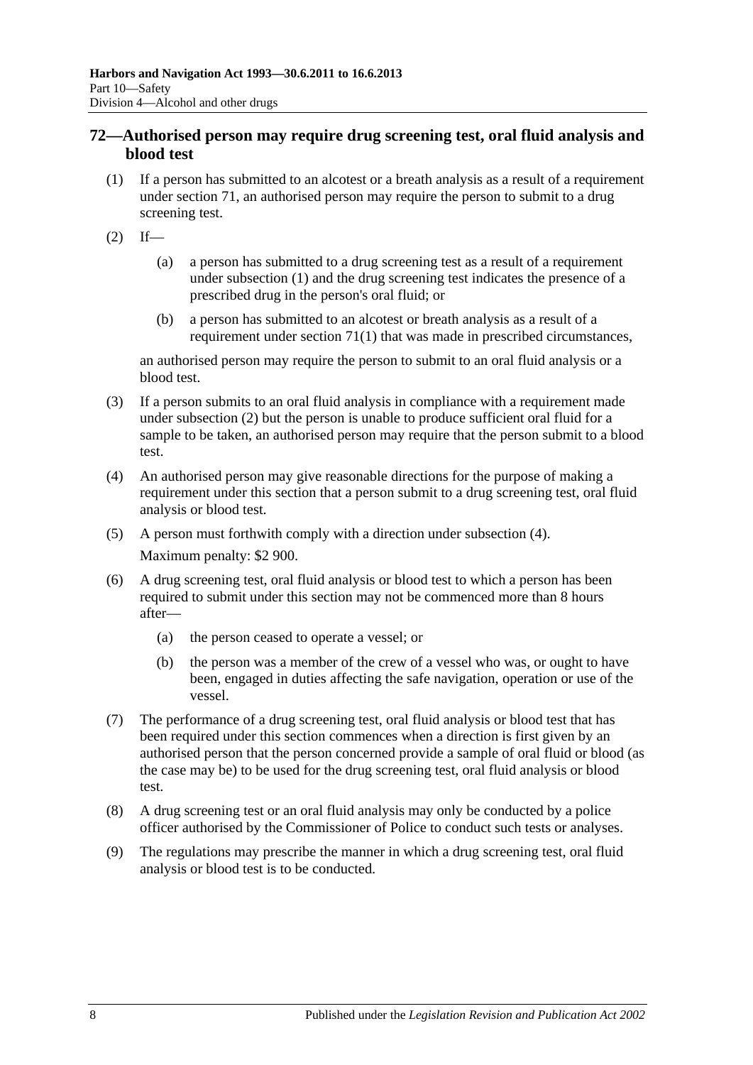## 72—Authorised person may require drug screening test, oral fluid analysis and blood test

(1) If a person has submitted to an alcotest or a breath analysis as a result of a requirement under section 71, an authorised person may require the person to submit to a drug screening test.

(2) If—

(a) a person has submitted to a drug screening test as a result of a requirement under subsection (1) and the drug screening test indicates the presence of a prescribed drug in the person's oral fluid; or

(b) a person has submitted to an alcotest or breath analysis as a result of a requirement under section 71(1) that was made in prescribed circumstances,

an authorised person may require the person to submit to an oral fluid analysis or a blood test.

(3) If a person submits to an oral fluid analysis in compliance with a requirement made under subsection (2) but the person is unable to produce sufficient oral fluid for a sample to be taken, an authorised person may require that the person submit to a blood test.

(4) An authorised person may give reasonable directions for the purpose of making a requirement under this section that a person submit to a drug screening test, oral fluid analysis or blood test.

(5) A person must forthwith comply with a direction under subsection (4).

Maximum penalty: $2 900.

(6) A drug screening test, oral fluid analysis or blood test to which a person has been required to submit under this section may not be commenced more than 8 hours after—

(a) the person ceased to operate a vessel; or

(b) the person was a member of the crew of a vessel who was, or ought to have been, engaged in duties affecting the safe navigation, operation or use of the vessel.

(7) The performance of a drug screening test, oral fluid analysis or blood test that has been required under this section commences when a direction is first given by an authorised person that the person concerned provide a sample of oral fluid or blood (as the case may be) to be used for the drug screening test, oral fluid analysis or blood test.

(8) A drug screening test or an oral fluid analysis may only be conducted by a police officer authorised by the Commissioner of Police to conduct such tests or analyses.

(9) The regulations may prescribe the manner in which a drug screening test, oral fluid analysis or blood test is to be conducted.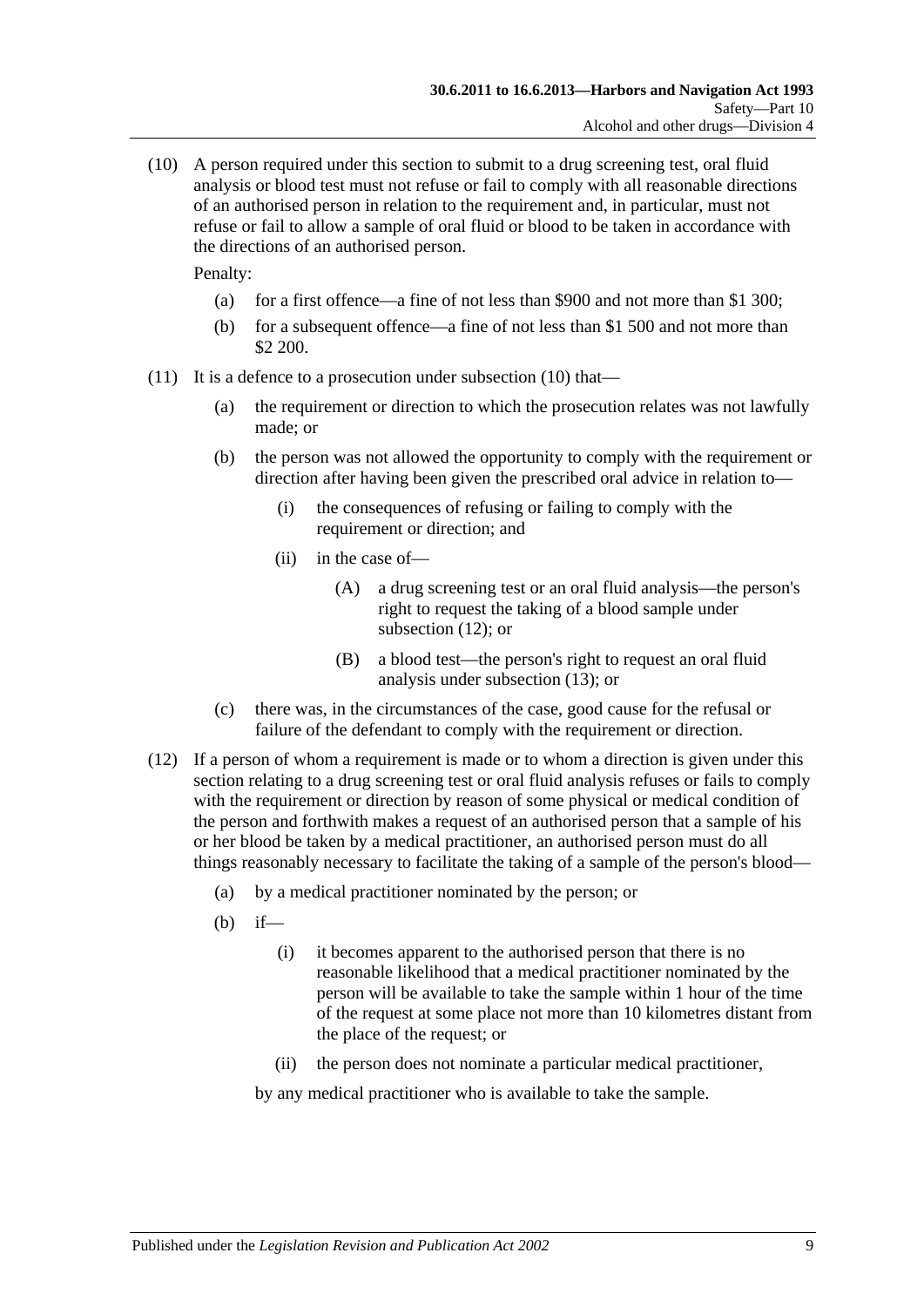(10) A person required under this section to submit to a drug screening test, oral fluid analysis or blood test must not refuse or fail to comply with all reasonable directions of an authorised person in relation to the requirement and, in particular, must not refuse or fail to allow a sample of oral fluid or blood to be taken in accordance with the directions of an authorised person.

Penalty:

- (a) for a first offence—a fine of not less than $900 and not more than $1 300;
- (b) for a subsequent offence—a fine of not less than $1 500 and not more than $2 200.

(11) It is a defence to a prosecution under subsection (10) that—

- (a) the requirement or direction to which the prosecution relates was not lawfully made; or
- (b) the person was not allowed the opportunity to comply with the requirement or direction after having been given the prescribed oral advice in relation to—
    - (i) the consequences of refusing or failing to comply with the requirement or direction; and
    - (ii) in the case of—
        - (A) a drug screening test or an oral fluid analysis—the person's right to request the taking of a blood sample under subsection (12); or
        - (B) a blood test—the person's right to request an oral fluid analysis under subsection (13); or
- (c) there was, in the circumstances of the case, good cause for the refusal or failure of the defendant to comply with the requirement or direction.

(12) If a person of whom a requirement is made or to whom a direction is given under this section relating to a drug screening test or oral fluid analysis refuses or fails to comply with the requirement or direction by reason of some physical or medical condition of the person and forthwith makes a request of an authorised person that a sample of his or her blood be taken by a medical practitioner, an authorised person must do all things reasonably necessary to facilitate the taking of a sample of the person's blood—

- (a) by a medical practitioner nominated by the person; or
- (b) if—
    - (i) it becomes apparent to the authorised person that there is no reasonable likelihood that a medical practitioner nominated by the person will be available to take the sample within 1 hour of the time of the request at some place not more than 10 kilometres distant from the place of the request; or
    - (ii) the person does not nominate a particular medical practitioner,

    by any medical practitioner who is available to take the sample.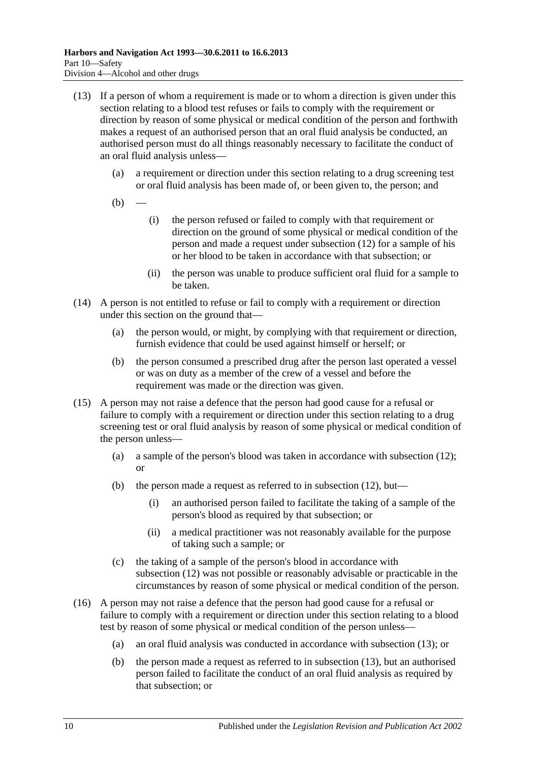(13) If a person of whom a requirement is made or to whom a direction is given under this section relating to a blood test refuses or fails to comply with the requirement or direction by reason of some physical or medical condition of the person and forthwith makes a request of an authorised person that an oral fluid analysis be conducted, an authorised person must do all things reasonably necessary to facilitate the conduct of an oral fluid analysis unless—

(a) a requirement or direction under this section relating to a drug screening test or oral fluid analysis has been made of, or been given to, the person; and

(b) —

(i) the person refused or failed to comply with that requirement or direction on the ground of some physical or medical condition of the person and made a request under subsection (12) for a sample of his or her blood to be taken in accordance with that subsection; or

(ii) the person was unable to produce sufficient oral fluid for a sample to be taken.

(14) A person is not entitled to refuse or fail to comply with a requirement or direction under this section on the ground that—

(a) the person would, or might, by complying with that requirement or direction, furnish evidence that could be used against himself or herself; or

(b) the person consumed a prescribed drug after the person last operated a vessel or was on duty as a member of the crew of a vessel and before the requirement was made or the direction was given.

(15) A person may not raise a defence that the person had good cause for a refusal or failure to comply with a requirement or direction under this section relating to a drug screening test or oral fluid analysis by reason of some physical or medical condition of the person unless—

(a) a sample of the person's blood was taken in accordance with subsection (12); or

(b) the person made a request as referred to in subsection (12), but—

(i) an authorised person failed to facilitate the taking of a sample of the person's blood as required by that subsection; or

(ii) a medical practitioner was not reasonably available for the purpose of taking such a sample; or

(c) the taking of a sample of the person's blood in accordance with subsection (12) was not possible or reasonably advisable or practicable in the circumstances by reason of some physical or medical condition of the person.

(16) A person may not raise a defence that the person had good cause for a refusal or failure to comply with a requirement or direction under this section relating to a blood test by reason of some physical or medical condition of the person unless—

(a) an oral fluid analysis was conducted in accordance with subsection (13); or

(b) the person made a request as referred to in subsection (13), but an authorised person failed to facilitate the conduct of an oral fluid analysis as required by that subsection; or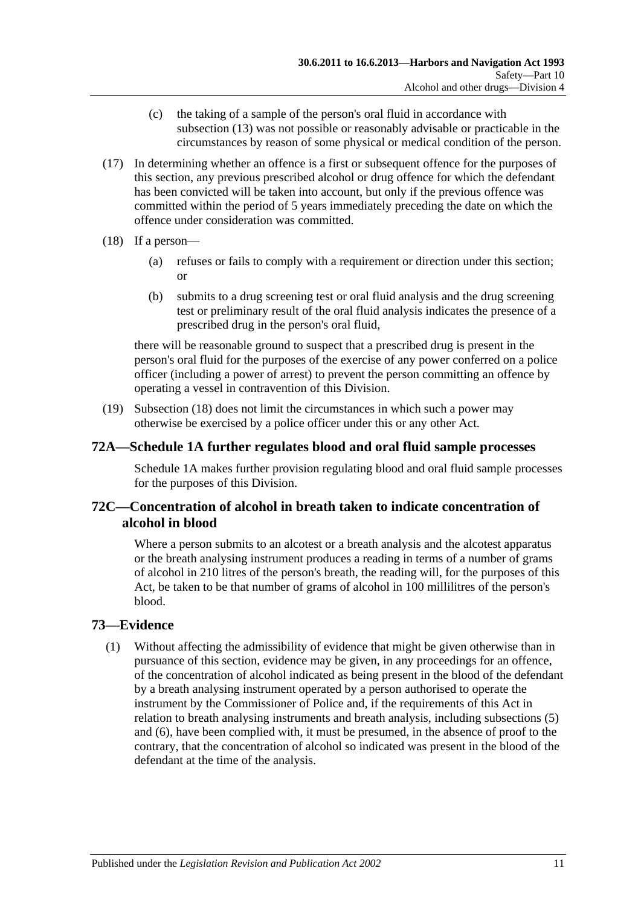(c) the taking of a sample of the person's oral fluid in accordance with subsection (13) was not possible or reasonably advisable or practicable in the circumstances by reason of some physical or medical condition of the person.

(17) In determining whether an offence is a first or subsequent offence for the purposes of this section, any previous prescribed alcohol or drug offence for which the defendant has been convicted will be taken into account, but only if the previous offence was committed within the period of 5 years immediately preceding the date on which the offence under consideration was committed.

(18) If a person—

(a) refuses or fails to comply with a requirement or direction under this section; or

(b) submits to a drug screening test or oral fluid analysis and the drug screening test or preliminary result of the oral fluid analysis indicates the presence of a prescribed drug in the person's oral fluid,

there will be reasonable ground to suspect that a prescribed drug is present in the person's oral fluid for the purposes of the exercise of any power conferred on a police officer (including a power of arrest) to prevent the person committing an offence by operating a vessel in contravention of this Division.

(19) Subsection (18) does not limit the circumstances in which such a power may otherwise be exercised by a police officer under this or any other Act.

## 72A—Schedule 1A further regulates blood and oral fluid sample processes

Schedule 1A makes further provision regulating blood and oral fluid sample processes for the purposes of this Division.

## 72C—Concentration of alcohol in breath taken to indicate concentration of alcohol in blood

Where a person submits to an alcotest or a breath analysis and the alcotest apparatus or the breath analysing instrument produces a reading in terms of a number of grams of alcohol in 210 litres of the person's breath, the reading will, for the purposes of this Act, be taken to be that number of grams of alcohol in 100 millilitres of the person's blood.

## 73—Evidence

(1) Without affecting the admissibility of evidence that might be given otherwise than in pursuance of this section, evidence may be given, in any proceedings for an offence, of the concentration of alcohol indicated as being present in the blood of the defendant by a breath analysing instrument operated by a person authorised to operate the instrument by the Commissioner of Police and, if the requirements of this Act in relation to breath analysing instruments and breath analysis, including subsections (5) and (6), have been complied with, it must be presumed, in the absence of proof to the contrary, that the concentration of alcohol so indicated was present in the blood of the defendant at the time of the analysis.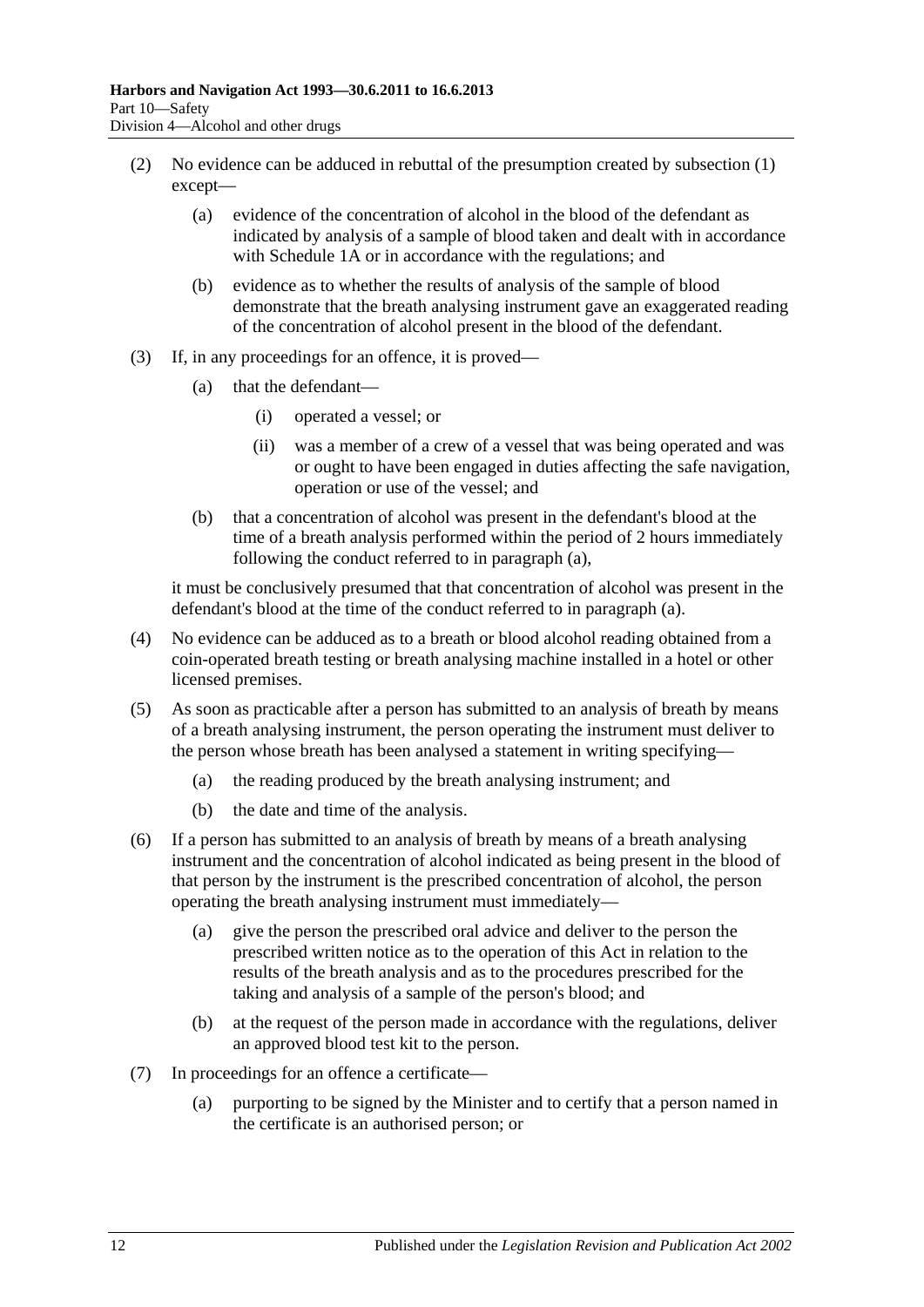(2) No evidence can be adduced in rebuttal of the presumption created by subsection (1) except—

(a) evidence of the concentration of alcohol in the blood of the defendant as indicated by analysis of a sample of blood taken and dealt with in accordance with Schedule 1A or in accordance with the regulations; and

(b) evidence as to whether the results of analysis of the sample of blood demonstrate that the breath analysing instrument gave an exaggerated reading of the concentration of alcohol present in the blood of the defendant.

(3) If, in any proceedings for an offence, it is proved—

(a) that the defendant—

(i) operated a vessel; or

(ii) was a member of a crew of a vessel that was being operated and was or ought to have been engaged in duties affecting the safe navigation, operation or use of the vessel; and

(b) that a concentration of alcohol was present in the defendant's blood at the time of a breath analysis performed within the period of 2 hours immediately following the conduct referred to in paragraph (a),

it must be conclusively presumed that that concentration of alcohol was present in the defendant's blood at the time of the conduct referred to in paragraph (a).

(4) No evidence can be adduced as to a breath or blood alcohol reading obtained from a coin-operated breath testing or breath analysing machine installed in a hotel or other licensed premises.

(5) As soon as practicable after a person has submitted to an analysis of breath by means of a breath analysing instrument, the person operating the instrument must deliver to the person whose breath has been analysed a statement in writing specifying—

(a) the reading produced by the breath analysing instrument; and

(b) the date and time of the analysis.

(6) If a person has submitted to an analysis of breath by means of a breath analysing instrument and the concentration of alcohol indicated as being present in the blood of that person by the instrument is the prescribed concentration of alcohol, the person operating the breath analysing instrument must immediately—

(a) give the person the prescribed oral advice and deliver to the person the prescribed written notice as to the operation of this Act in relation to the results of the breath analysis and as to the procedures prescribed for the taking and analysis of a sample of the person's blood; and

(b) at the request of the person made in accordance with the regulations, deliver an approved blood test kit to the person.

(7) In proceedings for an offence a certificate—

(a) purporting to be signed by the Minister and to certify that a person named in the certificate is an authorised person; or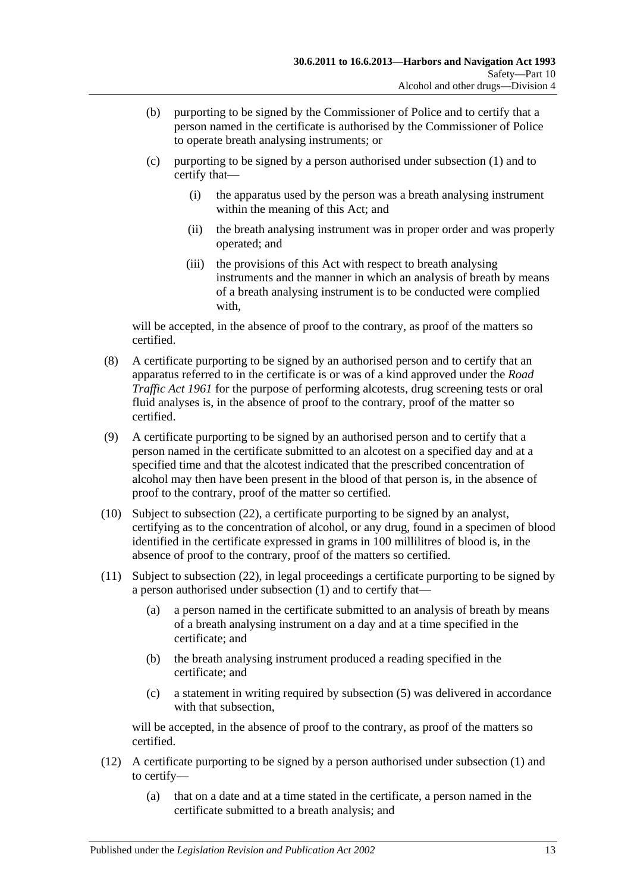(b) purporting to be signed by the Commissioner of Police and to certify that a person named in the certificate is authorised by the Commissioner of Police to operate breath analysing instruments; or

(c) purporting to be signed by a person authorised under subsection (1) and to certify that—

(i) the apparatus used by the person was a breath analysing instrument within the meaning of this Act; and

(ii) the breath analysing instrument was in proper order and was properly operated; and

(iii) the provisions of this Act with respect to breath analysing instruments and the manner in which an analysis of breath by means of a breath analysing instrument is to be conducted were complied with,

will be accepted, in the absence of proof to the contrary, as proof of the matters so certified.

(8) A certificate purporting to be signed by an authorised person and to certify that an apparatus referred to in the certificate is or was of a kind approved under the *Road Traffic Act 1961* for the purpose of performing alcotests, drug screening tests or oral fluid analyses is, in the absence of proof to the contrary, proof of the matter so certified.

(9) A certificate purporting to be signed by an authorised person and to certify that a person named in the certificate submitted to an alcotest on a specified day and at a specified time and that the alcotest indicated that the prescribed concentration of alcohol may then have been present in the blood of that person is, in the absence of proof to the contrary, proof of the matter so certified.

(10) Subject to subsection (22), a certificate purporting to be signed by an analyst, certifying as to the concentration of alcohol, or any drug, found in a specimen of blood identified in the certificate expressed in grams in 100 millilitres of blood is, in the absence of proof to the contrary, proof of the matters so certified.

(11) Subject to subsection (22), in legal proceedings a certificate purporting to be signed by a person authorised under subsection (1) and to certify that—

(a) a person named in the certificate submitted to an analysis of breath by means of a breath analysing instrument on a day and at a time specified in the certificate; and

(b) the breath analysing instrument produced a reading specified in the certificate; and

(c) a statement in writing required by subsection (5) was delivered in accordance with that subsection,

will be accepted, in the absence of proof to the contrary, as proof of the matters so certified.

(12) A certificate purporting to be signed by a person authorised under subsection (1) and to certify—

(a) that on a date and at a time stated in the certificate, a person named in the certificate submitted to a breath analysis; and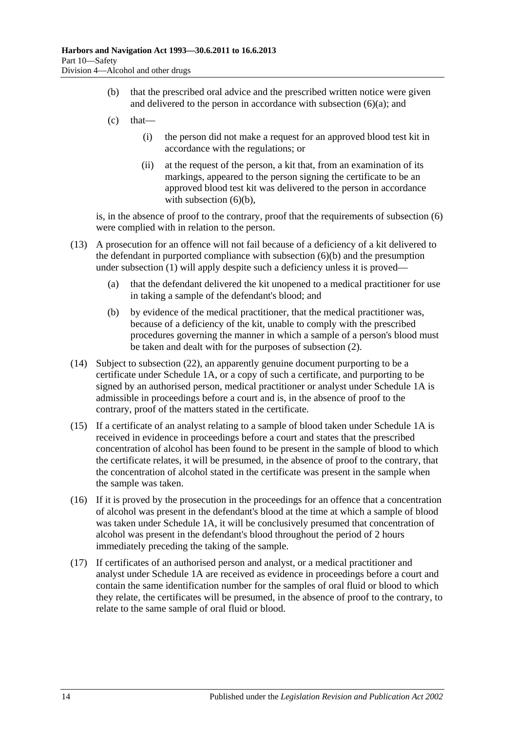(b) that the prescribed oral advice and the prescribed written notice were given and delivered to the person in accordance with subsection (6)(a); and

(c) that—

(i) the person did not make a request for an approved blood test kit in accordance with the regulations; or

(ii) at the request of the person, a kit that, from an examination of its markings, appeared to the person signing the certificate to be an approved blood test kit was delivered to the person in accordance with subsection (6)(b),

is, in the absence of proof to the contrary, proof that the requirements of subsection (6) were complied with in relation to the person.

(13) A prosecution for an offence will not fail because of a deficiency of a kit delivered to the defendant in purported compliance with subsection (6)(b) and the presumption under subsection (1) will apply despite such a deficiency unless it is proved—

(a) that the defendant delivered the kit unopened to a medical practitioner for use in taking a sample of the defendant's blood; and

(b) by evidence of the medical practitioner, that the medical practitioner was, because of a deficiency of the kit, unable to comply with the prescribed procedures governing the manner in which a sample of a person's blood must be taken and dealt with for the purposes of subsection (2).

(14) Subject to subsection (22), an apparently genuine document purporting to be a certificate under Schedule 1A, or a copy of such a certificate, and purporting to be signed by an authorised person, medical practitioner or analyst under Schedule 1A is admissible in proceedings before a court and is, in the absence of proof to the contrary, proof of the matters stated in the certificate.

(15) If a certificate of an analyst relating to a sample of blood taken under Schedule 1A is received in evidence in proceedings before a court and states that the prescribed concentration of alcohol has been found to be present in the sample of blood to which the certificate relates, it will be presumed, in the absence of proof to the contrary, that the concentration of alcohol stated in the certificate was present in the sample when the sample was taken.

(16) If it is proved by the prosecution in the proceedings for an offence that a concentration of alcohol was present in the defendant's blood at the time at which a sample of blood was taken under Schedule 1A, it will be conclusively presumed that concentration of alcohol was present in the defendant's blood throughout the period of 2 hours immediately preceding the taking of the sample.

(17) If certificates of an authorised person and analyst, or a medical practitioner and analyst under Schedule 1A are received as evidence in proceedings before a court and contain the same identification number for the samples of oral fluid or blood to which they relate, the certificates will be presumed, in the absence of proof to the contrary, to relate to the same sample of oral fluid or blood.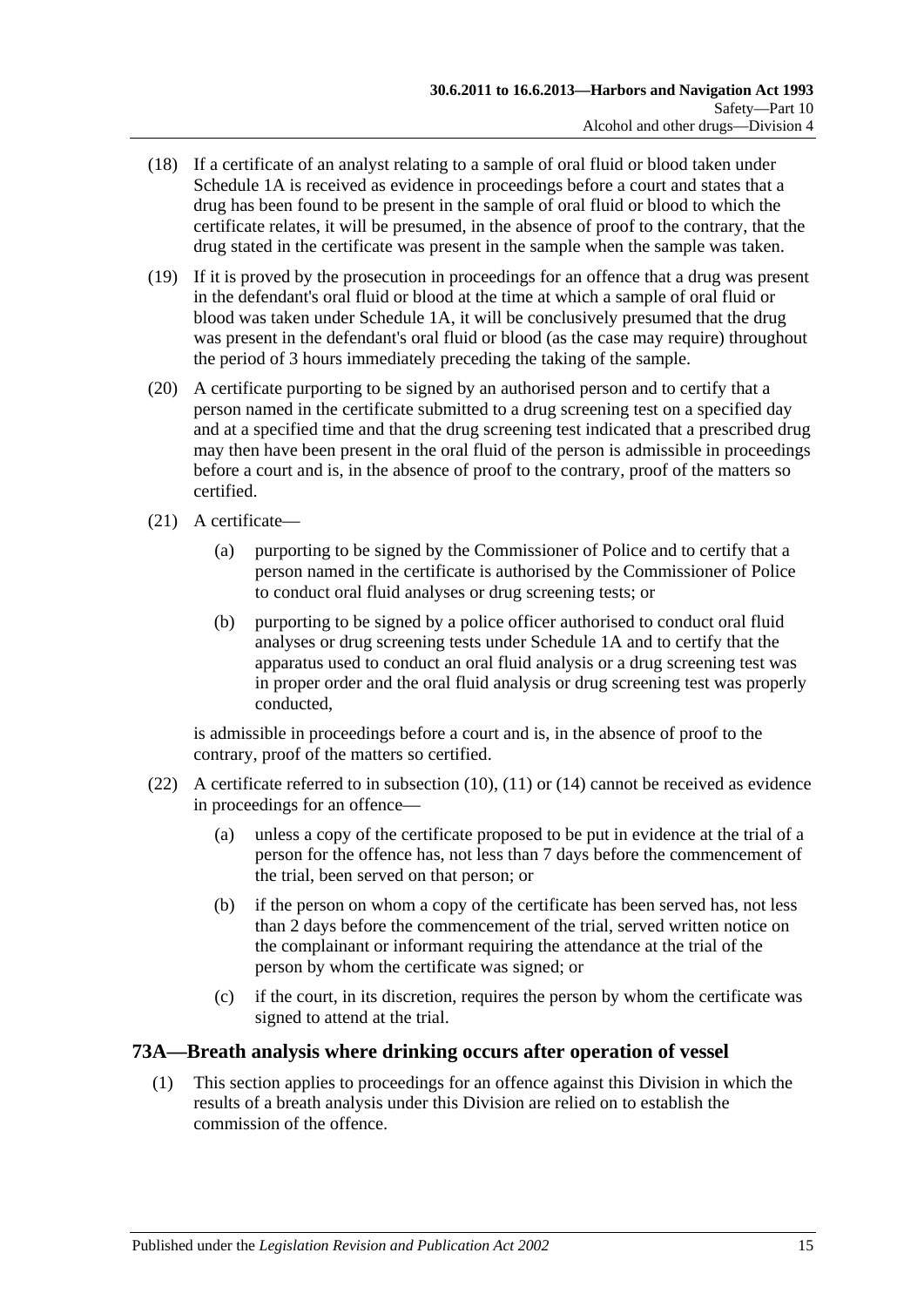(18) If a certificate of an analyst relating to a sample of oral fluid or blood taken under Schedule 1A is received as evidence in proceedings before a court and states that a drug has been found to be present in the sample of oral fluid or blood to which the certificate relates, it will be presumed, in the absence of proof to the contrary, that the drug stated in the certificate was present in the sample when the sample was taken.

(19) If it is proved by the prosecution in proceedings for an offence that a drug was present in the defendant's oral fluid or blood at the time at which a sample of oral fluid or blood was taken under Schedule 1A, it will be conclusively presumed that the drug was present in the defendant's oral fluid or blood (as the case may require) throughout the period of 3 hours immediately preceding the taking of the sample.

(20) A certificate purporting to be signed by an authorised person and to certify that a person named in the certificate submitted to a drug screening test on a specified day and at a specified time and that the drug screening test indicated that a prescribed drug may then have been present in the oral fluid of the person is admissible in proceedings before a court and is, in the absence of proof to the contrary, proof of the matters so certified.

(21) A certificate—

(a) purporting to be signed by the Commissioner of Police and to certify that a person named in the certificate is authorised by the Commissioner of Police to conduct oral fluid analyses or drug screening tests; or

(b) purporting to be signed by a police officer authorised to conduct oral fluid analyses or drug screening tests under Schedule 1A and to certify that the apparatus used to conduct an oral fluid analysis or a drug screening test was in proper order and the oral fluid analysis or drug screening test was properly conducted,

is admissible in proceedings before a court and is, in the absence of proof to the contrary, proof of the matters so certified.

(22) A certificate referred to in subsection (10), (11) or (14) cannot be received as evidence in proceedings for an offence—

(a) unless a copy of the certificate proposed to be put in evidence at the trial of a person for the offence has, not less than 7 days before the commencement of the trial, been served on that person; or

(b) if the person on whom a copy of the certificate has been served has, not less than 2 days before the commencement of the trial, served written notice on the complainant or informant requiring the attendance at the trial of the person by whom the certificate was signed; or

(c) if the court, in its discretion, requires the person by whom the certificate was signed to attend at the trial.

## 73A—Breath analysis where drinking occurs after operation of vessel

(1) This section applies to proceedings for an offence against this Division in which the results of a breath analysis under this Division are relied on to establish the commission of the offence.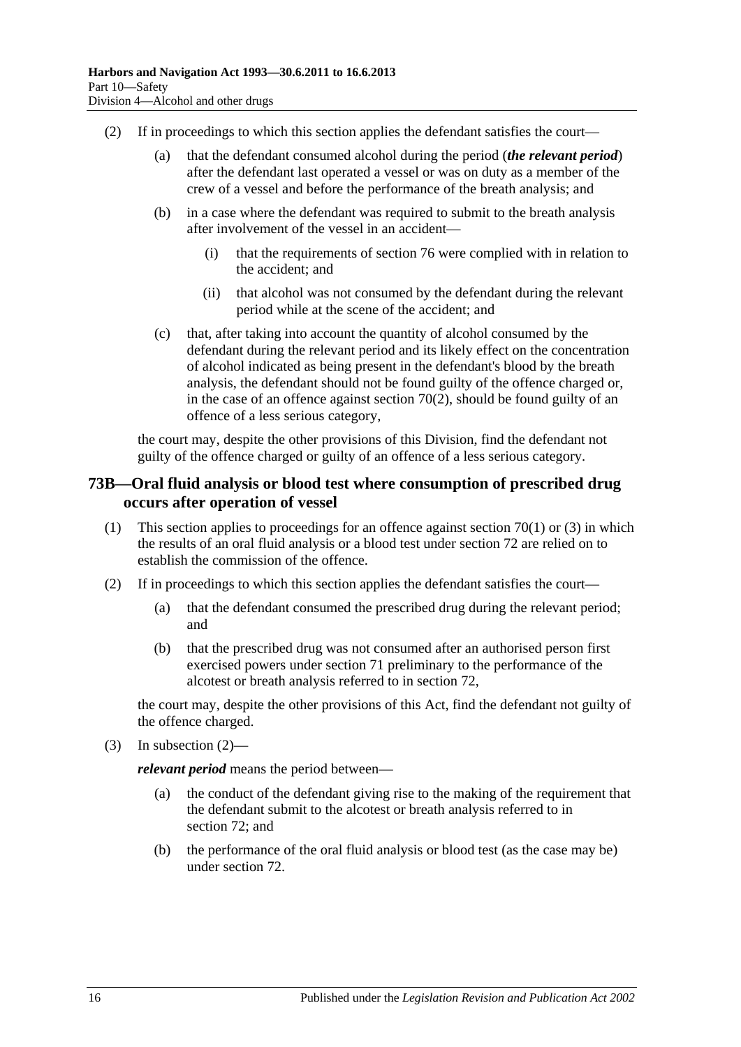(2) If in proceedings to which this section applies the defendant satisfies the court—

  (a) that the defendant consumed alcohol during the period (***the relevant period***) after the defendant last operated a vessel or was on duty as a member of the crew of a vessel and before the performance of the breath analysis; and

  (b) in a case where the defendant was required to submit to the breath analysis after involvement of the vessel in an accident—

    (i) that the requirements of section 76 were complied with in relation to the accident; and

    (ii) that alcohol was not consumed by the defendant during the relevant period while at the scene of the accident; and

  (c) that, after taking into account the quantity of alcohol consumed by the defendant during the relevant period and its likely effect on the concentration of alcohol indicated as being present in the defendant's blood by the breath analysis, the defendant should not be found guilty of the offence charged or, in the case of an offence against section 70(2), should be found guilty of an offence of a less serious category,

the court may, despite the other provisions of this Division, find the defendant not guilty of the offence charged or guilty of an offence of a less serious category.

## 73B—Oral fluid analysis or blood test where consumption of prescribed drug occurs after operation of vessel

(1) This section applies to proceedings for an offence against section 70(1) or (3) in which the results of an oral fluid analysis or a blood test under section 72 are relied on to establish the commission of the offence.

(2) If in proceedings to which this section applies the defendant satisfies the court—

  (a) that the defendant consumed the prescribed drug during the relevant period; and

  (b) that the prescribed drug was not consumed after an authorised person first exercised powers under section 71 preliminary to the performance of the alcotest or breath analysis referred to in section 72,

the court may, despite the other provisions of this Act, find the defendant not guilty of the offence charged.

(3) In subsection (2)—

***relevant period*** means the period between—

  (a) the conduct of the defendant giving rise to the making of the requirement that the defendant submit to the alcotest or breath analysis referred to in section 72; and

  (b) the performance of the oral fluid analysis or blood test (as the case may be) under section 72.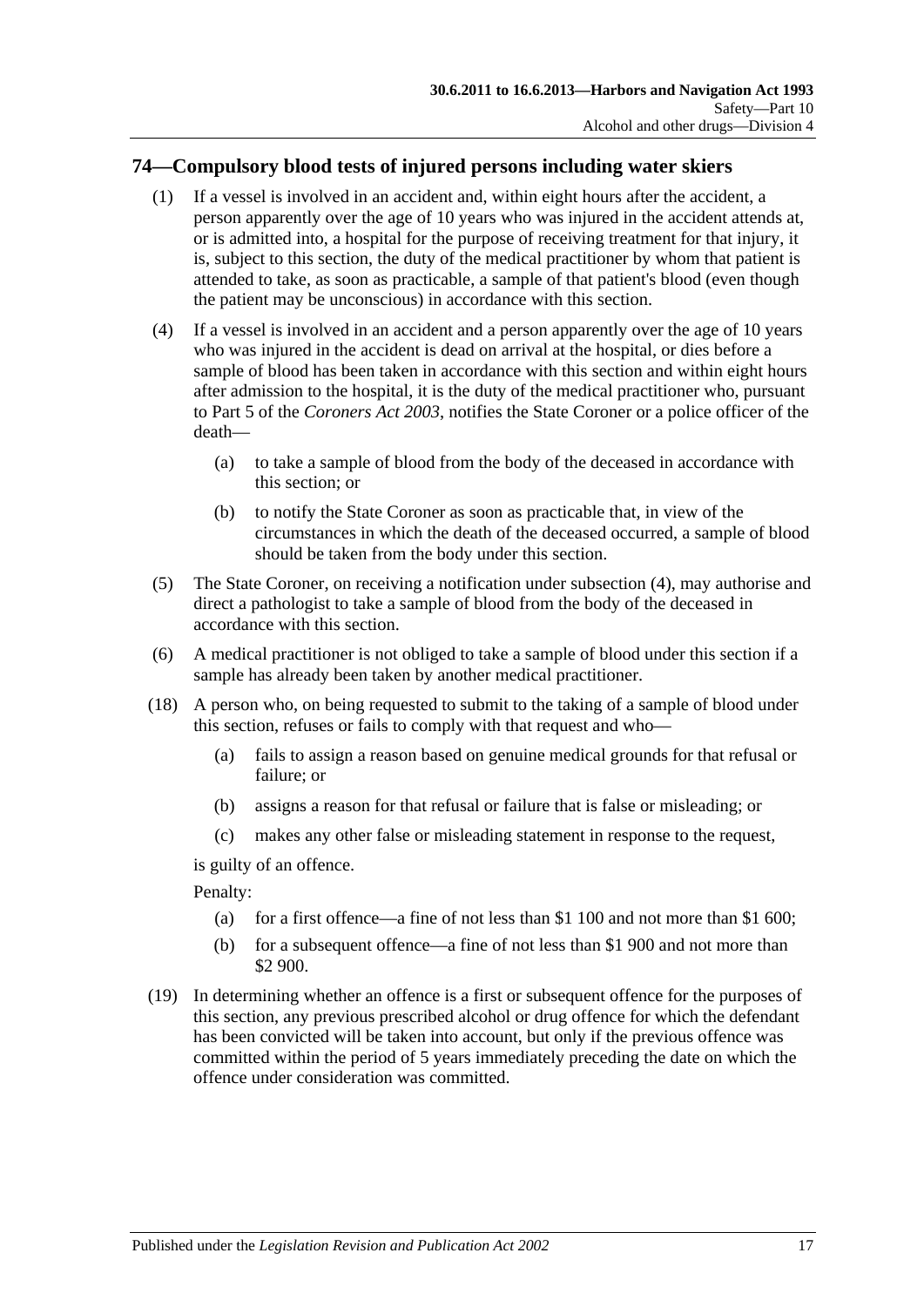## 74—Compulsory blood tests of injured persons including water skiers

(1) If a vessel is involved in an accident and, within eight hours after the accident, a person apparently over the age of 10 years who was injured in the accident attends at, or is admitted into, a hospital for the purpose of receiving treatment for that injury, it is, subject to this section, the duty of the medical practitioner by whom that patient is attended to take, as soon as practicable, a sample of that patient's blood (even though the patient may be unconscious) in accordance with this section.

(4) If a vessel is involved in an accident and a person apparently over the age of 10 years who was injured in the accident is dead on arrival at the hospital, or dies before a sample of blood has been taken in accordance with this section and within eight hours after admission to the hospital, it is the duty of the medical practitioner who, pursuant to Part 5 of the *Coroners Act 2003*, notifies the State Coroner or a police officer of the death—

(a) to take a sample of blood from the body of the deceased in accordance with this section; or

(b) to notify the State Coroner as soon as practicable that, in view of the circumstances in which the death of the deceased occurred, a sample of blood should be taken from the body under this section.

(5) The State Coroner, on receiving a notification under subsection (4), may authorise and direct a pathologist to take a sample of blood from the body of the deceased in accordance with this section.

(6) A medical practitioner is not obliged to take a sample of blood under this section if a sample has already been taken by another medical practitioner.

(18) A person who, on being requested to submit to the taking of a sample of blood under this section, refuses or fails to comply with that request and who—

(a) fails to assign a reason based on genuine medical grounds for that refusal or failure; or

(b) assigns a reason for that refusal or failure that is false or misleading; or

(c) makes any other false or misleading statement in response to the request,

is guilty of an offence.

Penalty:

(a) for a first offence—a fine of not less than $1 100 and not more than $1 600;

(b) for a subsequent offence—a fine of not less than $1 900 and not more than $2 900.

(19) In determining whether an offence is a first or subsequent offence for the purposes of this section, any previous prescribed alcohol or drug offence for which the defendant has been convicted will be taken into account, but only if the previous offence was committed within the period of 5 years immediately preceding the date on which the offence under consideration was committed.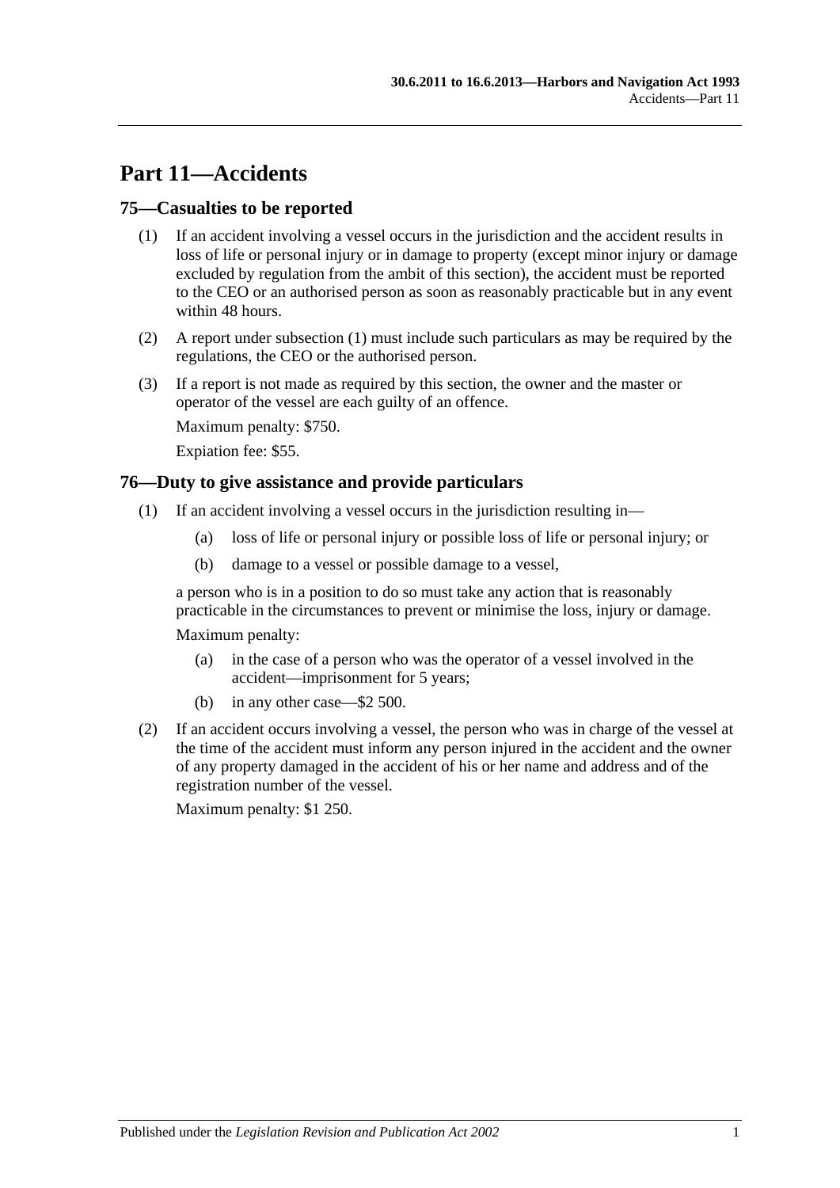# Part 11—Accidents

## 75—Casualties to be reported

(1) If an accident involving a vessel occurs in the jurisdiction and the accident results in loss of life or personal injury or in damage to property (except minor injury or damage excluded by regulation from the ambit of this section), the accident must be reported to the CEO or an authorised person as soon as reasonably practicable but in any event within 48 hours.

(2) A report under subsection (1) must include such particulars as may be required by the regulations, the CEO or the authorised person.

(3) If a report is not made as required by this section, the owner and the master or operator of the vessel are each guilty of an offence.

Maximum penalty: $750.

Expiation fee: $55.

## 76—Duty to give assistance and provide particulars

(1) If an accident involving a vessel occurs in the jurisdiction resulting in—

(a) loss of life or personal injury or possible loss of life or personal injury; or

(b) damage to a vessel or possible damage to a vessel,

a person who is in a position to do so must take any action that is reasonably practicable in the circumstances to prevent or minimise the loss, injury or damage.

Maximum penalty:

(a) in the case of a person who was the operator of a vessel involved in the accident—imprisonment for 5 years;

(b) in any other case—$2 500.

(2) If an accident occurs involving a vessel, the person who was in charge of the vessel at the time of the accident must inform any person injured in the accident and the owner of any property damaged in the accident of his or her name and address and of the registration number of the vessel.

Maximum penalty: $1 250.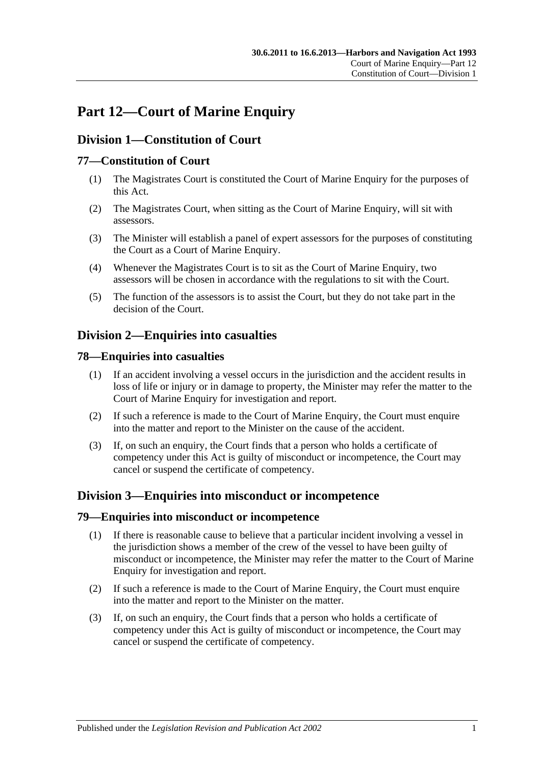# Part 12—Court of Marine Enquiry

## Division 1—Constitution of Court

### 77—Constitution of Court

(1) The Magistrates Court is constituted the Court of Marine Enquiry for the purposes of this Act.

(2) The Magistrates Court, when sitting as the Court of Marine Enquiry, will sit with assessors.

(3) The Minister will establish a panel of expert assessors for the purposes of constituting the Court as a Court of Marine Enquiry.

(4) Whenever the Magistrates Court is to sit as the Court of Marine Enquiry, two assessors will be chosen in accordance with the regulations to sit with the Court.

(5) The function of the assessors is to assist the Court, but they do not take part in the decision of the Court.

## Division 2—Enquiries into casualties

### 78—Enquiries into casualties

(1) If an accident involving a vessel occurs in the jurisdiction and the accident results in loss of life or injury or in damage to property, the Minister may refer the matter to the Court of Marine Enquiry for investigation and report.

(2) If such a reference is made to the Court of Marine Enquiry, the Court must enquire into the matter and report to the Minister on the cause of the accident.

(3) If, on such an enquiry, the Court finds that a person who holds a certificate of competency under this Act is guilty of misconduct or incompetence, the Court may cancel or suspend the certificate of competency.

## Division 3—Enquiries into misconduct or incompetence

### 79—Enquiries into misconduct or incompetence

(1) If there is reasonable cause to believe that a particular incident involving a vessel in the jurisdiction shows a member of the crew of the vessel to have been guilty of misconduct or incompetence, the Minister may refer the matter to the Court of Marine Enquiry for investigation and report.

(2) If such a reference is made to the Court of Marine Enquiry, the Court must enquire into the matter and report to the Minister on the matter.

(3) If, on such an enquiry, the Court finds that a person who holds a certificate of competency under this Act is guilty of misconduct or incompetence, the Court may cancel or suspend the certificate of competency.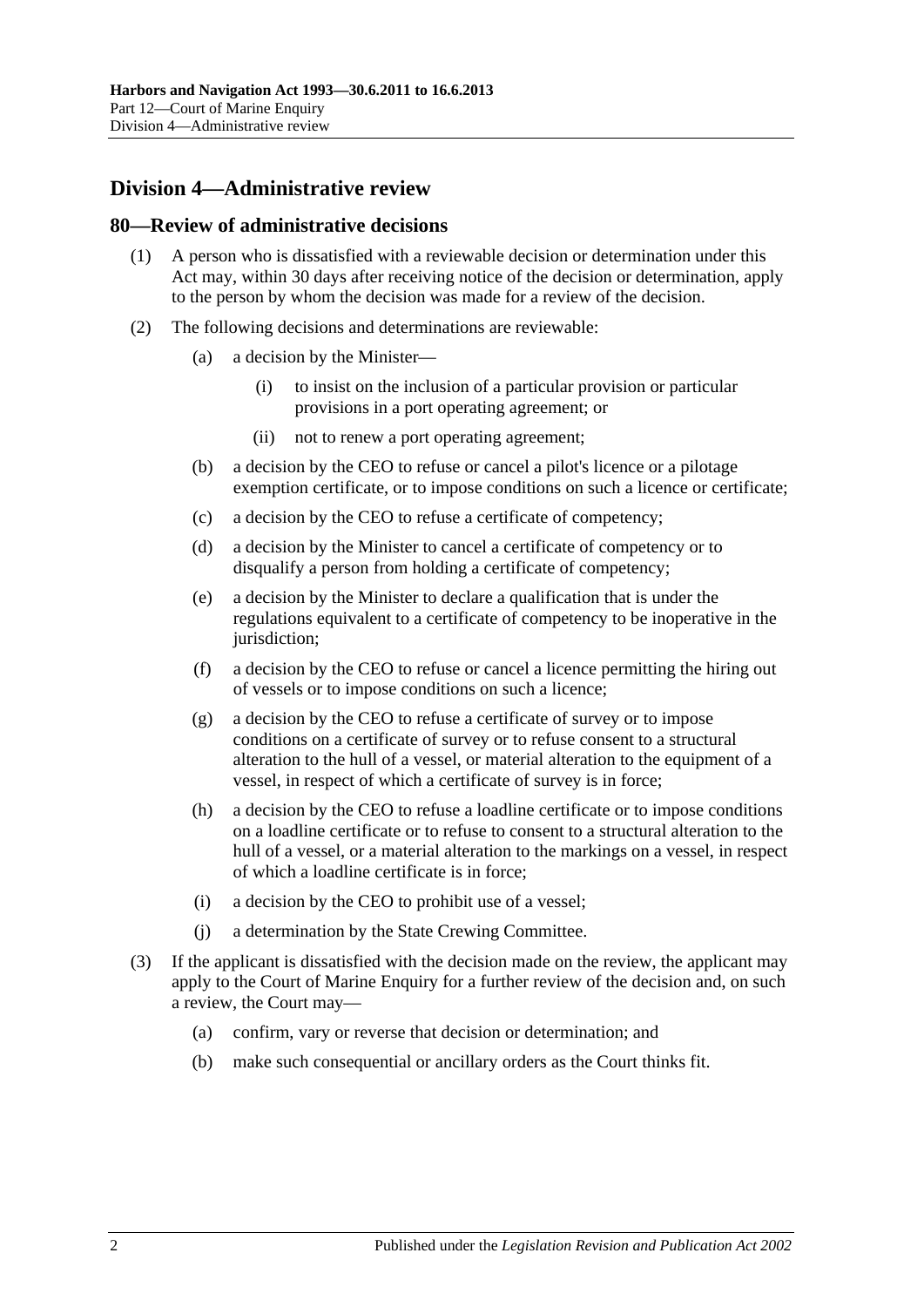## Division 4—Administrative review

### 80—Review of administrative decisions

(1) A person who is dissatisfied with a reviewable decision or determination under this Act may, within 30 days after receiving notice of the decision or determination, apply to the person by whom the decision was made for a review of the decision.

(2) The following decisions and determinations are reviewable:

- (a) a decision by the Minister—
  - (i) to insist on the inclusion of a particular provision or particular provisions in a port operating agreement; or
  - (ii) not to renew a port operating agreement;
- (b) a decision by the CEO to refuse or cancel a pilot's licence or a pilotage exemption certificate, or to impose conditions on such a licence or certificate;
- (c) a decision by the CEO to refuse a certificate of competency;
- (d) a decision by the Minister to cancel a certificate of competency or to disqualify a person from holding a certificate of competency;
- (e) a decision by the Minister to declare a qualification that is under the regulations equivalent to a certificate of competency to be inoperative in the jurisdiction;
- (f) a decision by the CEO to refuse or cancel a licence permitting the hiring out of vessels or to impose conditions on such a licence;
- (g) a decision by the CEO to refuse a certificate of survey or to impose conditions on a certificate of survey or to refuse consent to a structural alteration to the hull of a vessel, or material alteration to the equipment of a vessel, in respect of which a certificate of survey is in force;
- (h) a decision by the CEO to refuse a loadline certificate or to impose conditions on a loadline certificate or to refuse to consent to a structural alteration to the hull of a vessel, or a material alteration to the markings on a vessel, in respect of which a loadline certificate is in force;
- (i) a decision by the CEO to prohibit use of a vessel;
- (j) a determination by the State Crewing Committee.

(3) If the applicant is dissatisfied with the decision made on the review, the applicant may apply to the Court of Marine Enquiry for a further review of the decision and, on such a review, the Court may—

- (a) confirm, vary or reverse that decision or determination; and
- (b) make such consequential or ancillary orders as the Court thinks fit.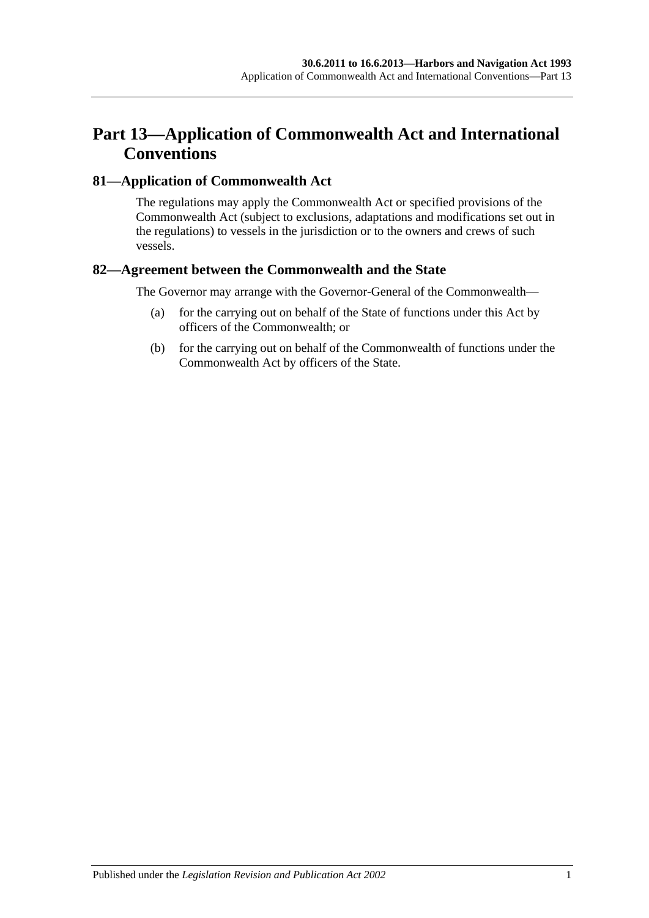# Part 13—Application of Commonwealth Act and International Conventions

## 81—Application of Commonwealth Act

The regulations may apply the Commonwealth Act or specified provisions of the Commonwealth Act (subject to exclusions, adaptations and modifications set out in the regulations) to vessels in the jurisdiction or to the owners and crews of such vessels.

## 82—Agreement between the Commonwealth and the State

The Governor may arrange with the Governor-General of the Commonwealth—

(a) for the carrying out on behalf of the State of functions under this Act by officers of the Commonwealth; or

(b) for the carrying out on behalf of the Commonwealth of functions under the Commonwealth Act by officers of the State.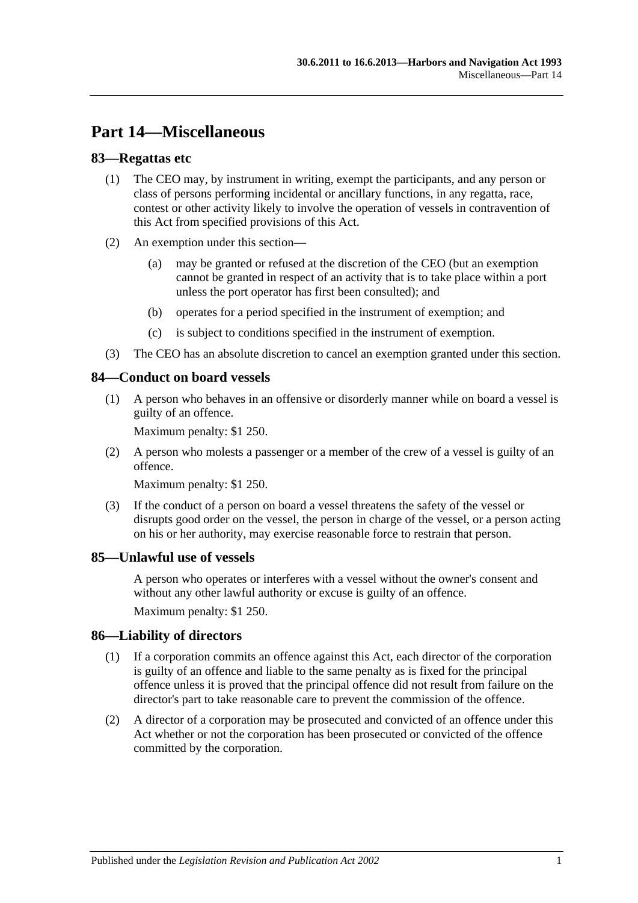# Part 14—Miscellaneous

## 83—Regattas etc

(1) The CEO may, by instrument in writing, exempt the participants, and any person or class of persons performing incidental or ancillary functions, in any regatta, race, contest or other activity likely to involve the operation of vessels in contravention of this Act from specified provisions of this Act.

(2) An exemption under this section—

(a) may be granted or refused at the discretion of the CEO (but an exemption cannot be granted in respect of an activity that is to take place within a port unless the port operator has first been consulted); and

(b) operates for a period specified in the instrument of exemption; and

(c) is subject to conditions specified in the instrument of exemption.

(3) The CEO has an absolute discretion to cancel an exemption granted under this section.

## 84—Conduct on board vessels

(1) A person who behaves in an offensive or disorderly manner while on board a vessel is guilty of an offence.

Maximum penalty: $1 250.

(2) A person who molests a passenger or a member of the crew of a vessel is guilty of an offence.

Maximum penalty: $1 250.

(3) If the conduct of a person on board a vessel threatens the safety of the vessel or disrupts good order on the vessel, the person in charge of the vessel, or a person acting on his or her authority, may exercise reasonable force to restrain that person.

## 85—Unlawful use of vessels

A person who operates or interferes with a vessel without the owner's consent and without any other lawful authority or excuse is guilty of an offence.

Maximum penalty: $1 250.

## 86—Liability of directors

(1) If a corporation commits an offence against this Act, each director of the corporation is guilty of an offence and liable to the same penalty as is fixed for the principal offence unless it is proved that the principal offence did not result from failure on the director's part to take reasonable care to prevent the commission of the offence.

(2) A director of a corporation may be prosecuted and convicted of an offence under this Act whether or not the corporation has been prosecuted or convicted of the offence committed by the corporation.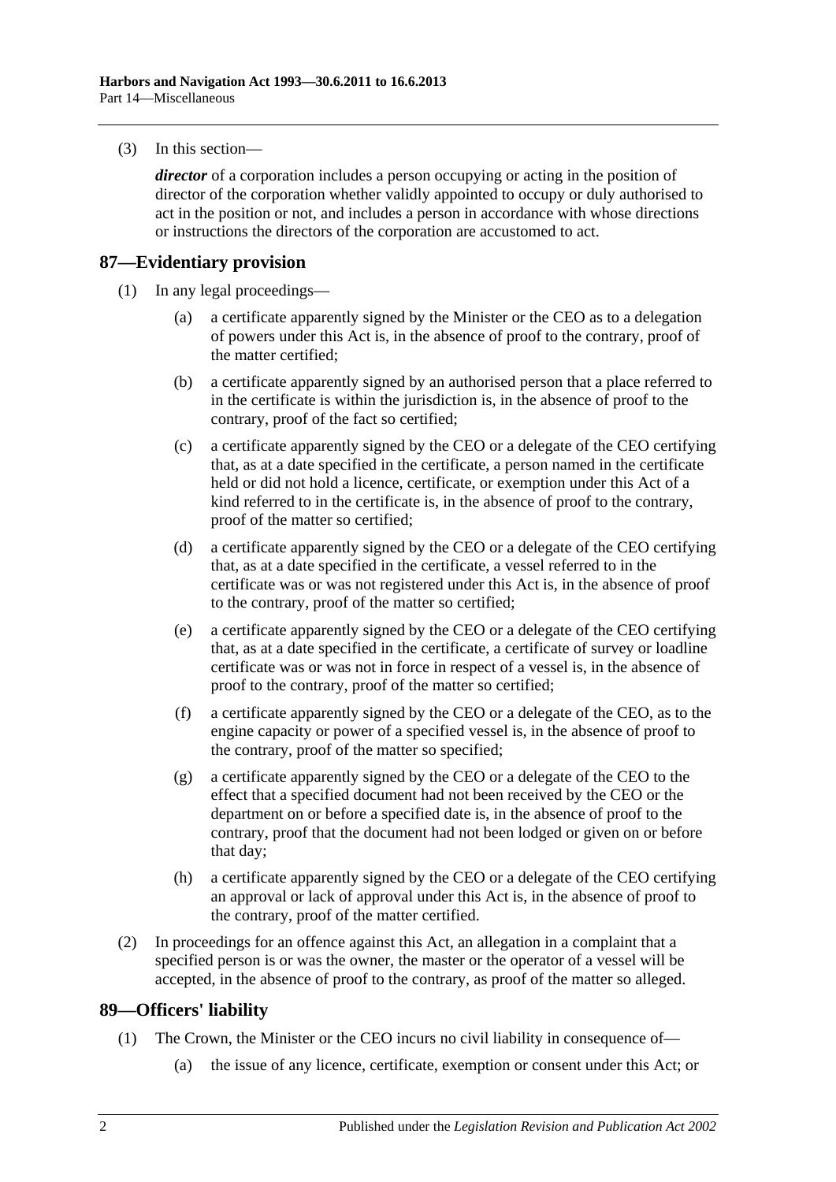(3) In this section—

*director* of a corporation includes a person occupying or acting in the position of director of the corporation whether validly appointed to occupy or duly authorised to act in the position or not, and includes a person in accordance with whose directions or instructions the directors of the corporation are accustomed to act.

## 87—Evidentiary provision

(1) In any legal proceedings—

(a) a certificate apparently signed by the Minister or the CEO as to a delegation of powers under this Act is, in the absence of proof to the contrary, proof of the matter certified;

(b) a certificate apparently signed by an authorised person that a place referred to in the certificate is within the jurisdiction is, in the absence of proof to the contrary, proof of the fact so certified;

(c) a certificate apparently signed by the CEO or a delegate of the CEO certifying that, as at a date specified in the certificate, a person named in the certificate held or did not hold a licence, certificate, or exemption under this Act of a kind referred to in the certificate is, in the absence of proof to the contrary, proof of the matter so certified;

(d) a certificate apparently signed by the CEO or a delegate of the CEO certifying that, as at a date specified in the certificate, a vessel referred to in the certificate was or was not registered under this Act is, in the absence of proof to the contrary, proof of the matter so certified;

(e) a certificate apparently signed by the CEO or a delegate of the CEO certifying that, as at a date specified in the certificate, a certificate of survey or loadline certificate was or was not in force in respect of a vessel is, in the absence of proof to the contrary, proof of the matter so certified;

(f) a certificate apparently signed by the CEO or a delegate of the CEO, as to the engine capacity or power of a specified vessel is, in the absence of proof to the contrary, proof of the matter so specified;

(g) a certificate apparently signed by the CEO or a delegate of the CEO to the effect that a specified document had not been received by the CEO or the department on or before a specified date is, in the absence of proof to the contrary, proof that the document had not been lodged or given on or before that day;

(h) a certificate apparently signed by the CEO or a delegate of the CEO certifying an approval or lack of approval under this Act is, in the absence of proof to the contrary, proof of the matter certified.

(2) In proceedings for an offence against this Act, an allegation in a complaint that a specified person is or was the owner, the master or the operator of a vessel will be accepted, in the absence of proof to the contrary, as proof of the matter so alleged.

## 89—Officers' liability

(1) The Crown, the Minister or the CEO incurs no civil liability in consequence of—

(a) the issue of any licence, certificate, exemption or consent under this Act; or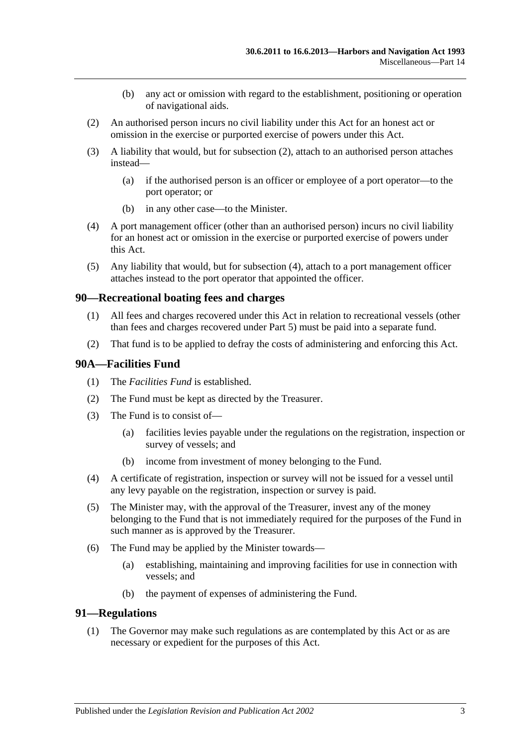(b) any act or omission with regard to the establishment, positioning or operation of navigational aids.

(2) An authorised person incurs no civil liability under this Act for an honest act or omission in the exercise or purported exercise of powers under this Act.

(3) A liability that would, but for subsection (2), attach to an authorised person attaches instead—

(a) if the authorised person is an officer or employee of a port operator—to the port operator; or

(b) in any other case—to the Minister.

(4) A port management officer (other than an authorised person) incurs no civil liability for an honest act or omission in the exercise or purported exercise of powers under this Act.

(5) Any liability that would, but for subsection (4), attach to a port management officer attaches instead to the port operator that appointed the officer.

## 90—Recreational boating fees and charges

(1) All fees and charges recovered under this Act in relation to recreational vessels (other than fees and charges recovered under Part 5) must be paid into a separate fund.

(2) That fund is to be applied to defray the costs of administering and enforcing this Act.

## 90A—Facilities Fund

(1) The *Facilities Fund* is established.

(2) The Fund must be kept as directed by the Treasurer.

(3) The Fund is to consist of—

(a) facilities levies payable under the regulations on the registration, inspection or survey of vessels; and

(b) income from investment of money belonging to the Fund.

(4) A certificate of registration, inspection or survey will not be issued for a vessel until any levy payable on the registration, inspection or survey is paid.

(5) The Minister may, with the approval of the Treasurer, invest any of the money belonging to the Fund that is not immediately required for the purposes of the Fund in such manner as is approved by the Treasurer.

(6) The Fund may be applied by the Minister towards—

(a) establishing, maintaining and improving facilities for use in connection with vessels; and

(b) the payment of expenses of administering the Fund.

## 91—Regulations

(1) The Governor may make such regulations as are contemplated by this Act or as are necessary or expedient for the purposes of this Act.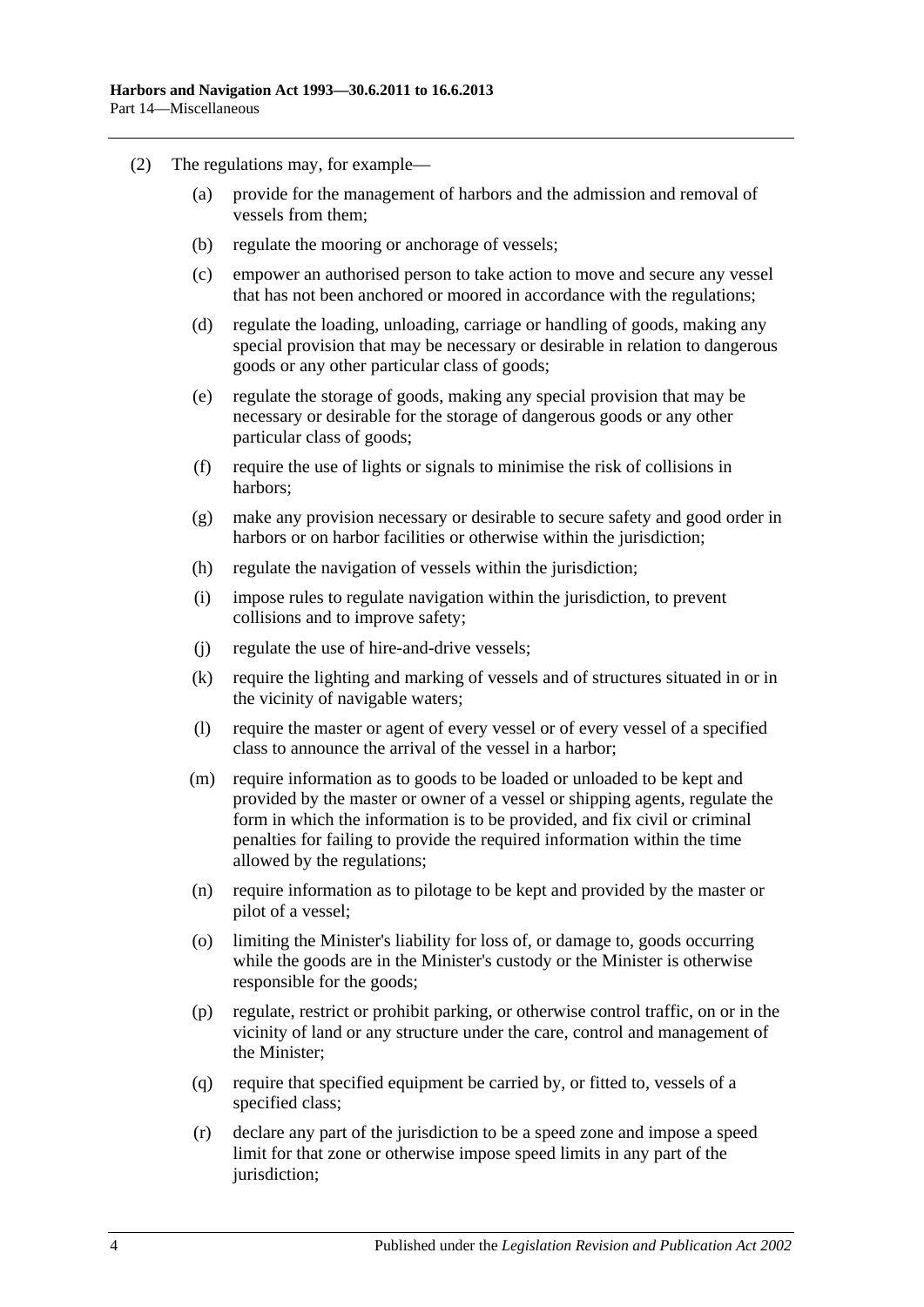(2) The regulations may, for example—

(a) provide for the management of harbors and the admission and removal of vessels from them;

(b) regulate the mooring or anchorage of vessels;

(c) empower an authorised person to take action to move and secure any vessel that has not been anchored or moored in accordance with the regulations;

(d) regulate the loading, unloading, carriage or handling of goods, making any special provision that may be necessary or desirable in relation to dangerous goods or any other particular class of goods;

(e) regulate the storage of goods, making any special provision that may be necessary or desirable for the storage of dangerous goods or any other particular class of goods;

(f) require the use of lights or signals to minimise the risk of collisions in harbors;

(g) make any provision necessary or desirable to secure safety and good order in harbors or on harbor facilities or otherwise within the jurisdiction;

(h) regulate the navigation of vessels within the jurisdiction;

(i) impose rules to regulate navigation within the jurisdiction, to prevent collisions and to improve safety;

(j) regulate the use of hire-and-drive vessels;

(k) require the lighting and marking of vessels and of structures situated in or in the vicinity of navigable waters;

(l) require the master or agent of every vessel or of every vessel of a specified class to announce the arrival of the vessel in a harbor;

(m) require information as to goods to be loaded or unloaded to be kept and provided by the master or owner of a vessel or shipping agents, regulate the form in which the information is to be provided, and fix civil or criminal penalties for failing to provide the required information within the time allowed by the regulations;

(n) require information as to pilotage to be kept and provided by the master or pilot of a vessel;

(o) limiting the Minister's liability for loss of, or damage to, goods occurring while the goods are in the Minister's custody or the Minister is otherwise responsible for the goods;

(p) regulate, restrict or prohibit parking, or otherwise control traffic, on or in the vicinity of land or any structure under the care, control and management of the Minister;

(q) require that specified equipment be carried by, or fitted to, vessels of a specified class;

(r) declare any part of the jurisdiction to be a speed zone and impose a speed limit for that zone or otherwise impose speed limits in any part of the jurisdiction;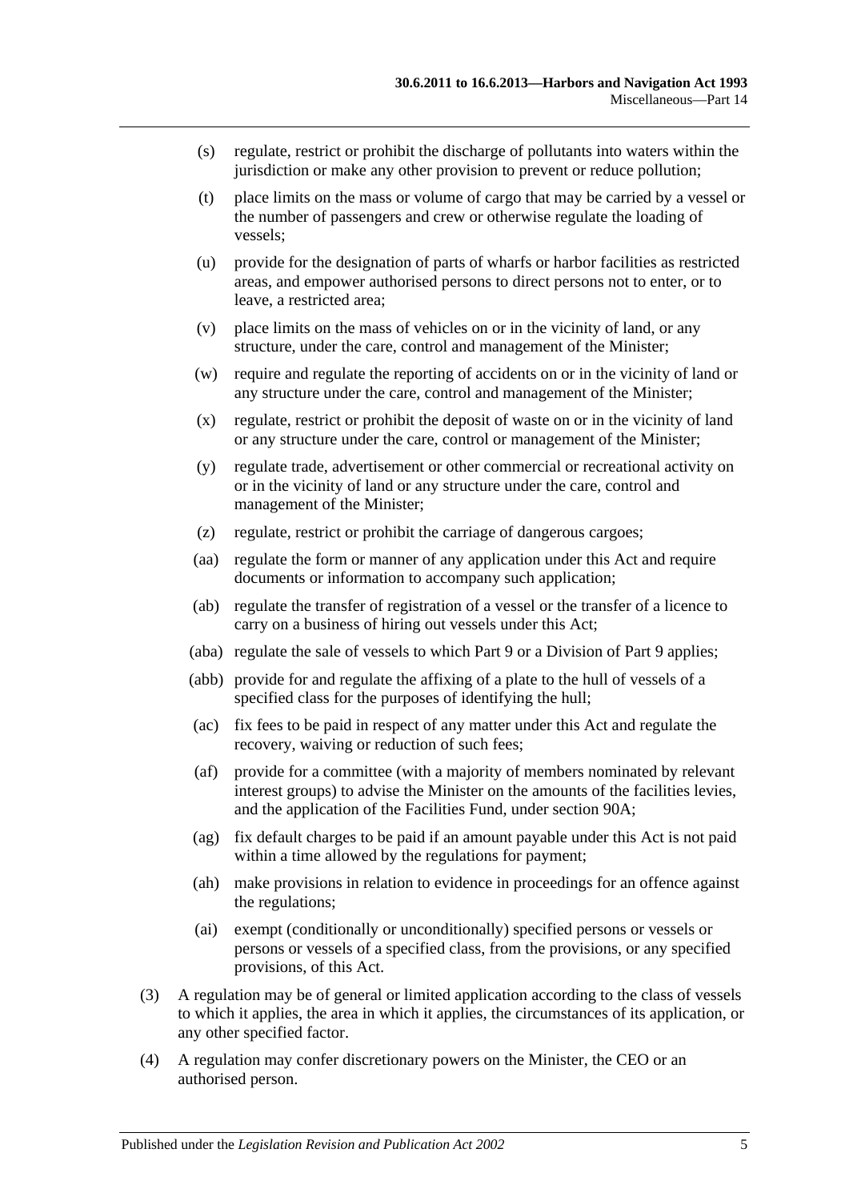- (s) regulate, restrict or prohibit the discharge of pollutants into waters within the jurisdiction or make any other provision to prevent or reduce pollution;
- (t) place limits on the mass or volume of cargo that may be carried by a vessel or the number of passengers and crew or otherwise regulate the loading of vessels;
- (u) provide for the designation of parts of wharfs or harbor facilities as restricted areas, and empower authorised persons to direct persons not to enter, or to leave, a restricted area;
- (v) place limits on the mass of vehicles on or in the vicinity of land, or any structure, under the care, control and management of the Minister;
- (w) require and regulate the reporting of accidents on or in the vicinity of land or any structure under the care, control and management of the Minister;
- (x) regulate, restrict or prohibit the deposit of waste on or in the vicinity of land or any structure under the care, control or management of the Minister;
- (y) regulate trade, advertisement or other commercial or recreational activity on or in the vicinity of land or any structure under the care, control and management of the Minister;
- (z) regulate, restrict or prohibit the carriage of dangerous cargoes;
- (aa) regulate the form or manner of any application under this Act and require documents or information to accompany such application;
- (ab) regulate the transfer of registration of a vessel or the transfer of a licence to carry on a business of hiring out vessels under this Act;
- (aba) regulate the sale of vessels to which Part 9 or a Division of Part 9 applies;
- (abb) provide for and regulate the affixing of a plate to the hull of vessels of a specified class for the purposes of identifying the hull;
- (ac) fix fees to be paid in respect of any matter under this Act and regulate the recovery, waiving or reduction of such fees;
- (af) provide for a committee (with a majority of members nominated by relevant interest groups) to advise the Minister on the amounts of the facilities levies, and the application of the Facilities Fund, under section 90A;
- (ag) fix default charges to be paid if an amount payable under this Act is not paid within a time allowed by the regulations for payment;
- (ah) make provisions in relation to evidence in proceedings for an offence against the regulations;
- (ai) exempt (conditionally or unconditionally) specified persons or vessels or persons or vessels of a specified class, from the provisions, or any specified provisions, of this Act.

(3) A regulation may be of general or limited application according to the class of vessels to which it applies, the area in which it applies, the circumstances of its application, or any other specified factor.

(4) A regulation may confer discretionary powers on the Minister, the CEO or an authorised person.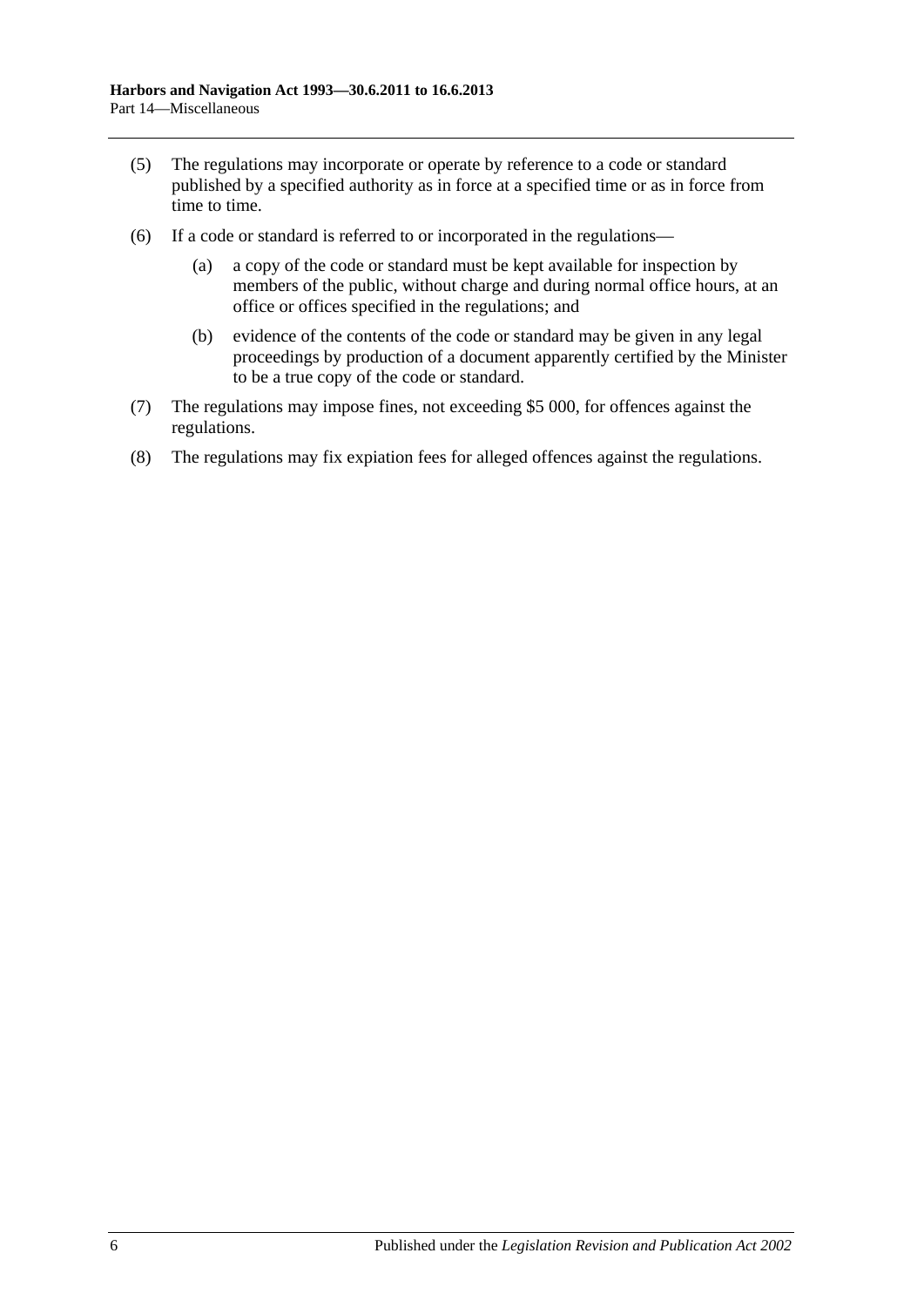(5) The regulations may incorporate or operate by reference to a code or standard published by a specified authority as in force at a specified time or as in force from time to time.

(6) If a code or standard is referred to or incorporated in the regulations—

(a) a copy of the code or standard must be kept available for inspection by members of the public, without charge and during normal office hours, at an office or offices specified in the regulations; and

(b) evidence of the contents of the code or standard may be given in any legal proceedings by production of a document apparently certified by the Minister to be a true copy of the code or standard.

(7) The regulations may impose fines, not exceeding $5 000, for offences against the regulations.

(8) The regulations may fix expiation fees for alleged offences against the regulations.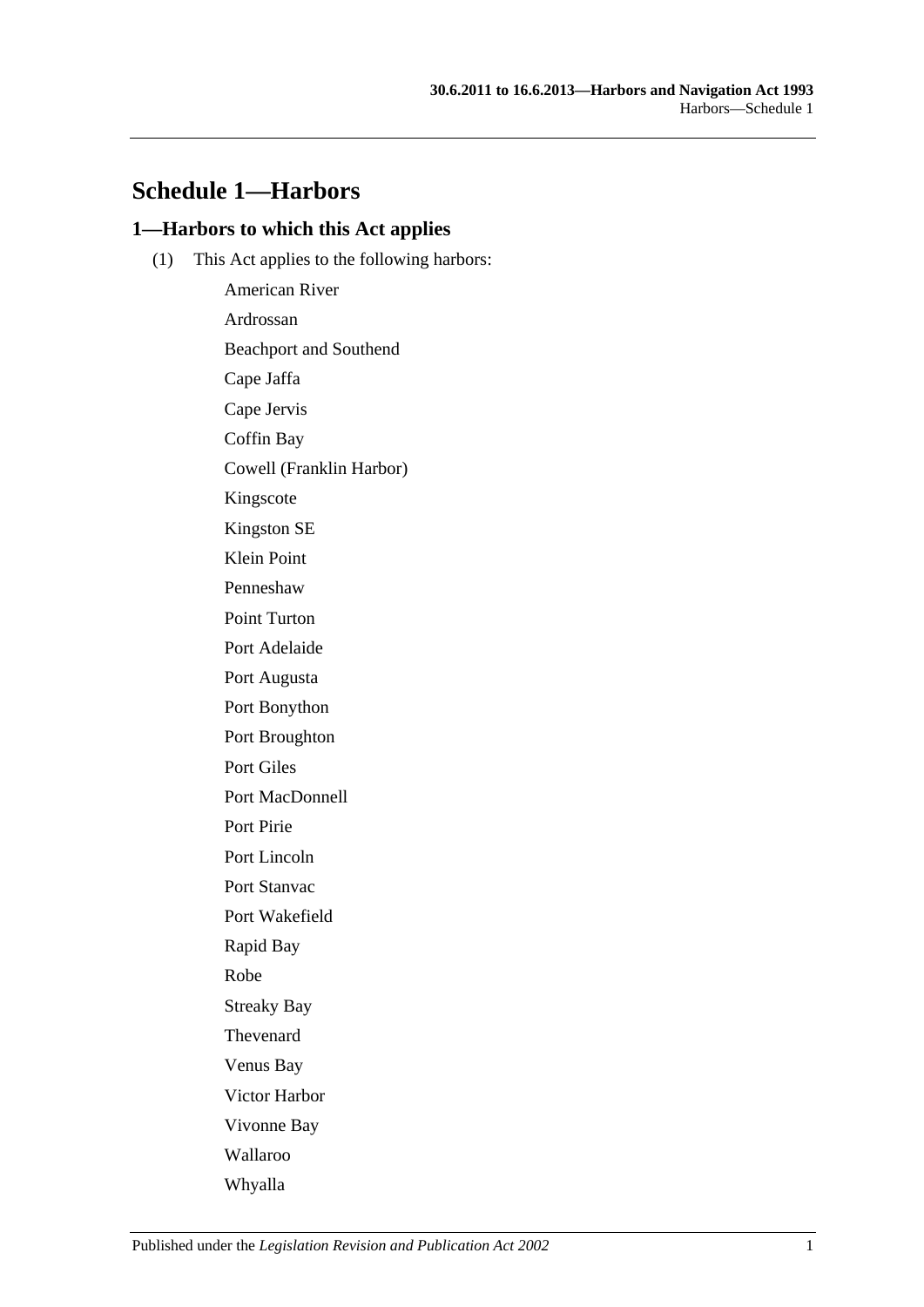# Schedule 1—Harbors

## 1—Harbors to which this Act applies

(1) This Act applies to the following harbors:

American River

Ardrossan

Beachport and Southend

Cape Jaffa

Cape Jervis

Coffin Bay

Cowell (Franklin Harbor)

Kingscote

Kingston SE

Klein Point

Penneshaw

Point Turton

Port Adelaide

Port Augusta

Port Bonython

Port Broughton

Port Giles

Port MacDonnell

Port Pirie

Port Lincoln

Port Stanvac

Port Wakefield

Rapid Bay

Robe

Streaky Bay

Thevenard

Venus Bay

Victor Harbor

Vivonne Bay

Wallaroo

Whyalla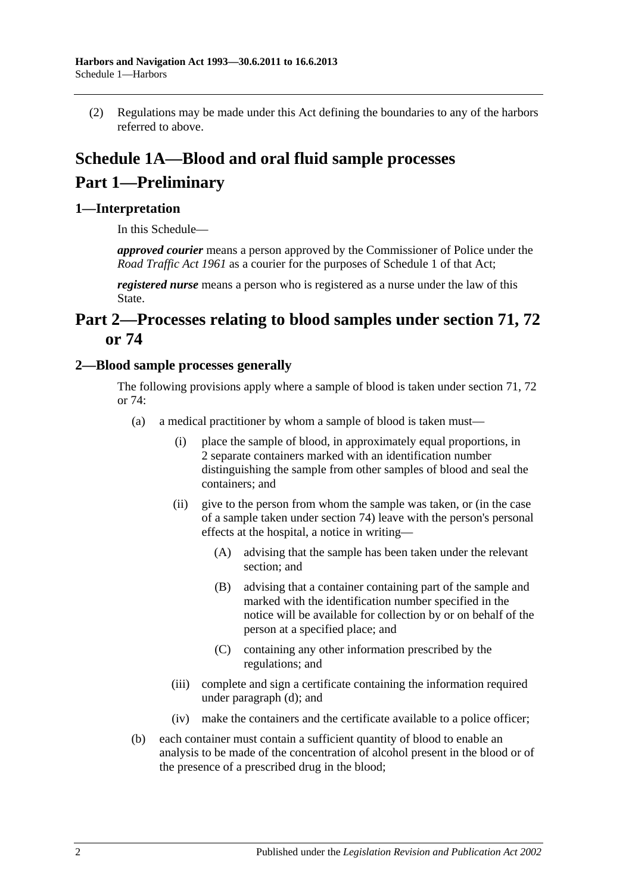(2) Regulations may be made under this Act defining the boundaries to any of the harbors referred to above.

# Schedule 1A—Blood and oral fluid sample processes

# Part 1—Preliminary

## 1—Interpretation

In this Schedule—

***approved courier*** means a person approved by the Commissioner of Police under the *Road Traffic Act 1961* as a courier for the purposes of Schedule 1 of that Act;

***registered nurse*** means a person who is registered as a nurse under the law of this State.

# Part 2—Processes relating to blood samples under section 71, 72 or 74

## 2—Blood sample processes generally

The following provisions apply where a sample of blood is taken under section 71, 72 or 74:

(a) a medical practitioner by whom a sample of blood is taken must—

(i) place the sample of blood, in approximately equal proportions, in 2 separate containers marked with an identification number distinguishing the sample from other samples of blood and seal the containers; and

(ii) give to the person from whom the sample was taken, or (in the case of a sample taken under section 74) leave with the person's personal effects at the hospital, a notice in writing—

(A) advising that the sample has been taken under the relevant section; and

(B) advising that a container containing part of the sample and marked with the identification number specified in the notice will be available for collection by or on behalf of the person at a specified place; and

(C) containing any other information prescribed by the regulations; and

(iii) complete and sign a certificate containing the information required under paragraph (d); and

(iv) make the containers and the certificate available to a police officer;

(b) each container must contain a sufficient quantity of blood to enable an analysis to be made of the concentration of alcohol present in the blood or of the presence of a prescribed drug in the blood;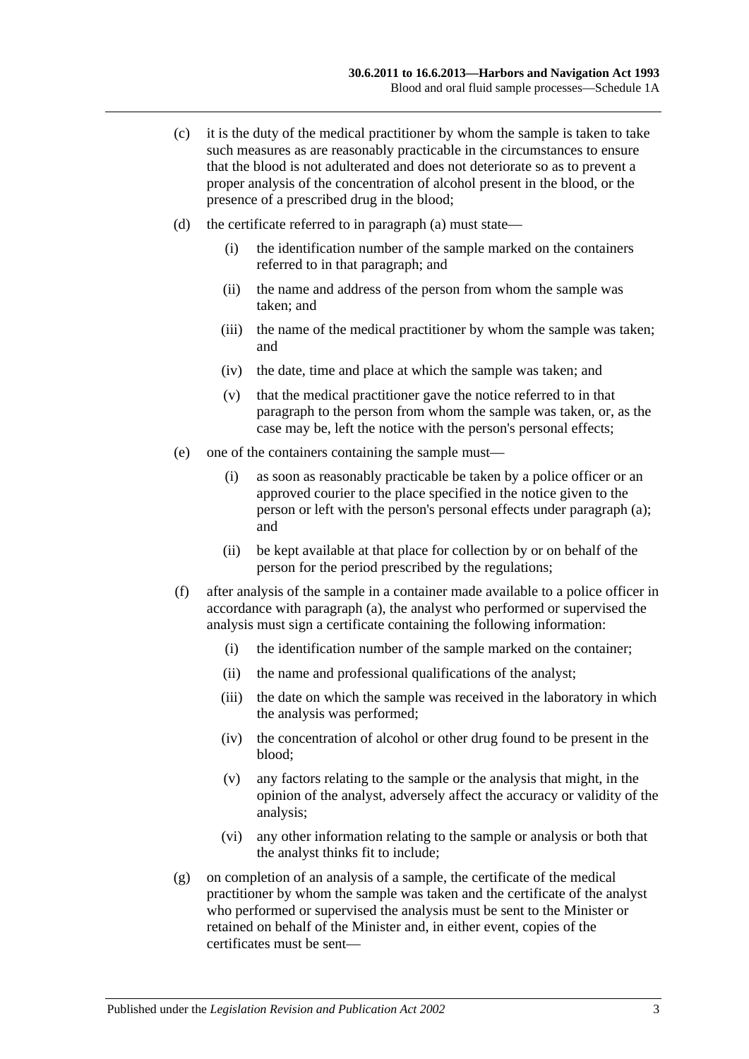(c) it is the duty of the medical practitioner by whom the sample is taken to take such measures as are reasonably practicable in the circumstances to ensure that the blood is not adulterated and does not deteriorate so as to prevent a proper analysis of the concentration of alcohol present in the blood, or the presence of a prescribed drug in the blood;

(d) the certificate referred to in paragraph (a) must state—

(i) the identification number of the sample marked on the containers referred to in that paragraph; and

(ii) the name and address of the person from whom the sample was taken; and

(iii) the name of the medical practitioner by whom the sample was taken; and

(iv) the date, time and place at which the sample was taken; and

(v) that the medical practitioner gave the notice referred to in that paragraph to the person from whom the sample was taken, or, as the case may be, left the notice with the person's personal effects;

(e) one of the containers containing the sample must—

(i) as soon as reasonably practicable be taken by a police officer or an approved courier to the place specified in the notice given to the person or left with the person's personal effects under paragraph (a); and

(ii) be kept available at that place for collection by or on behalf of the person for the period prescribed by the regulations;

(f) after analysis of the sample in a container made available to a police officer in accordance with paragraph (a), the analyst who performed or supervised the analysis must sign a certificate containing the following information:

(i) the identification number of the sample marked on the container;

(ii) the name and professional qualifications of the analyst;

(iii) the date on which the sample was received in the laboratory in which the analysis was performed;

(iv) the concentration of alcohol or other drug found to be present in the blood;

(v) any factors relating to the sample or the analysis that might, in the opinion of the analyst, adversely affect the accuracy or validity of the analysis;

(vi) any other information relating to the sample or analysis or both that the analyst thinks fit to include;

(g) on completion of an analysis of a sample, the certificate of the medical practitioner by whom the sample was taken and the certificate of the analyst who performed or supervised the analysis must be sent to the Minister or retained on behalf of the Minister and, in either event, copies of the certificates must be sent—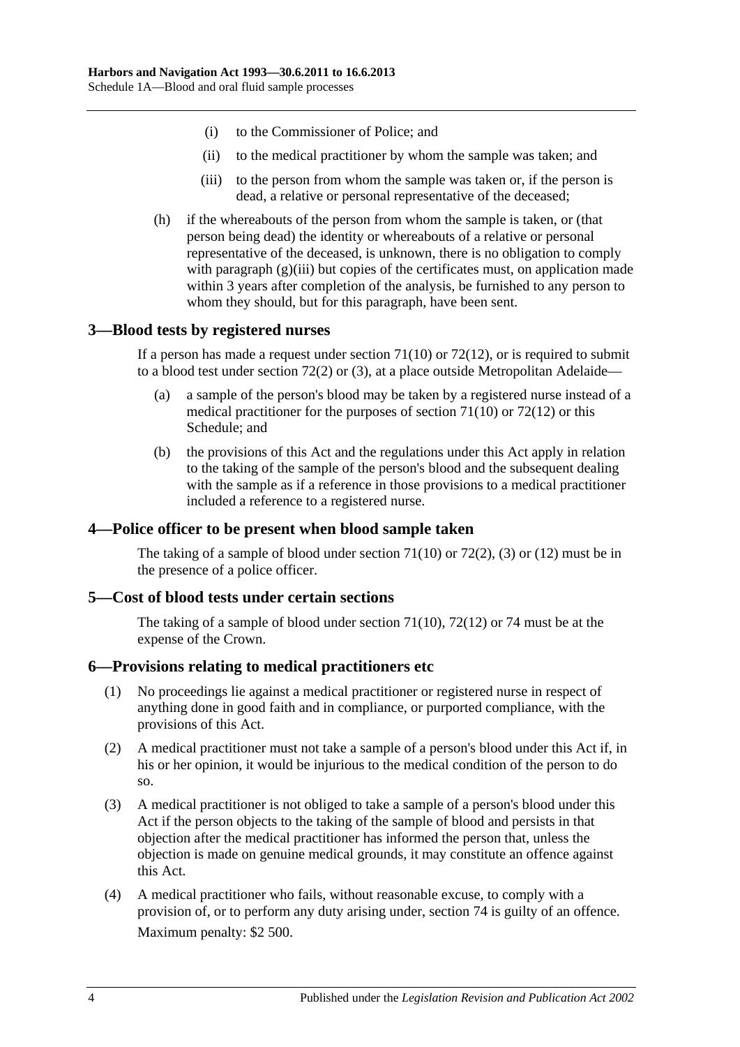(i) to the Commissioner of Police; and

(ii) to the medical practitioner by whom the sample was taken; and

(iii) to the person from whom the sample was taken or, if the person is dead, a relative or personal representative of the deceased;

(h) if the whereabouts of the person from whom the sample is taken, or (that person being dead) the identity or whereabouts of a relative or personal representative of the deceased, is unknown, there is no obligation to comply with paragraph (g)(iii) but copies of the certificates must, on application made within 3 years after completion of the analysis, be furnished to any person to whom they should, but for this paragraph, have been sent.

## 3—Blood tests by registered nurses

If a person has made a request under section 71(10) or 72(12), or is required to submit to a blood test under section 72(2) or (3), at a place outside Metropolitan Adelaide—

(a) a sample of the person's blood may be taken by a registered nurse instead of a medical practitioner for the purposes of section 71(10) or 72(12) or this Schedule; and

(b) the provisions of this Act and the regulations under this Act apply in relation to the taking of the sample of the person's blood and the subsequent dealing with the sample as if a reference in those provisions to a medical practitioner included a reference to a registered nurse.

## 4—Police officer to be present when blood sample taken

The taking of a sample of blood under section 71(10) or 72(2), (3) or (12) must be in the presence of a police officer.

## 5—Cost of blood tests under certain sections

The taking of a sample of blood under section 71(10), 72(12) or 74 must be at the expense of the Crown.

## 6—Provisions relating to medical practitioners etc

(1) No proceedings lie against a medical practitioner or registered nurse in respect of anything done in good faith and in compliance, or purported compliance, with the provisions of this Act.

(2) A medical practitioner must not take a sample of a person's blood under this Act if, in his or her opinion, it would be injurious to the medical condition of the person to do so.

(3) A medical practitioner is not obliged to take a sample of a person's blood under this Act if the person objects to the taking of the sample of blood and persists in that objection after the medical practitioner has informed the person that, unless the objection is made on genuine medical grounds, it may constitute an offence against this Act.

(4) A medical practitioner who fails, without reasonable excuse, to comply with a provision of, or to perform any duty arising under, section 74 is guilty of an offence.

Maximum penalty: $2 500.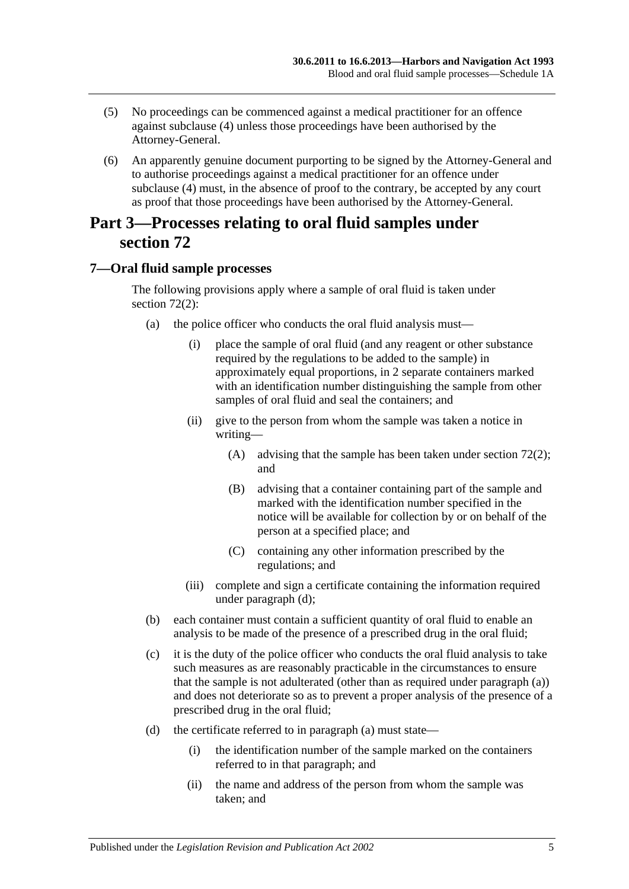(5) No proceedings can be commenced against a medical practitioner for an offence against subclause (4) unless those proceedings have been authorised by the Attorney-General.

(6) An apparently genuine document purporting to be signed by the Attorney-General and to authorise proceedings against a medical practitioner for an offence under subclause (4) must, in the absence of proof to the contrary, be accepted by any court as proof that those proceedings have been authorised by the Attorney-General.

# Part 3—Processes relating to oral fluid samples under section 72

## 7—Oral fluid sample processes

The following provisions apply where a sample of oral fluid is taken under section 72(2):

(a) the police officer who conducts the oral fluid analysis must—

(i) place the sample of oral fluid (and any reagent or other substance required by the regulations to be added to the sample) in approximately equal proportions, in 2 separate containers marked with an identification number distinguishing the sample from other samples of oral fluid and seal the containers; and

(ii) give to the person from whom the sample was taken a notice in writing—

(A) advising that the sample has been taken under section 72(2); and

(B) advising that a container containing part of the sample and marked with the identification number specified in the notice will be available for collection by or on behalf of the person at a specified place; and

(C) containing any other information prescribed by the regulations; and

(iii) complete and sign a certificate containing the information required under paragraph (d);

(b) each container must contain a sufficient quantity of oral fluid to enable an analysis to be made of the presence of a prescribed drug in the oral fluid;

(c) it is the duty of the police officer who conducts the oral fluid analysis to take such measures as are reasonably practicable in the circumstances to ensure that the sample is not adulterated (other than as required under paragraph (a)) and does not deteriorate so as to prevent a proper analysis of the presence of a prescribed drug in the oral fluid;

(d) the certificate referred to in paragraph (a) must state—

(i) the identification number of the sample marked on the containers referred to in that paragraph; and

(ii) the name and address of the person from whom the sample was taken; and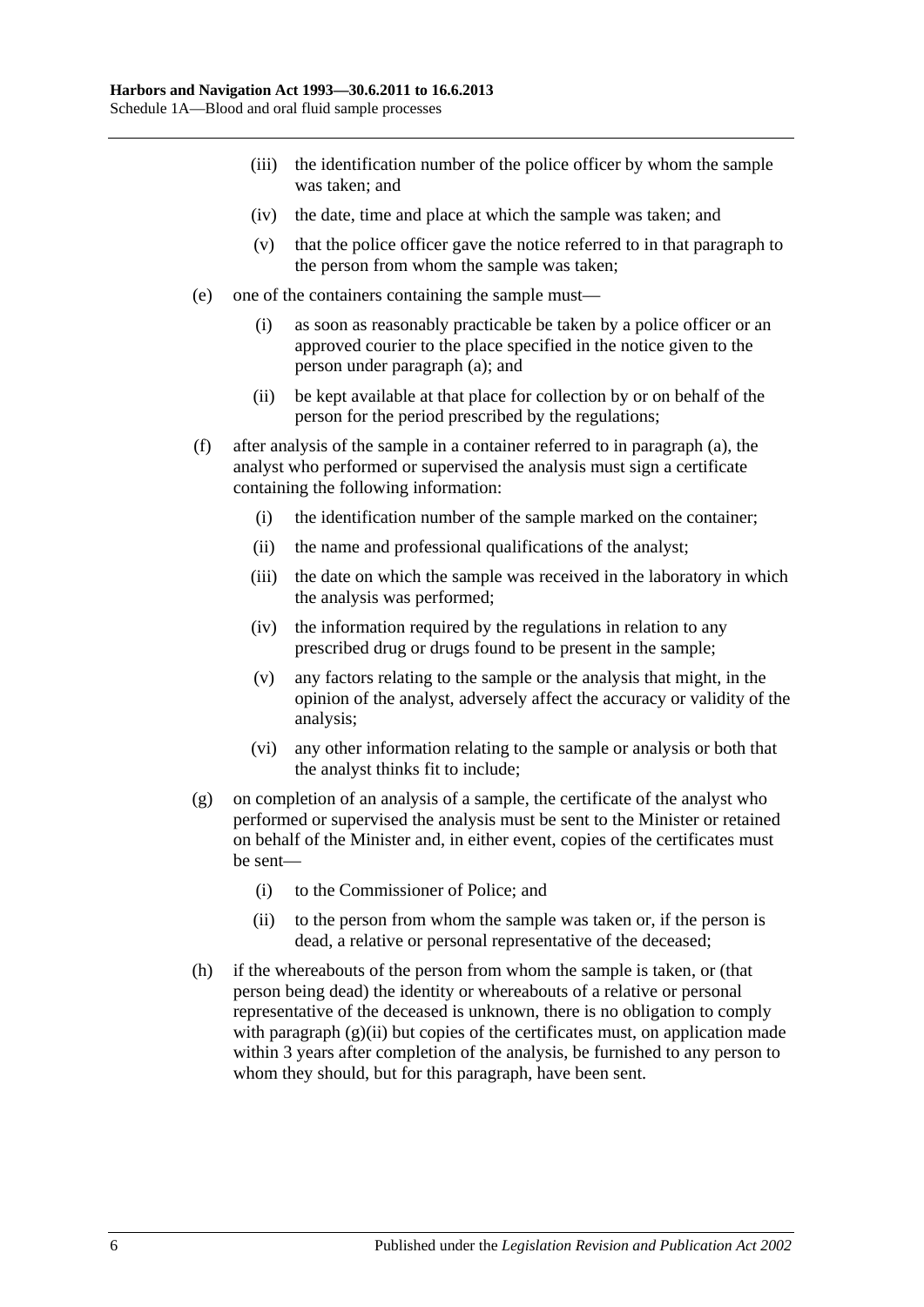(iii) the identification number of the police officer by whom the sample was taken; and

(iv) the date, time and place at which the sample was taken; and

(v) that the police officer gave the notice referred to in that paragraph to the person from whom the sample was taken;

(e) one of the containers containing the sample must—

(i) as soon as reasonably practicable be taken by a police officer or an approved courier to the place specified in the notice given to the person under paragraph (a); and

(ii) be kept available at that place for collection by or on behalf of the person for the period prescribed by the regulations;

(f) after analysis of the sample in a container referred to in paragraph (a), the analyst who performed or supervised the analysis must sign a certificate containing the following information:

(i) the identification number of the sample marked on the container;

(ii) the name and professional qualifications of the analyst;

(iii) the date on which the sample was received in the laboratory in which the analysis was performed;

(iv) the information required by the regulations in relation to any prescribed drug or drugs found to be present in the sample;

(v) any factors relating to the sample or the analysis that might, in the opinion of the analyst, adversely affect the accuracy or validity of the analysis;

(vi) any other information relating to the sample or analysis or both that the analyst thinks fit to include;

(g) on completion of an analysis of a sample, the certificate of the analyst who performed or supervised the analysis must be sent to the Minister or retained on behalf of the Minister and, in either event, copies of the certificates must be sent—

(i) to the Commissioner of Police; and

(ii) to the person from whom the sample was taken or, if the person is dead, a relative or personal representative of the deceased;

(h) if the whereabouts of the person from whom the sample is taken, or (that person being dead) the identity or whereabouts of a relative or personal representative of the deceased is unknown, there is no obligation to comply with paragraph (g)(ii) but copies of the certificates must, on application made within 3 years after completion of the analysis, be furnished to any person to whom they should, but for this paragraph, have been sent.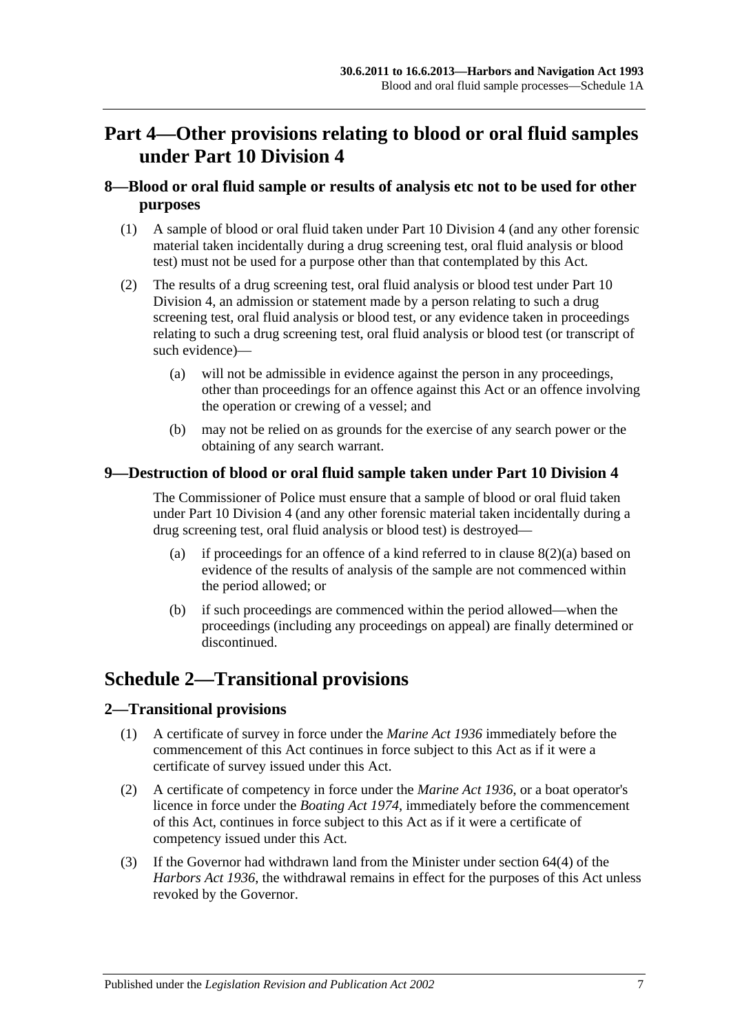## Part 4—Other provisions relating to blood or oral fluid samples under Part 10 Division 4

### 8—Blood or oral fluid sample or results of analysis etc not to be used for other purposes

(1) A sample of blood or oral fluid taken under Part 10 Division 4 (and any other forensic material taken incidentally during a drug screening test, oral fluid analysis or blood test) must not be used for a purpose other than that contemplated by this Act.

(2) The results of a drug screening test, oral fluid analysis or blood test under Part 10 Division 4, an admission or statement made by a person relating to such a drug screening test, oral fluid analysis or blood test, or any evidence taken in proceedings relating to such a drug screening test, oral fluid analysis or blood test (or transcript of such evidence)—

(a) will not be admissible in evidence against the person in any proceedings, other than proceedings for an offence against this Act or an offence involving the operation or crewing of a vessel; and

(b) may not be relied on as grounds for the exercise of any search power or the obtaining of any search warrant.

### 9—Destruction of blood or oral fluid sample taken under Part 10 Division 4

The Commissioner of Police must ensure that a sample of blood or oral fluid taken under Part 10 Division 4 (and any other forensic material taken incidentally during a drug screening test, oral fluid analysis or blood test) is destroyed—

(a) if proceedings for an offence of a kind referred to in clause 8(2)(a) based on evidence of the results of analysis of the sample are not commenced within the period allowed; or

(b) if such proceedings are commenced within the period allowed—when the proceedings (including any proceedings on appeal) are finally determined or discontinued.

## Schedule 2—Transitional provisions

### 2—Transitional provisions

(1) A certificate of survey in force under the *Marine Act 1936* immediately before the commencement of this Act continues in force subject to this Act as if it were a certificate of survey issued under this Act.

(2) A certificate of competency in force under the *Marine Act 1936*, or a boat operator's licence in force under the *Boating Act 1974*, immediately before the commencement of this Act, continues in force subject to this Act as if it were a certificate of competency issued under this Act.

(3) If the Governor had withdrawn land from the Minister under section 64(4) of the *Harbors Act 1936*, the withdrawal remains in effect for the purposes of this Act unless revoked by the Governor.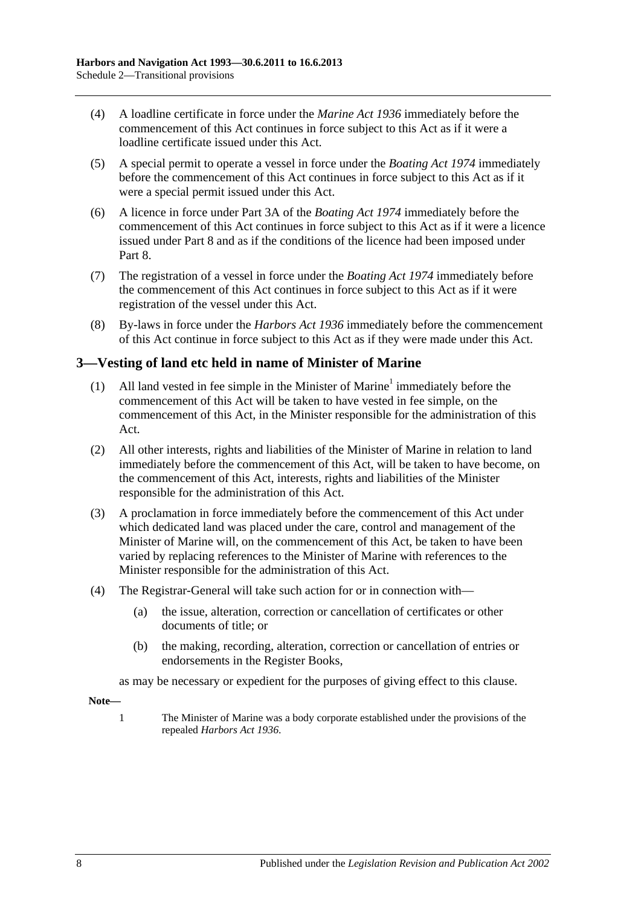(4) A loadline certificate in force under the *Marine Act 1936* immediately before the commencement of this Act continues in force subject to this Act as if it were a loadline certificate issued under this Act.

(5) A special permit to operate a vessel in force under the *Boating Act 1974* immediately before the commencement of this Act continues in force subject to this Act as if it were a special permit issued under this Act.

(6) A licence in force under Part 3A of the *Boating Act 1974* immediately before the commencement of this Act continues in force subject to this Act as if it were a licence issued under Part 8 and as if the conditions of the licence had been imposed under Part 8.

(7) The registration of a vessel in force under the *Boating Act 1974* immediately before the commencement of this Act continues in force subject to this Act as if it were registration of the vessel under this Act.

(8) By-laws in force under the *Harbors Act 1936* immediately before the commencement of this Act continue in force subject to this Act as if they were made under this Act.

## 3—Vesting of land etc held in name of Minister of Marine

(1) All land vested in fee simple in the Minister of Marine[1] immediately before the commencement of this Act will be taken to have vested in fee simple, on the commencement of this Act, in the Minister responsible for the administration of this Act.

(2) All other interests, rights and liabilities of the Minister of Marine in relation to land immediately before the commencement of this Act, will be taken to have become, on the commencement of this Act, interests, rights and liabilities of the Minister responsible for the administration of this Act.

(3) A proclamation in force immediately before the commencement of this Act under which dedicated land was placed under the care, control and management of the Minister of Marine will, on the commencement of this Act, be taken to have been varied by replacing references to the Minister of Marine with references to the Minister responsible for the administration of this Act.

(4) The Registrar-General will take such action for or in connection with—

(a) the issue, alteration, correction or cancellation of certificates or other documents of title; or

(b) the making, recording, alteration, correction or cancellation of entries or endorsements in the Register Books,

as may be necessary or expedient for the purposes of giving effect to this clause.

**Note—**

1 The Minister of Marine was a body corporate established under the provisions of the repealed *Harbors Act 1936*.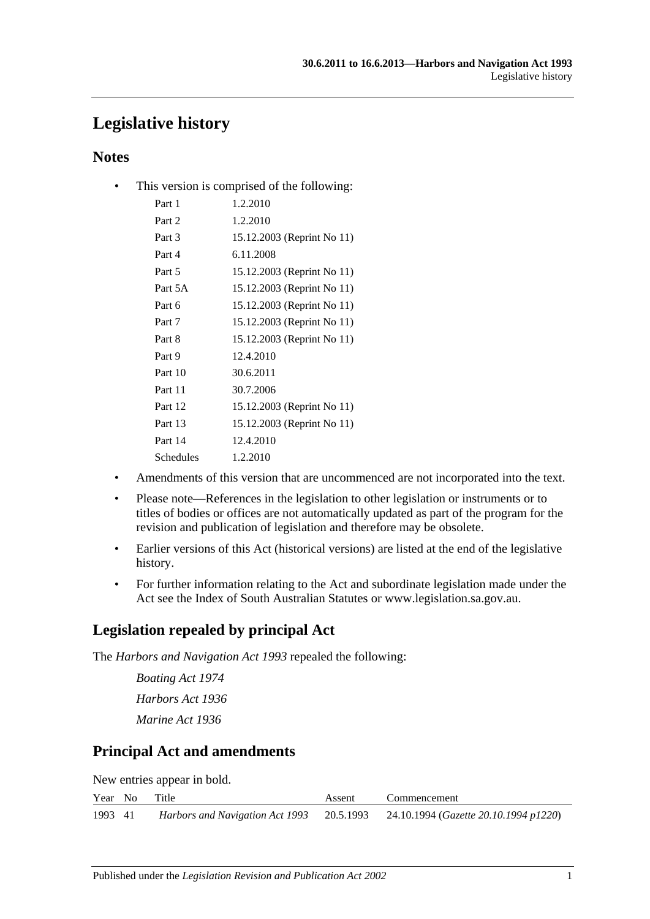# Legislative history

## Notes

- This version is comprised of the following:

| | |
|---|---|
| Part 1 | 1.2.2010 |
| Part 2 | 1.2.2010 |
| Part 3 | 15.12.2003 (Reprint No 11) |
| Part 4 | 6.11.2008 |
| Part 5 | 15.12.2003 (Reprint No 11) |
| Part 5A | 15.12.2003 (Reprint No 11) |
| Part 6 | 15.12.2003 (Reprint No 11) |
| Part 7 | 15.12.2003 (Reprint No 11) |
| Part 8 | 15.12.2003 (Reprint No 11) |
| Part 9 | 12.4.2010 |
| Part 10 | 30.6.2011 |
| Part 11 | 30.7.2006 |
| Part 12 | 15.12.2003 (Reprint No 11) |
| Part 13 | 15.12.2003 (Reprint No 11) |
| Part 14 | 12.4.2010 |
| Schedules | 1.2.2010 |

- Amendments of this version that are uncommenced are not incorporated into the text.
- Please note—References in the legislation to other legislation or instruments or to titles of bodies or offices are not automatically updated as part of the program for the revision and publication of legislation and therefore may be obsolete.
- Earlier versions of this Act (historical versions) are listed at the end of the legislative history.
- For further information relating to the Act and subordinate legislation made under the Act see the Index of South Australian Statutes or www.legislation.sa.gov.au.

## Legislation repealed by principal Act

The *Harbors and Navigation Act 1993* repealed the following:

*Boating Act 1974*

*Harbors Act 1936*

*Marine Act 1936*

## Principal Act and amendments

New entries appear in bold.

| Year | No | Title | Assent | Commencement |
|---|---|---|---|---|
| 1993 | 41 | *Harbors and Navigation Act 1993* | 20.5.1993 | 24.10.1994 (*Gazette 20.10.1994 p1220*) |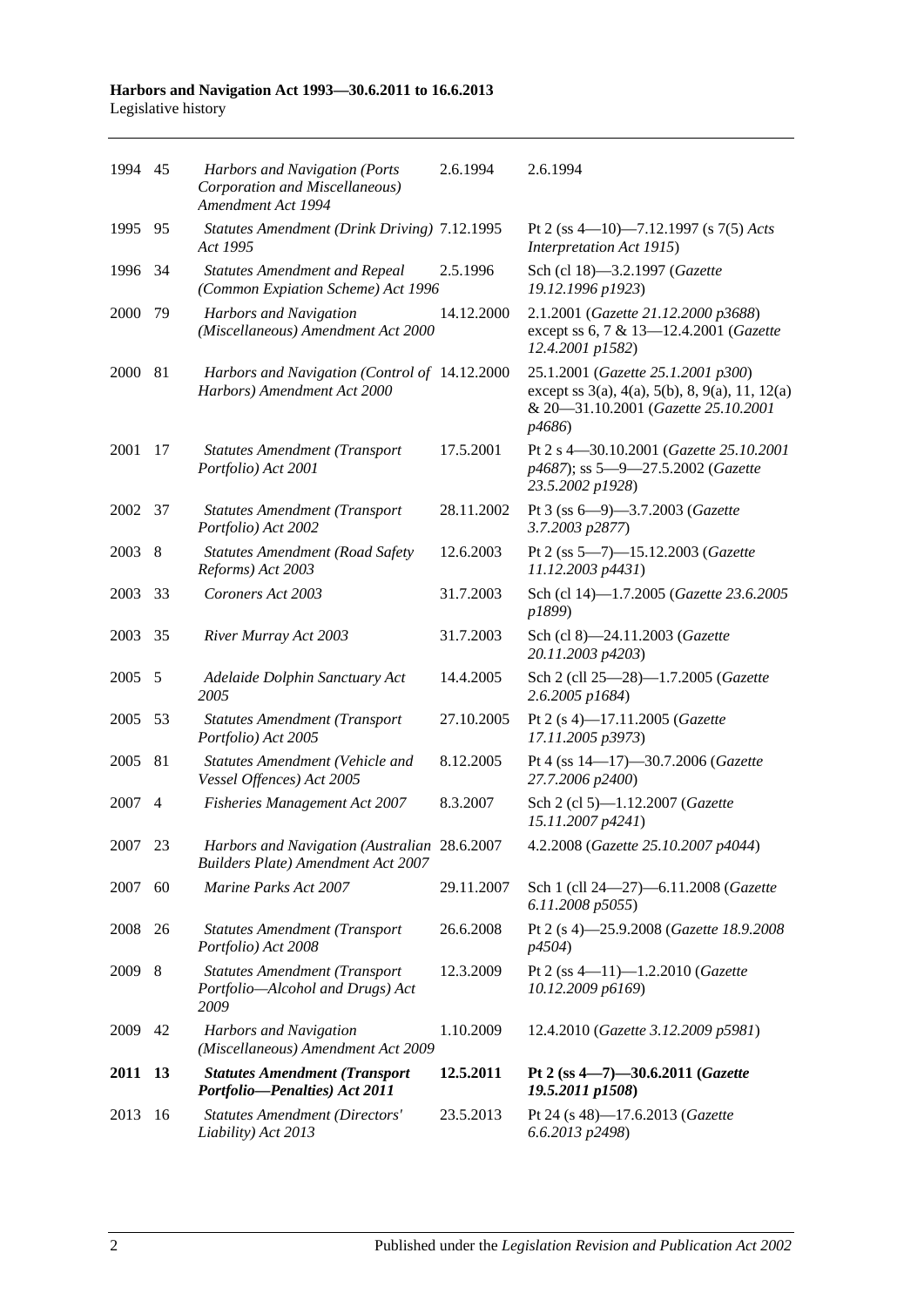| | | | | |
|---|---|---|---|---|
| 1994 | 45 | *Harbors and Navigation (Ports Corporation and Miscellaneous) Amendment Act 1994* | 2.6.1994 | 2.6.1994 |
| 1995 | 95 | *Statutes Amendment (Drink Driving) Act 1995* | 7.12.1995 | Pt 2 (ss 4—10)—7.12.1997 (s 7(5) *Acts Interpretation Act 1915*) |
| 1996 | 34 | *Statutes Amendment and Repeal (Common Expiation Scheme) Act 1996* | 2.5.1996 | Sch (cl 18)—3.2.1997 (*Gazette 19.12.1996 p1923*) |
| 2000 | 79 | *Harbors and Navigation (Miscellaneous) Amendment Act 2000* | 14.12.2000 | 2.1.2001 (*Gazette 21.12.2000 p3688*) except ss 6, 7 & 13—12.4.2001 (*Gazette 12.4.2001 p1582*) |
| 2000 | 81 | *Harbors and Navigation (Control of Harbors) Amendment Act 2000* | 14.12.2000 | 25.1.2001 (*Gazette 25.1.2001 p300*) except ss 3(a), 4(a), 5(b), 8, 9(a), 11, 12(a) & 20—31.10.2001 (*Gazette 25.10.2001 p4686*) |
| 2001 | 17 | *Statutes Amendment (Transport Portfolio) Act 2001* | 17.5.2001 | Pt 2 s 4—30.10.2001 (*Gazette 25.10.2001 p4687*); ss 5—9—27.5.2002 (*Gazette 23.5.2002 p1928*) |
| 2002 | 37 | *Statutes Amendment (Transport Portfolio) Act 2002* | 28.11.2002 | Pt 3 (ss 6—9)—3.7.2003 (*Gazette 3.7.2003 p2877*) |
| 2003 | 8 | *Statutes Amendment (Road Safety Reforms) Act 2003* | 12.6.2003 | Pt 2 (ss 5—7)—15.12.2003 (*Gazette 11.12.2003 p4431*) |
| 2003 | 33 | *Coroners Act 2003* | 31.7.2003 | Sch (cl 14)—1.7.2005 (*Gazette 23.6.2005 p1899*) |
| 2003 | 35 | *River Murray Act 2003* | 31.7.2003 | Sch (cl 8)—24.11.2003 (*Gazette 20.11.2003 p4203*) |
| 2005 | 5 | *Adelaide Dolphin Sanctuary Act 2005* | 14.4.2005 | Sch 2 (cll 25—28)—1.7.2005 (*Gazette 2.6.2005 p1684*) |
| 2005 | 53 | *Statutes Amendment (Transport Portfolio) Act 2005* | 27.10.2005 | Pt 2 (s 4)—17.11.2005 (*Gazette 17.11.2005 p3973*) |
| 2005 | 81 | *Statutes Amendment (Vehicle and Vessel Offences) Act 2005* | 8.12.2005 | Pt 4 (ss 14—17)—30.7.2006 (*Gazette 27.7.2006 p2400*) |
| 2007 | 4 | *Fisheries Management Act 2007* | 8.3.2007 | Sch 2 (cl 5)—1.12.2007 (*Gazette 15.11.2007 p4241*) |
| 2007 | 23 | *Harbors and Navigation (Australian Builders Plate) Amendment Act 2007* | 28.6.2007 | 4.2.2008 (*Gazette 25.10.2007 p4044*) |
| 2007 | 60 | *Marine Parks Act 2007* | 29.11.2007 | Sch 1 (cll 24—27)—6.11.2008 (*Gazette 6.11.2008 p5055*) |
| 2008 | 26 | *Statutes Amendment (Transport Portfolio) Act 2008* | 26.6.2008 | Pt 2 (s 4)—25.9.2008 (*Gazette 18.9.2008 p4504*) |
| 2009 | 8 | *Statutes Amendment (Transport Portfolio—Alcohol and Drugs) Act 2009* | 12.3.2009 | Pt 2 (ss 4—11)—1.2.2010 (*Gazette 10.12.2009 p6169*) |
| 2009 | 42 | *Harbors and Navigation (Miscellaneous) Amendment Act 2009* | 1.10.2009 | 12.4.2010 (*Gazette 3.12.2009 p5981*) |
| **2011** | **13** | ***Statutes Amendment (Transport Portfolio—Penalties) Act 2011*** | **12.5.2011** | **Pt 2 (ss 4—7)—30.6.2011 (*Gazette 19.5.2011 p1508*)** |
| 2013 | 16 | *Statutes Amendment (Directors' Liability) Act 2013* | 23.5.2013 | Pt 24 (s 48)—17.6.2013 (*Gazette 6.6.2013 p2498*) |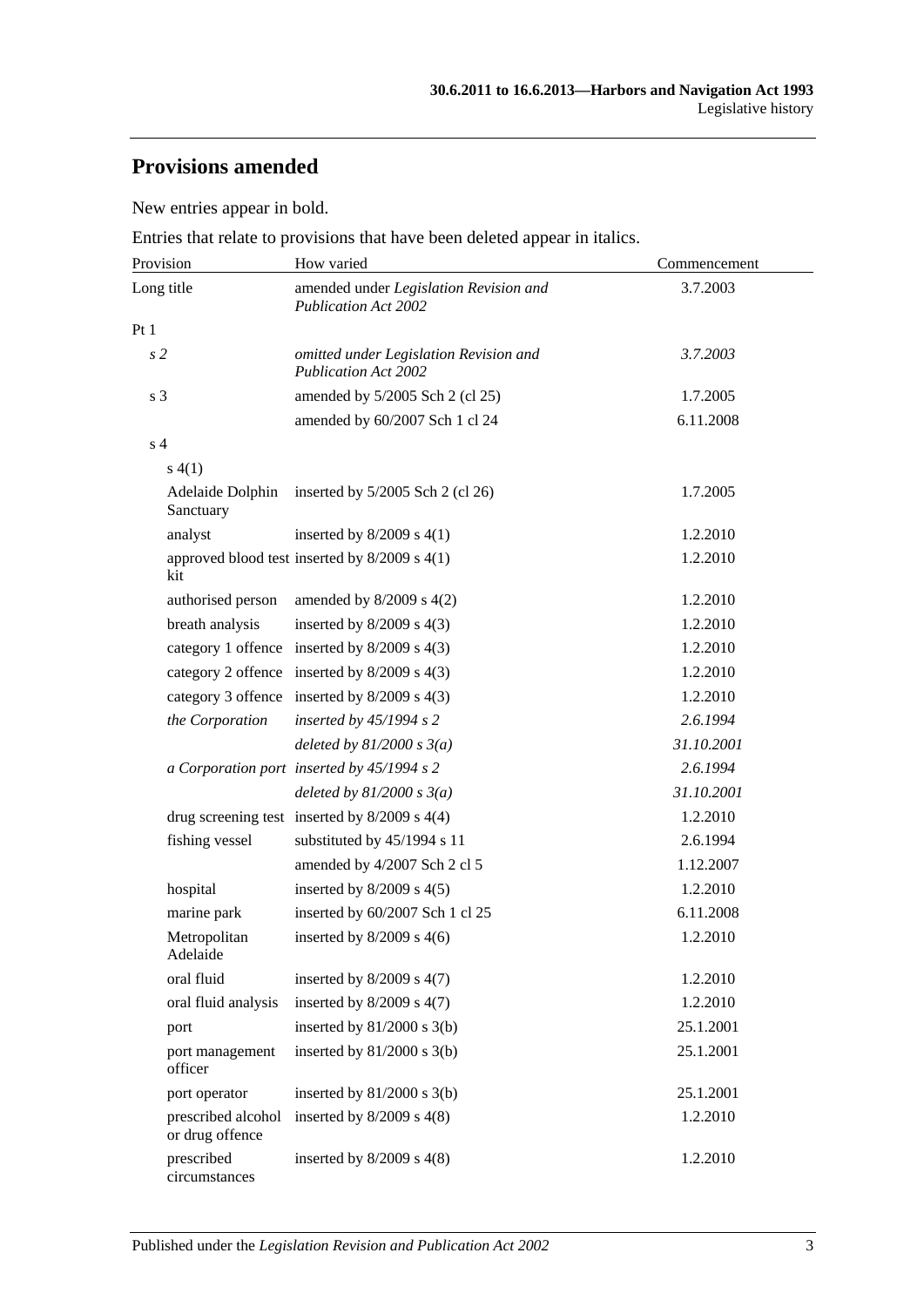## Provisions amended

New entries appear in bold.

Entries that relate to provisions that have been deleted appear in italics.

| Provision | How varied | Commencement |
|---|---|---|
| Long title | amended under *Legislation Revision and Publication Act 2002* | 3.7.2003 |
| Pt 1 | | |
| *s 2* | *omitted under Legislation Revision and Publication Act 2002* | *3.7.2003* |
| s 3 | amended by 5/2005 Sch 2 (cl 25) | 1.7.2005 |
| | amended by 60/2007 Sch 1 cl 24 | 6.11.2008 |
| s 4 | | |
| s 4(1) | | |
| Adelaide Dolphin Sanctuary | inserted by 5/2005 Sch 2 (cl 26) | 1.7.2005 |
| analyst | inserted by 8/2009 s 4(1) | 1.2.2010 |
| approved blood test kit | inserted by 8/2009 s 4(1) | 1.2.2010 |
| authorised person | amended by 8/2009 s 4(2) | 1.2.2010 |
| breath analysis | inserted by 8/2009 s 4(3) | 1.2.2010 |
| category 1 offence | inserted by 8/2009 s 4(3) | 1.2.2010 |
| category 2 offence | inserted by 8/2009 s 4(3) | 1.2.2010 |
| category 3 offence | inserted by 8/2009 s 4(3) | 1.2.2010 |
| *the Corporation* | *inserted by 45/1994 s 2* | *2.6.1994* |
| | *deleted by 81/2000 s 3(a)* | *31.10.2001* |
| *a Corporation port* | *inserted by 45/1994 s 2* | *2.6.1994* |
| | *deleted by 81/2000 s 3(a)* | *31.10.2001* |
| drug screening test | inserted by 8/2009 s 4(4) | 1.2.2010 |
| fishing vessel | substituted by 45/1994 s 11 | 2.6.1994 |
| | amended by 4/2007 Sch 2 cl 5 | 1.12.2007 |
| hospital | inserted by 8/2009 s 4(5) | 1.2.2010 |
| marine park | inserted by 60/2007 Sch 1 cl 25 | 6.11.2008 |
| Metropolitan Adelaide | inserted by 8/2009 s 4(6) | 1.2.2010 |
| oral fluid | inserted by 8/2009 s 4(7) | 1.2.2010 |
| oral fluid analysis | inserted by 8/2009 s 4(7) | 1.2.2010 |
| port | inserted by 81/2000 s 3(b) | 25.1.2001 |
| port management officer | inserted by 81/2000 s 3(b) | 25.1.2001 |
| port operator | inserted by 81/2000 s 3(b) | 25.1.2001 |
| prescribed alcohol or drug offence | inserted by 8/2009 s 4(8) | 1.2.2010 |
| prescribed circumstances | inserted by 8/2009 s 4(8) | 1.2.2010 |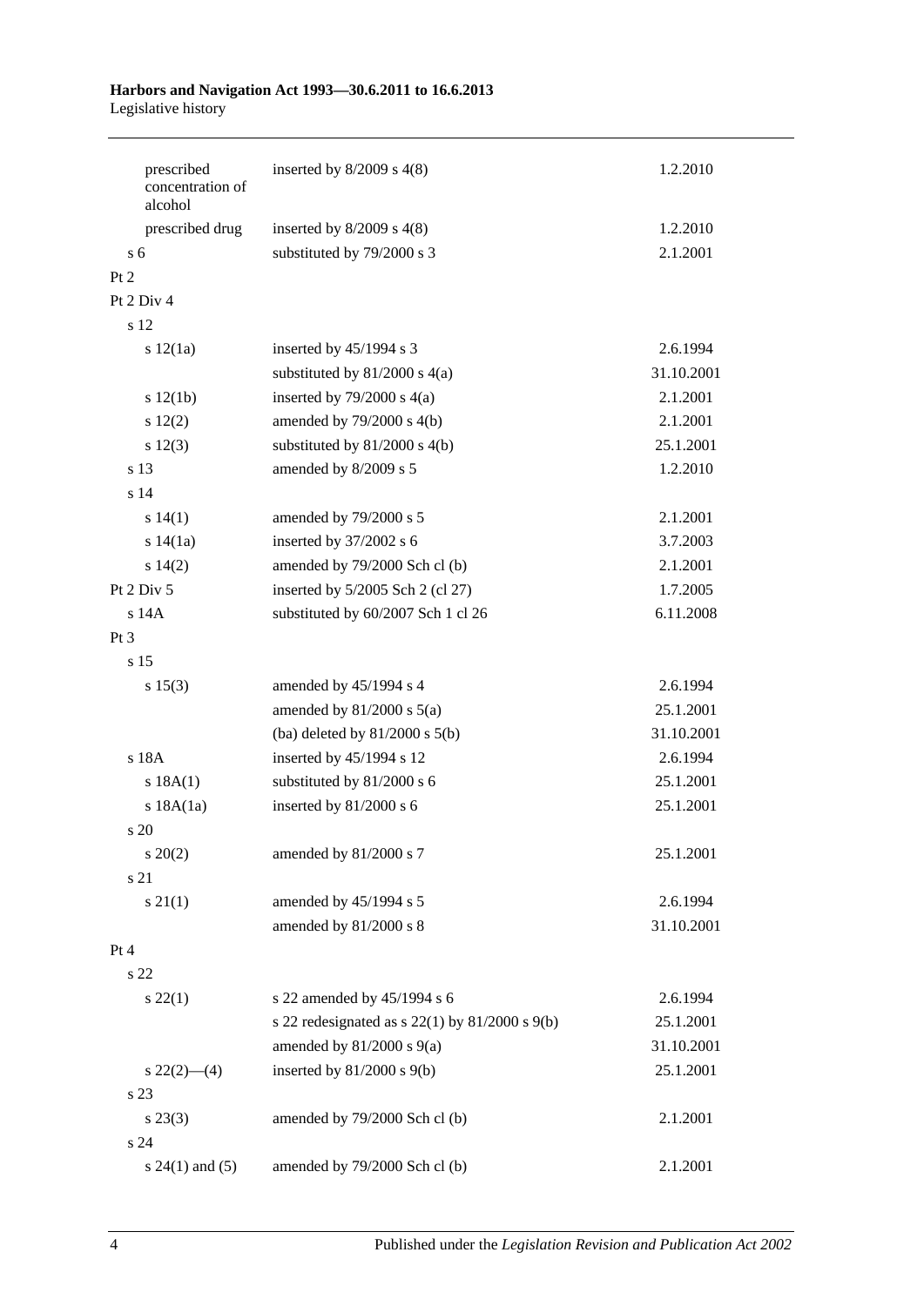| | | |
|---|---|---|
| prescribed concentration of alcohol | inserted by 8/2009 s 4(8) | 1.2.2010 |
| prescribed drug | inserted by 8/2009 s 4(8) | 1.2.2010 |
| s 6 | substituted by 79/2000 s 3 | 2.1.2001 |
| Pt 2 | | |
| Pt 2 Div 4 | | |
| s 12 | | |
| s 12(1a) | inserted by 45/1994 s 3 | 2.6.1994 |
| | substituted by 81/2000 s 4(a) | 31.10.2001 |
| s 12(1b) | inserted by 79/2000 s 4(a) | 2.1.2001 |
| s 12(2) | amended by 79/2000 s 4(b) | 2.1.2001 |
| s 12(3) | substituted by 81/2000 s 4(b) | 25.1.2001 |
| s 13 | amended by 8/2009 s 5 | 1.2.2010 |
| s 14 | | |
| s 14(1) | amended by 79/2000 s 5 | 2.1.2001 |
| s 14(1a) | inserted by 37/2002 s 6 | 3.7.2003 |
| s 14(2) | amended by 79/2000 Sch cl (b) | 2.1.2001 |
| Pt 2 Div 5 | inserted by 5/2005 Sch 2 (cl 27) | 1.7.2005 |
| s 14A | substituted by 60/2007 Sch 1 cl 26 | 6.11.2008 |
| Pt 3 | | |
| s 15 | | |
| s 15(3) | amended by 45/1994 s 4 | 2.6.1994 |
| | amended by 81/2000 s 5(a) | 25.1.2001 |
| | (ba) deleted by 81/2000 s 5(b) | 31.10.2001 |
| s 18A | inserted by 45/1994 s 12 | 2.6.1994 |
| s 18A(1) | substituted by 81/2000 s 6 | 25.1.2001 |
| s 18A(1a) | inserted by 81/2000 s 6 | 25.1.2001 |
| s 20 | | |
| s 20(2) | amended by 81/2000 s 7 | 25.1.2001 |
| s 21 | | |
| s 21(1) | amended by 45/1994 s 5 | 2.6.1994 |
| | amended by 81/2000 s 8 | 31.10.2001 |
| Pt 4 | | |
| s 22 | | |
| s 22(1) | s 22 amended by 45/1994 s 6 | 2.6.1994 |
| | s 22 redesignated as s 22(1) by 81/2000 s 9(b) | 25.1.2001 |
| | amended by 81/2000 s 9(a) | 31.10.2001 |
| s 22(2)—(4) | inserted by 81/2000 s 9(b) | 25.1.2001 |
| s 23 | | |
| s 23(3) | amended by 79/2000 Sch cl (b) | 2.1.2001 |
| s 24 | | |
| s 24(1) and (5) | amended by 79/2000 Sch cl (b) | 2.1.2001 |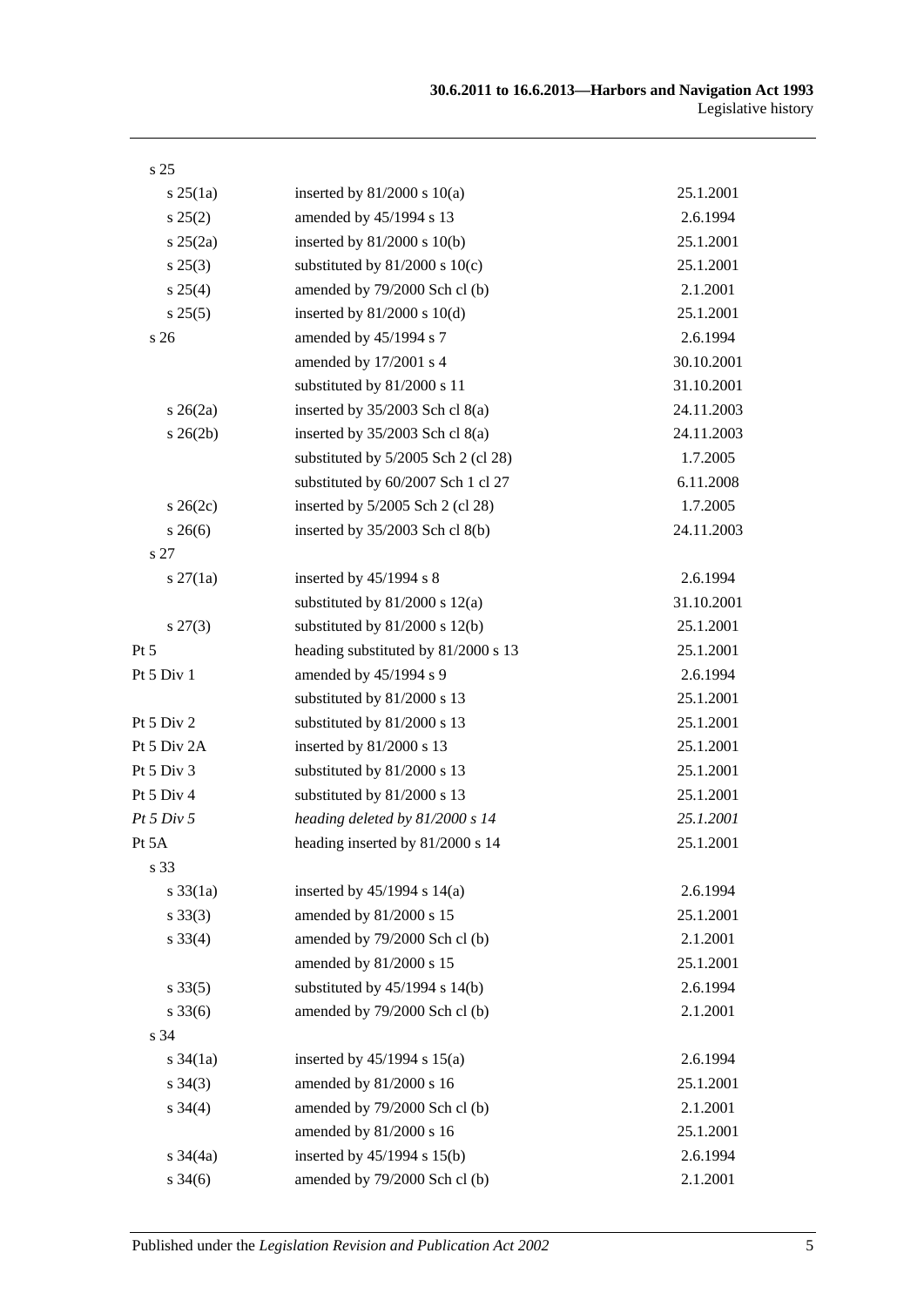| | | |
|---|---|---|
| s 25 | | |
| s 25(1a) | inserted by 81/2000 s 10(a) | 25.1.2001 |
| s 25(2) | amended by 45/1994 s 13 | 2.6.1994 |
| s 25(2a) | inserted by 81/2000 s 10(b) | 25.1.2001 |
| s 25(3) | substituted by 81/2000 s 10(c) | 25.1.2001 |
| s 25(4) | amended by 79/2000 Sch cl (b) | 2.1.2001 |
| s 25(5) | inserted by 81/2000 s 10(d) | 25.1.2001 |
| s 26 | amended by 45/1994 s 7 | 2.6.1994 |
| | amended by 17/2001 s 4 | 30.10.2001 |
| | substituted by 81/2000 s 11 | 31.10.2001 |
| s 26(2a) | inserted by 35/2003 Sch cl 8(a) | 24.11.2003 |
| s 26(2b) | inserted by 35/2003 Sch cl 8(a) | 24.11.2003 |
| | substituted by 5/2005 Sch 2 (cl 28) | 1.7.2005 |
| | substituted by 60/2007 Sch 1 cl 27 | 6.11.2008 |
| s 26(2c) | inserted by 5/2005 Sch 2 (cl 28) | 1.7.2005 |
| s 26(6) | inserted by 35/2003 Sch cl 8(b) | 24.11.2003 |
| s 27 | | |
| s 27(1a) | inserted by 45/1994 s 8 | 2.6.1994 |
| | substituted by 81/2000 s 12(a) | 31.10.2001 |
| s 27(3) | substituted by 81/2000 s 12(b) | 25.1.2001 |
| Pt 5 | heading substituted by 81/2000 s 13 | 25.1.2001 |
| Pt 5 Div 1 | amended by 45/1994 s 9 | 2.6.1994 |
| | substituted by 81/2000 s 13 | 25.1.2001 |
| Pt 5 Div 2 | substituted by 81/2000 s 13 | 25.1.2001 |
| Pt 5 Div 2A | inserted by 81/2000 s 13 | 25.1.2001 |
| Pt 5 Div 3 | substituted by 81/2000 s 13 | 25.1.2001 |
| Pt 5 Div 4 | substituted by 81/2000 s 13 | 25.1.2001 |
| *Pt 5 Div 5* | *heading deleted by 81/2000 s 14* | *25.1.2001* |
| Pt 5A | heading inserted by 81/2000 s 14 | 25.1.2001 |
| s 33 | | |
| s 33(1a) | inserted by 45/1994 s 14(a) | 2.6.1994 |
| s 33(3) | amended by 81/2000 s 15 | 25.1.2001 |
| s 33(4) | amended by 79/2000 Sch cl (b) | 2.1.2001 |
| | amended by 81/2000 s 15 | 25.1.2001 |
| s 33(5) | substituted by 45/1994 s 14(b) | 2.6.1994 |
| s 33(6) | amended by 79/2000 Sch cl (b) | 2.1.2001 |
| s 34 | | |
| s 34(1a) | inserted by 45/1994 s 15(a) | 2.6.1994 |
| s 34(3) | amended by 81/2000 s 16 | 25.1.2001 |
| s 34(4) | amended by 79/2000 Sch cl (b) | 2.1.2001 |
| | amended by 81/2000 s 16 | 25.1.2001 |
| s 34(4a) | inserted by 45/1994 s 15(b) | 2.6.1994 |
| s 34(6) | amended by 79/2000 Sch cl (b) | 2.1.2001 |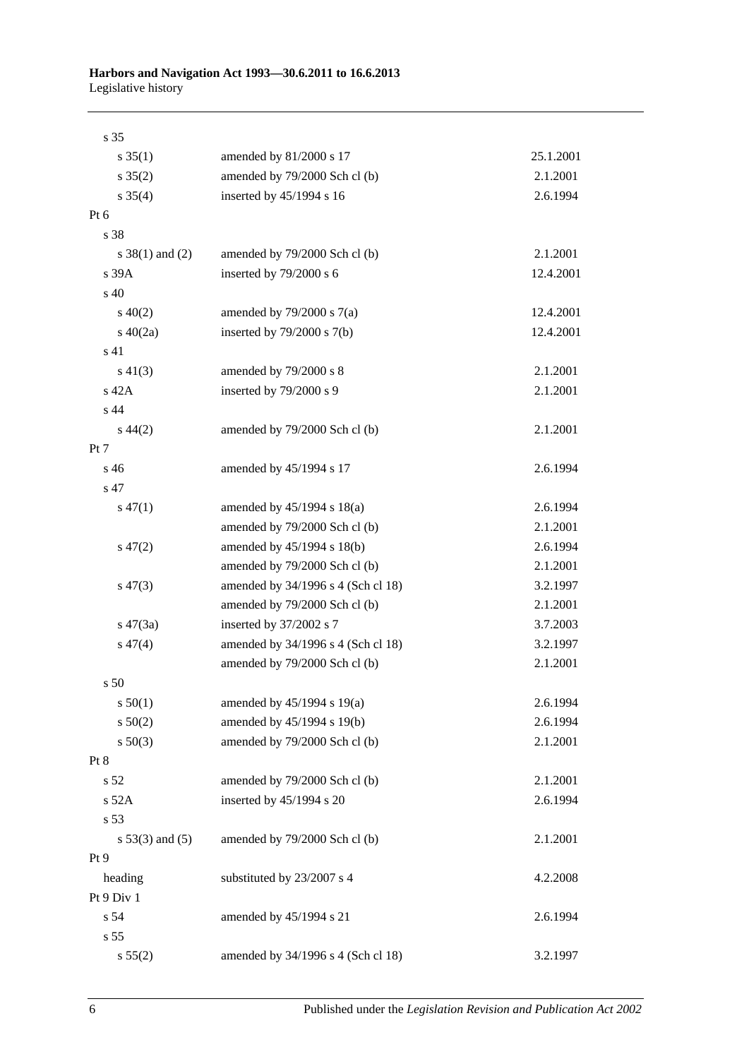| | | |
|---|---|---|
| s 35 | | |
| s 35(1) | amended by 81/2000 s 17 | 25.1.2001 |
| s 35(2) | amended by 79/2000 Sch cl (b) | 2.1.2001 |
| s 35(4) | inserted by 45/1994 s 16 | 2.6.1994 |
| Pt 6 | | |
| s 38 | | |
| s 38(1) and (2) | amended by 79/2000 Sch cl (b) | 2.1.2001 |
| s 39A | inserted by 79/2000 s 6 | 12.4.2001 |
| s 40 | | |
| s 40(2) | amended by 79/2000 s 7(a) | 12.4.2001 |
| s 40(2a) | inserted by 79/2000 s 7(b) | 12.4.2001 |
| s 41 | | |
| s 41(3) | amended by 79/2000 s 8 | 2.1.2001 |
| s 42A | inserted by 79/2000 s 9 | 2.1.2001 |
| s 44 | | |
| s 44(2) | amended by 79/2000 Sch cl (b) | 2.1.2001 |
| Pt 7 | | |
| s 46 | amended by 45/1994 s 17 | 2.6.1994 |
| s 47 | | |
| s 47(1) | amended by 45/1994 s 18(a) | 2.6.1994 |
| | amended by 79/2000 Sch cl (b) | 2.1.2001 |
| s 47(2) | amended by 45/1994 s 18(b) | 2.6.1994 |
| | amended by 79/2000 Sch cl (b) | 2.1.2001 |
| s 47(3) | amended by 34/1996 s 4 (Sch cl 18) | 3.2.1997 |
| | amended by 79/2000 Sch cl (b) | 2.1.2001 |
| s 47(3a) | inserted by 37/2002 s 7 | 3.7.2003 |
| s 47(4) | amended by 34/1996 s 4 (Sch cl 18) | 3.2.1997 |
| | amended by 79/2000 Sch cl (b) | 2.1.2001 |
| s 50 | | |
| s 50(1) | amended by 45/1994 s 19(a) | 2.6.1994 |
| s 50(2) | amended by 45/1994 s 19(b) | 2.6.1994 |
| s 50(3) | amended by 79/2000 Sch cl (b) | 2.1.2001 |
| Pt 8 | | |
| s 52 | amended by 79/2000 Sch cl (b) | 2.1.2001 |
| s 52A | inserted by 45/1994 s 20 | 2.6.1994 |
| s 53 | | |
| s 53(3) and (5) | amended by 79/2000 Sch cl (b) | 2.1.2001 |
| Pt 9 | | |
| heading | substituted by 23/2007 s 4 | 4.2.2008 |
| Pt 9 Div 1 | | |
| s 54 | amended by 45/1994 s 21 | 2.6.1994 |
| s 55 | | |
| s 55(2) | amended by 34/1996 s 4 (Sch cl 18) | 3.2.1997 |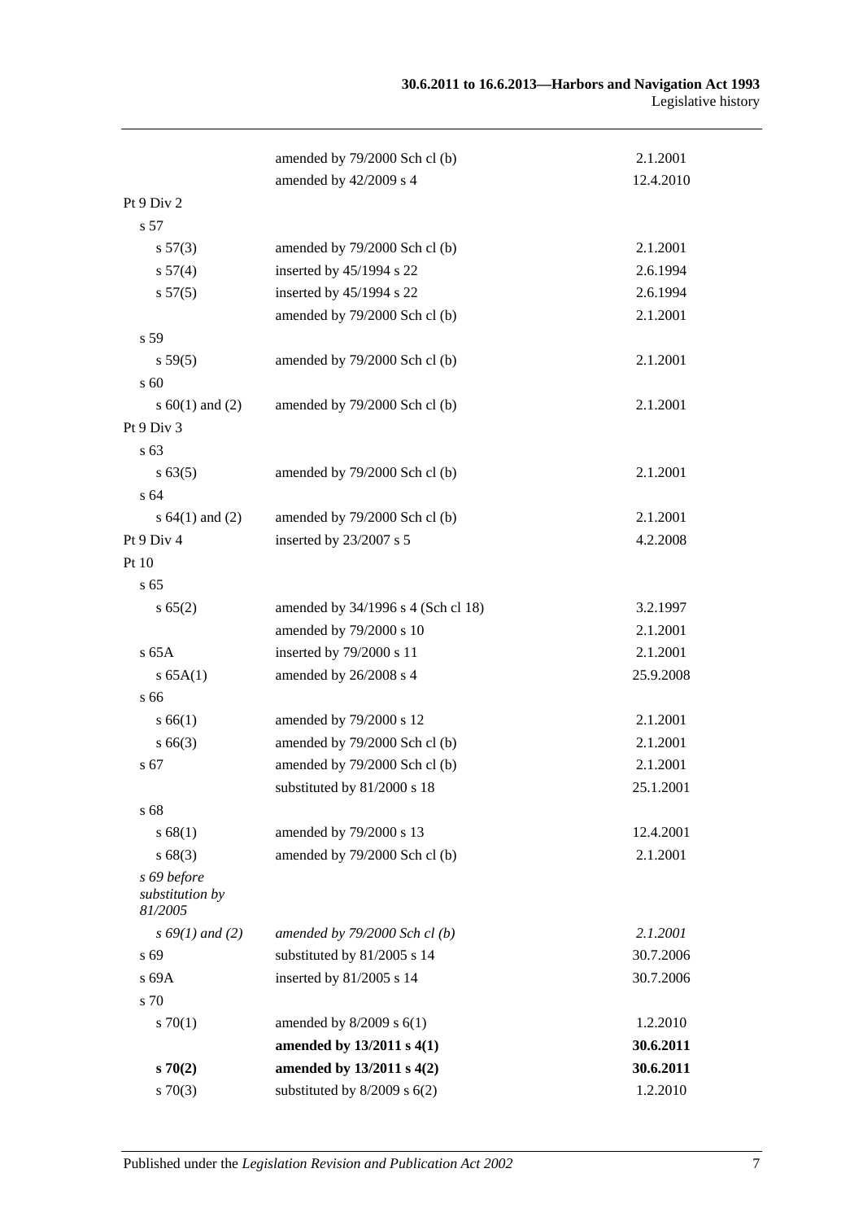| | | |
|---|---|---|
| | amended by 79/2000 Sch cl (b) | 2.1.2001 |
| | amended by 42/2009 s 4 | 12.4.2010 |
| Pt 9 Div 2 | | |
| s 57 | | |
| s 57(3) | amended by 79/2000 Sch cl (b) | 2.1.2001 |
| s 57(4) | inserted by 45/1994 s 22 | 2.6.1994 |
| s 57(5) | inserted by 45/1994 s 22 | 2.6.1994 |
| | amended by 79/2000 Sch cl (b) | 2.1.2001 |
| s 59 | | |
| s 59(5) | amended by 79/2000 Sch cl (b) | 2.1.2001 |
| s 60 | | |
| s 60(1) and (2) | amended by 79/2000 Sch cl (b) | 2.1.2001 |
| Pt 9 Div 3 | | |
| s 63 | | |
| s 63(5) | amended by 79/2000 Sch cl (b) | 2.1.2001 |
| s 64 | | |
| s 64(1) and (2) | amended by 79/2000 Sch cl (b) | 2.1.2001 |
| Pt 9 Div 4 | inserted by 23/2007 s 5 | 4.2.2008 |
| Pt 10 | | |
| s 65 | | |
| s 65(2) | amended by 34/1996 s 4 (Sch cl 18) | 3.2.1997 |
| | amended by 79/2000 s 10 | 2.1.2001 |
| s 65A | inserted by 79/2000 s 11 | 2.1.2001 |
| s 65A(1) | amended by 26/2008 s 4 | 25.9.2008 |
| s 66 | | |
| s 66(1) | amended by 79/2000 s 12 | 2.1.2001 |
| s 66(3) | amended by 79/2000 Sch cl (b) | 2.1.2001 |
| s 67 | amended by 79/2000 Sch cl (b) | 2.1.2001 |
| | substituted by 81/2000 s 18 | 25.1.2001 |
| s 68 | | |
| s 68(1) | amended by 79/2000 s 13 | 12.4.2001 |
| s 68(3) | amended by 79/2000 Sch cl (b) | 2.1.2001 |
| *s 69 before substitution by 81/2005* | | |
| *s 69(1) and (2)* | *amended by 79/2000 Sch cl (b)* | *2.1.2001* |
| s 69 | substituted by 81/2005 s 14 | 30.7.2006 |
| s 69A | inserted by 81/2005 s 14 | 30.7.2006 |
| s 70 | | |
| s 70(1) | amended by 8/2009 s 6(1) | 1.2.2010 |
| | **amended by 13/2011 s 4(1)** | **30.6.2011** |
| **s 70(2)** | **amended by 13/2011 s 4(2)** | **30.6.2011** |
| s 70(3) | substituted by 8/2009 s 6(2) | 1.2.2010 |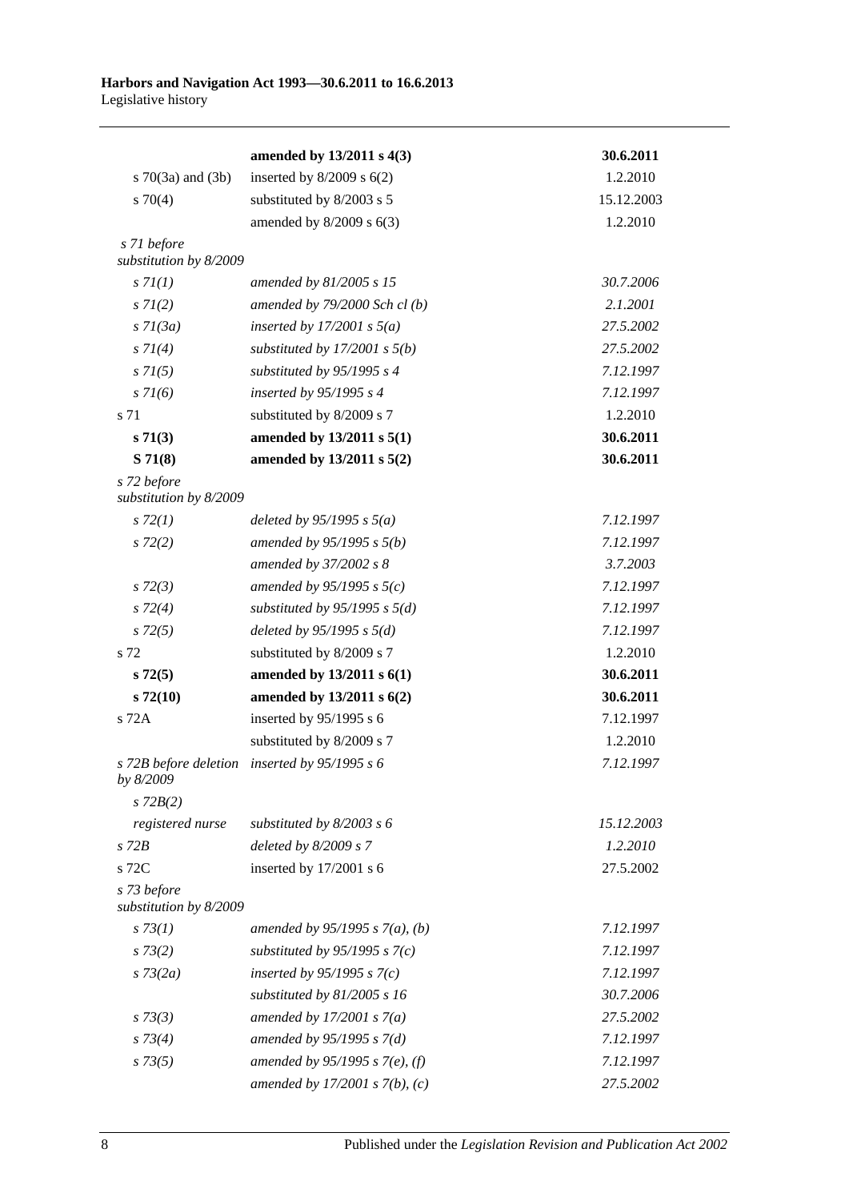| | | |
|---|---|---|
| | **amended by 13/2011 s 4(3)** | **30.6.2011** |
| s 70(3a) and (3b) | inserted by 8/2009 s 6(2) | 1.2.2010 |
| s 70(4) | substituted by 8/2003 s 5 | 15.12.2003 |
| | amended by 8/2009 s 6(3) | 1.2.2010 |
| *s 71 before substitution by 8/2009* | | |
| *s 71(1)* | *amended by 81/2005 s 15* | *30.7.2006* |
| *s 71(2)* | *amended by 79/2000 Sch cl (b)* | *2.1.2001* |
| *s 71(3a)* | *inserted by 17/2001 s 5(a)* | *27.5.2002* |
| *s 71(4)* | *substituted by 17/2001 s 5(b)* | *27.5.2002* |
| *s 71(5)* | *substituted by 95/1995 s 4* | *7.12.1997* |
| *s 71(6)* | *inserted by 95/1995 s 4* | *7.12.1997* |
| s 71 | substituted by 8/2009 s 7 | 1.2.2010 |
| **s 71(3)** | **amended by 13/2011 s 5(1)** | **30.6.2011** |
| **S 71(8)** | **amended by 13/2011 s 5(2)** | **30.6.2011** |
| *s 72 before substitution by 8/2009* | | |
| *s 72(1)* | *deleted by 95/1995 s 5(a)* | *7.12.1997* |
| *s 72(2)* | *amended by 95/1995 s 5(b)* | *7.12.1997* |
| | *amended by 37/2002 s 8* | *3.7.2003* |
| *s 72(3)* | *amended by 95/1995 s 5(c)* | *7.12.1997* |
| *s 72(4)* | *substituted by 95/1995 s 5(d)* | *7.12.1997* |
| *s 72(5)* | *deleted by 95/1995 s 5(d)* | *7.12.1997* |
| s 72 | substituted by 8/2009 s 7 | 1.2.2010 |
| **s 72(5)** | **amended by 13/2011 s 6(1)** | **30.6.2011** |
| **s 72(10)** | **amended by 13/2011 s 6(2)** | **30.6.2011** |
| s 72A | inserted by 95/1995 s 6 | 7.12.1997 |
| | substituted by 8/2009 s 7 | 1.2.2010 |
| *s 72B before deletion by 8/2009* | *inserted by 95/1995 s 6* | *7.12.1997* |
| *s 72B(2)* | | |
| *registered nurse* | *substituted by 8/2003 s 6* | *15.12.2003* |
| *s 72B* | *deleted by 8/2009 s 7* | *1.2.2010* |
| s 72C | inserted by 17/2001 s 6 | 27.5.2002 |
| *s 73 before substitution by 8/2009* | | |
| *s 73(1)* | *amended by 95/1995 s 7(a), (b)* | *7.12.1997* |
| *s 73(2)* | *substituted by 95/1995 s 7(c)* | *7.12.1997* |
| *s 73(2a)* | *inserted by 95/1995 s 7(c)* | *7.12.1997* |
| | *substituted by 81/2005 s 16* | *30.7.2006* |
| *s 73(3)* | *amended by 17/2001 s 7(a)* | *27.5.2002* |
| *s 73(4)* | *amended by 95/1995 s 7(d)* | *7.12.1997* |
| *s 73(5)* | *amended by 95/1995 s 7(e), (f)* | *7.12.1997* |
| | *amended by 17/2001 s 7(b), (c)* | *27.5.2002* |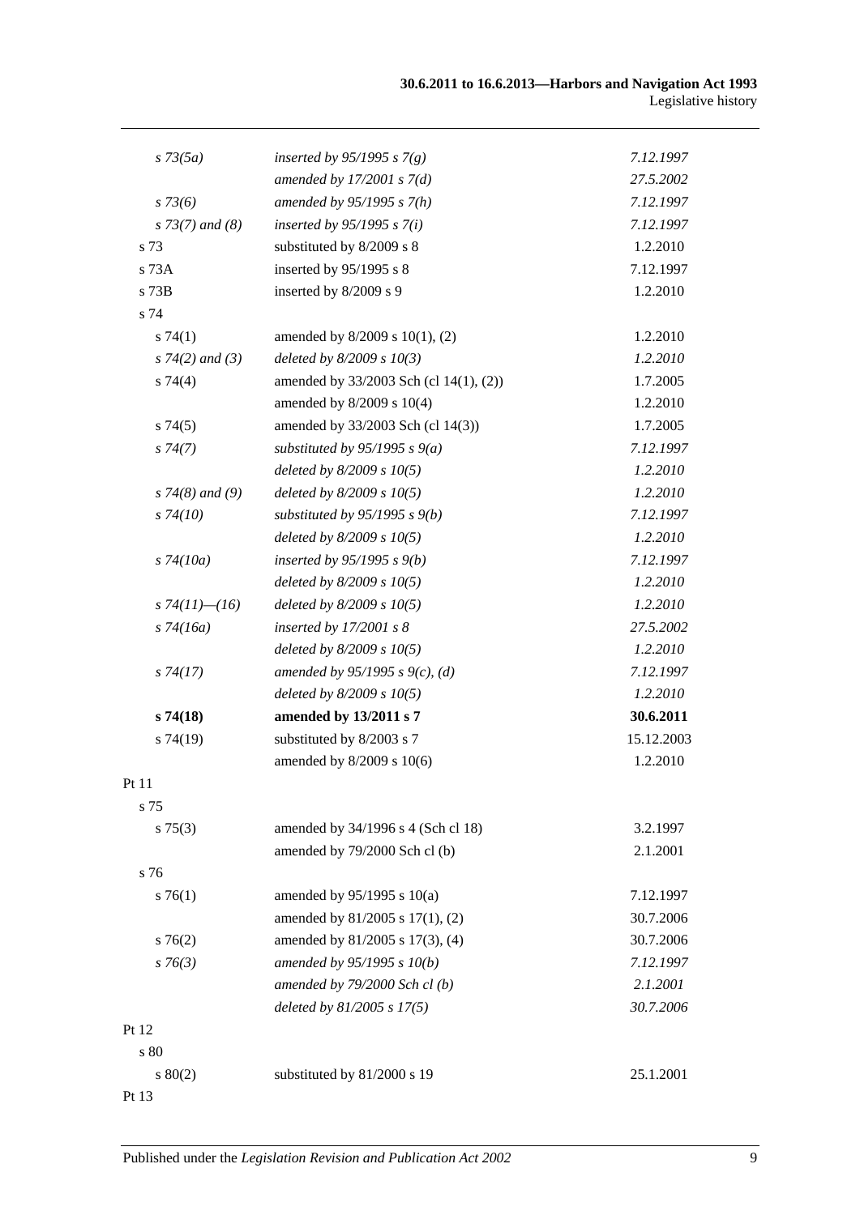| | | |
|---|---|---|
| *s 73(5a)* | *inserted by 95/1995 s 7(g)* | *7.12.1997* |
| | *amended by 17/2001 s 7(d)* | *27.5.2002* |
| *s 73(6)* | *amended by 95/1995 s 7(h)* | *7.12.1997* |
| *s 73(7) and (8)* | *inserted by 95/1995 s 7(i)* | *7.12.1997* |
| s 73 | substituted by 8/2009 s 8 | 1.2.2010 |
| s 73A | inserted by 95/1995 s 8 | 7.12.1997 |
| s 73B | inserted by 8/2009 s 9 | 1.2.2010 |
| s 74 | | |
| s 74(1) | amended by 8/2009 s 10(1), (2) | 1.2.2010 |
| *s 74(2) and (3)* | *deleted by 8/2009 s 10(3)* | *1.2.2010* |
| s 74(4) | amended by 33/2003 Sch (cl 14(1), (2)) | 1.7.2005 |
| | amended by 8/2009 s 10(4) | 1.2.2010 |
| s 74(5) | amended by 33/2003 Sch (cl 14(3)) | 1.7.2005 |
| *s 74(7)* | *substituted by 95/1995 s 9(a)* | *7.12.1997* |
| | *deleted by 8/2009 s 10(5)* | *1.2.2010* |
| *s 74(8) and (9)* | *deleted by 8/2009 s 10(5)* | *1.2.2010* |
| *s 74(10)* | *substituted by 95/1995 s 9(b)* | *7.12.1997* |
| | *deleted by 8/2009 s 10(5)* | *1.2.2010* |
| *s 74(10a)* | *inserted by 95/1995 s 9(b)* | *7.12.1997* |
| | *deleted by 8/2009 s 10(5)* | *1.2.2010* |
| *s 74(11)—(16)* | *deleted by 8/2009 s 10(5)* | *1.2.2010* |
| *s 74(16a)* | *inserted by 17/2001 s 8* | *27.5.2002* |
| | *deleted by 8/2009 s 10(5)* | *1.2.2010* |
| *s 74(17)* | *amended by 95/1995 s 9(c), (d)* | *7.12.1997* |
| | *deleted by 8/2009 s 10(5)* | *1.2.2010* |
| **s 74(18)** | **amended by 13/2011 s 7** | **30.6.2011** |
| s 74(19) | substituted by 8/2003 s 7 | 15.12.2003 |
| | amended by 8/2009 s 10(6) | 1.2.2010 |
| Pt 11 | | |
| s 75 | | |
| s 75(3) | amended by 34/1996 s 4 (Sch cl 18) | 3.2.1997 |
| | amended by 79/2000 Sch cl (b) | 2.1.2001 |
| s 76 | | |
| s 76(1) | amended by 95/1995 s 10(a) | 7.12.1997 |
| | amended by 81/2005 s 17(1), (2) | 30.7.2006 |
| s 76(2) | amended by 81/2005 s 17(3), (4) | 30.7.2006 |
| *s 76(3)* | *amended by 95/1995 s 10(b)* | *7.12.1997* |
| | *amended by 79/2000 Sch cl (b)* | *2.1.2001* |
| | *deleted by 81/2005 s 17(5)* | *30.7.2006* |
| Pt 12 | | |
| s 80 | | |
| s 80(2) | substituted by 81/2000 s 19 | 25.1.2001 |
| Pt 13 | | |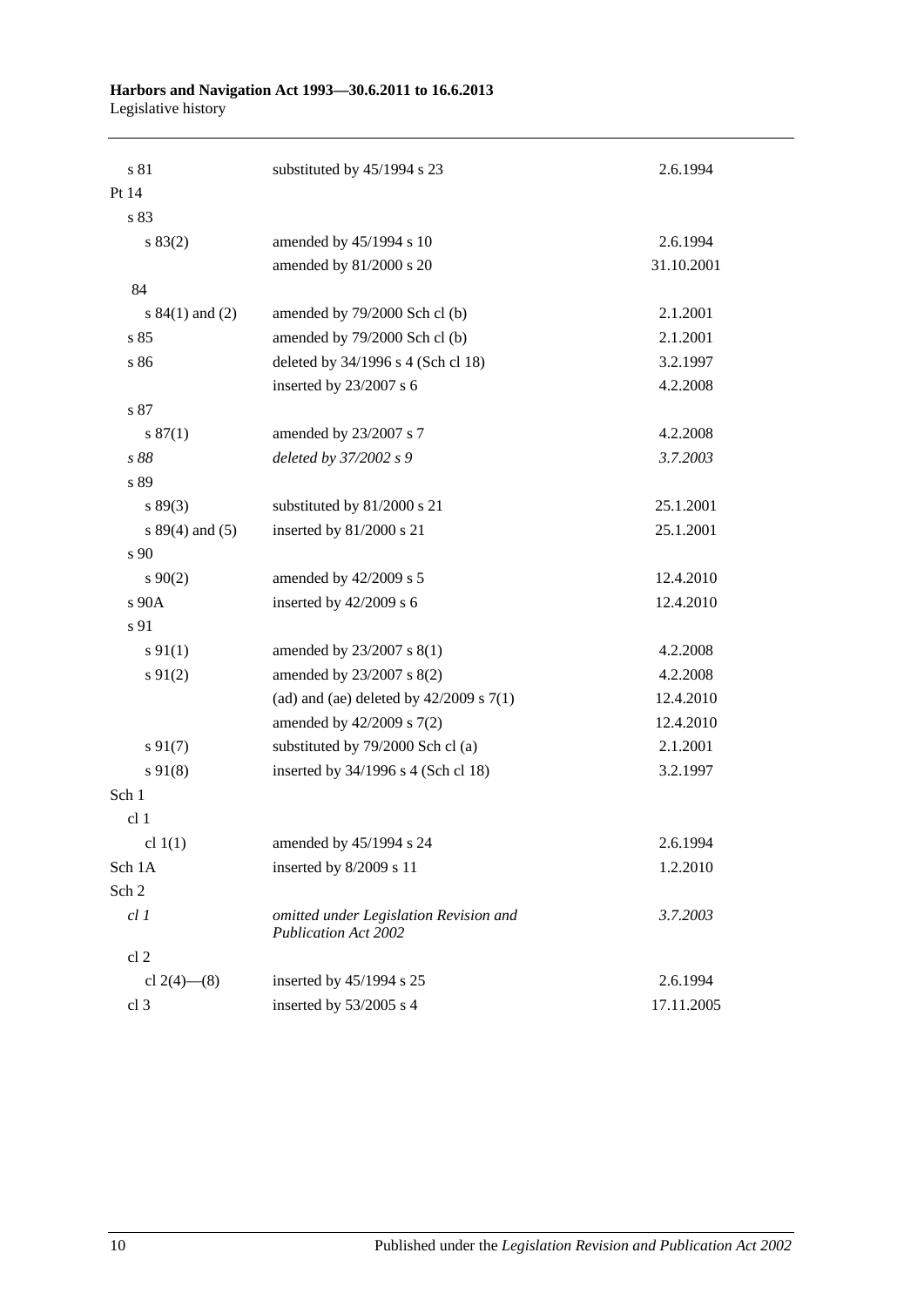| | | |
|---|---|---|
| s 81 | substituted by 45/1994 s 23 | 2.6.1994 |
| Pt 14 | | |
| s 83 | | |
| s 83(2) | amended by 45/1994 s 10 | 2.6.1994 |
| | amended by 81/2000 s 20 | 31.10.2001 |
| 84 | | |
| s 84(1) and (2) | amended by 79/2000 Sch cl (b) | 2.1.2001 |
| s 85 | amended by 79/2000 Sch cl (b) | 2.1.2001 |
| s 86 | deleted by 34/1996 s 4 (Sch cl 18) | 3.2.1997 |
| | inserted by 23/2007 s 6 | 4.2.2008 |
| s 87 | | |
| s 87(1) | amended by 23/2007 s 7 | 4.2.2008 |
| *s 88* | *deleted by 37/2002 s 9* | *3.7.2003* |
| s 89 | | |
| s 89(3) | substituted by 81/2000 s 21 | 25.1.2001 |
| s 89(4) and (5) | inserted by 81/2000 s 21 | 25.1.2001 |
| s 90 | | |
| s 90(2) | amended by 42/2009 s 5 | 12.4.2010 |
| s 90A | inserted by 42/2009 s 6 | 12.4.2010 |
| s 91 | | |
| s 91(1) | amended by 23/2007 s 8(1) | 4.2.2008 |
| s 91(2) | amended by 23/2007 s 8(2) | 4.2.2008 |
| | (ad) and (ae) deleted by 42/2009 s 7(1) | 12.4.2010 |
| | amended by 42/2009 s 7(2) | 12.4.2010 |
| s 91(7) | substituted by 79/2000 Sch cl (a) | 2.1.2001 |
| s 91(8) | inserted by 34/1996 s 4 (Sch cl 18) | 3.2.1997 |
| Sch 1 | | |
| cl 1 | | |
| cl 1(1) | amended by 45/1994 s 24 | 2.6.1994 |
| Sch 1A | inserted by 8/2009 s 11 | 1.2.2010 |
| Sch 2 | | |
| *cl 1* | *omitted under Legislation Revision and Publication Act 2002* | *3.7.2003* |
| cl 2 | | |
| cl 2(4)—(8) | inserted by 45/1994 s 25 | 2.6.1994 |
| cl 3 | inserted by 53/2005 s 4 | 17.11.2005 |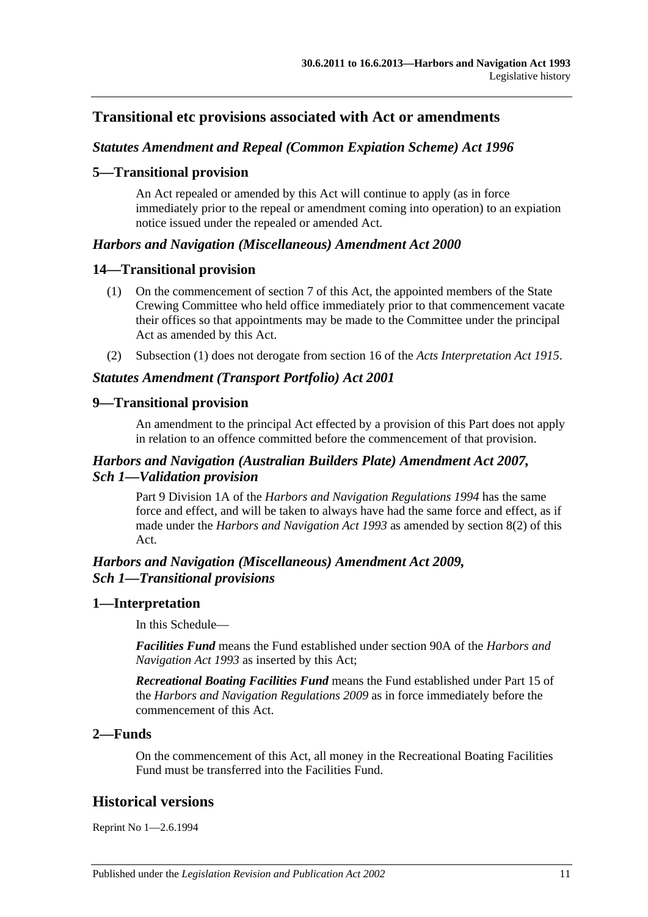## Transitional etc provisions associated with Act or amendments

### *Statutes Amendment and Repeal (Common Expiation Scheme) Act 1996*

### 5—Transitional provision

An Act repealed or amended by this Act will continue to apply (as in force immediately prior to the repeal or amendment coming into operation) to an expiation notice issued under the repealed or amended Act.

### *Harbors and Navigation (Miscellaneous) Amendment Act 2000*

### 14—Transitional provision

(1) On the commencement of section 7 of this Act, the appointed members of the State Crewing Committee who held office immediately prior to that commencement vacate their offices so that appointments may be made to the Committee under the principal Act as amended by this Act.

(2) Subsection (1) does not derogate from section 16 of the *Acts Interpretation Act 1915*.

### *Statutes Amendment (Transport Portfolio) Act 2001*

### 9—Transitional provision

An amendment to the principal Act effected by a provision of this Part does not apply in relation to an offence committed before the commencement of that provision.

### *Harbors and Navigation (Australian Builders Plate) Amendment Act 2007, Sch 1—Validation provision*

Part 9 Division 1A of the *Harbors and Navigation Regulations 1994* has the same force and effect, and will be taken to always have had the same force and effect, as if made under the *Harbors and Navigation Act 1993* as amended by section 8(2) of this Act.

### *Harbors and Navigation (Miscellaneous) Amendment Act 2009, Sch 1—Transitional provisions*

### 1—Interpretation

In this Schedule—

***Facilities Fund*** means the Fund established under section 90A of the *Harbors and Navigation Act 1993* as inserted by this Act;

***Recreational Boating Facilities Fund*** means the Fund established under Part 15 of the *Harbors and Navigation Regulations 2009* as in force immediately before the commencement of this Act.

### 2—Funds

On the commencement of this Act, all money in the Recreational Boating Facilities Fund must be transferred into the Facilities Fund.

## Historical versions

Reprint No 1—2.6.1994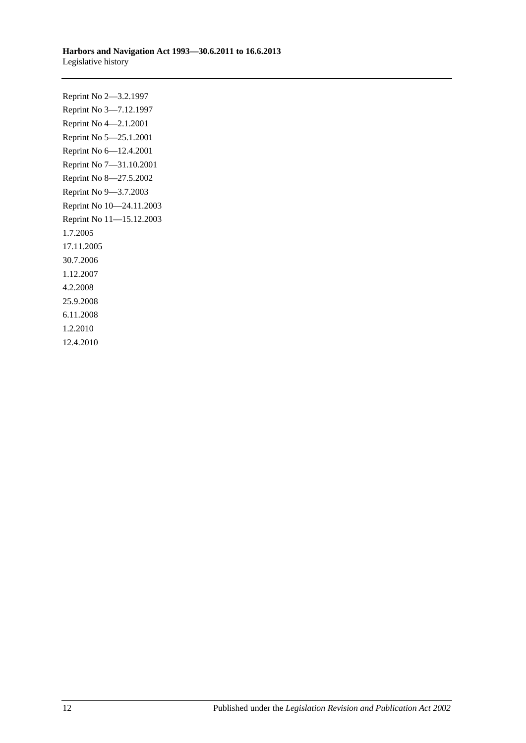Reprint No 2—3.2.1997

Reprint No 3—7.12.1997

Reprint No 4—2.1.2001

Reprint No 5—25.1.2001

Reprint No 6—12.4.2001

Reprint No 7—31.10.2001

Reprint No 8—27.5.2002

Reprint No 9—3.7.2003

Reprint No 10—24.11.2003

Reprint No 11—15.12.2003

1.7.2005

17.11.2005

30.7.2006

1.12.2007

4.2.2008

25.9.2008

6.11.2008

1.2.2010

12.4.2010